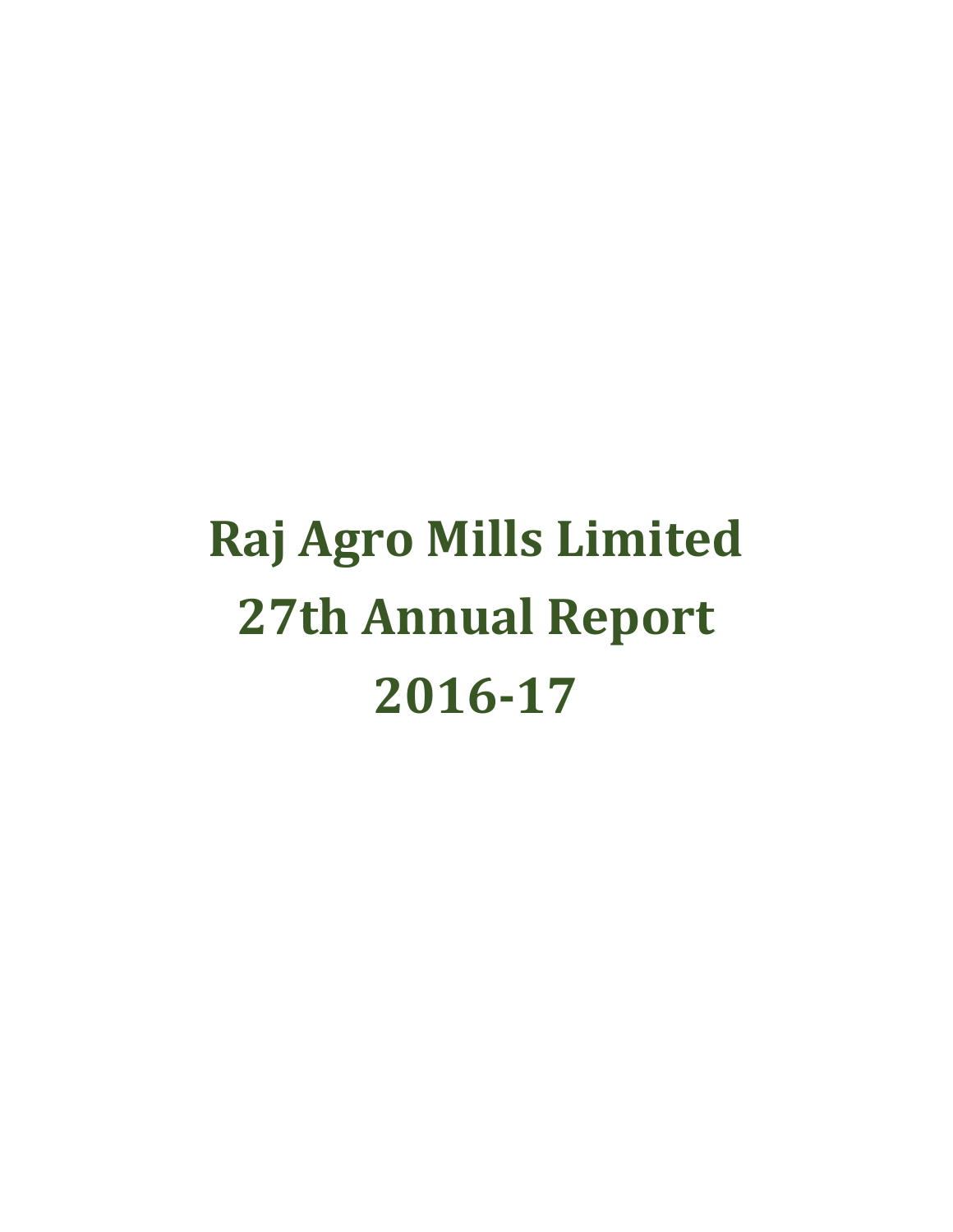# Raj Agro Mills Limited

# 27th Annual Report

# 2016-17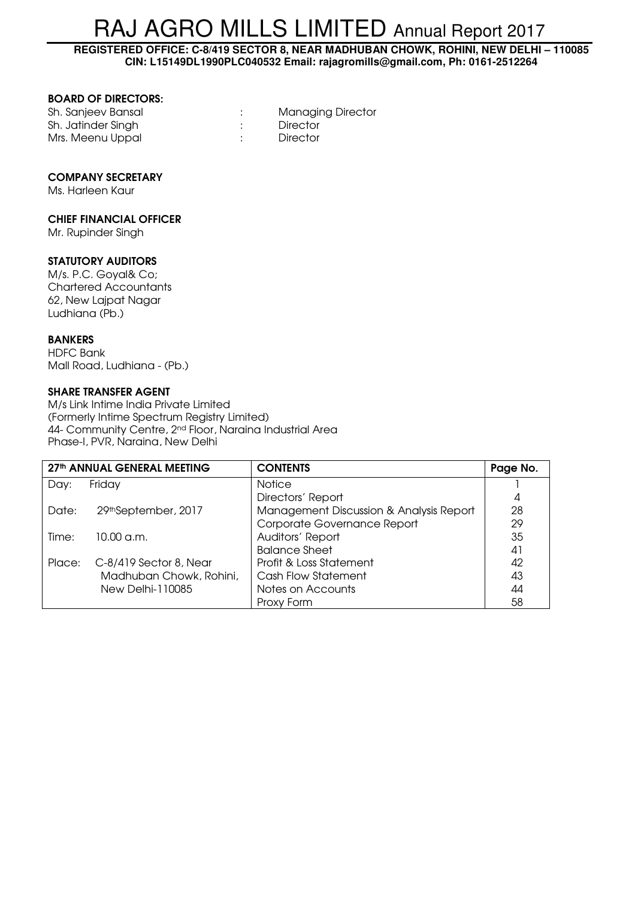# RAJ AGRO MILLS LIMITED Annual Report 2017

**REGISTERED OFFICE: C-8/419 SECTOR 8, NEAR MADHUBAN CHOWK, ROHINI, NEW DELHI – 110085**
**CIN: L15149DL1990PLC040532 Email: rajagromills@gmail.com, Ph: 0161-2512264**

### BOARD OF DIRECTORS:

| | | |
|---|---|---|
| Sh. Sanjeev Bansal | : | Managing Director |
| Sh. Jatinder Singh | : | Director |
| Mrs. Meenu Uppal | : | Director |

### COMPANY SECRETARY

Ms. Harleen Kaur

### CHIEF FINANCIAL OFFICER

Mr. Rupinder Singh

### STATUTORY AUDITORS

M/s. P.C. Goyal& Co;
Chartered Accountants
62, New Lajpat Nagar
Ludhiana (Pb.)

### BANKERS

HDFC Bank
Mall Road, Ludhiana - (Pb.)

### SHARE TRANSFER AGENT

M/s Link Intime India Private Limited
(Formerly Intime Spectrum Registry Limited)
44- Community Centre, 2nd Floor, Naraina Industrial Area
Phase-I, PVR, Naraina, New Delhi

| 27th ANNUAL GENERAL MEETING | | CONTENTS | Page No. |
|---|---|---|---|
| Day: | Friday | Notice | 1 |
| | | Directors' Report | 4 |
| Date: | 29th September, 2017 | Management Discussion & Analysis Report | 28 |
| | | Corporate Governance Report | 29 |
| Time: | 10.00 a.m. | Auditors' Report | 35 |
| | | Balance Sheet | 41 |
| Place: | C-8/419 Sector 8, Near | Profit & Loss Statement | 42 |
| | Madhuban Chowk, Rohini, | Cash Flow Statement | 43 |
| | New Delhi-110085 | Notes on Accounts | 44 |
| | | Proxy Form | 58 |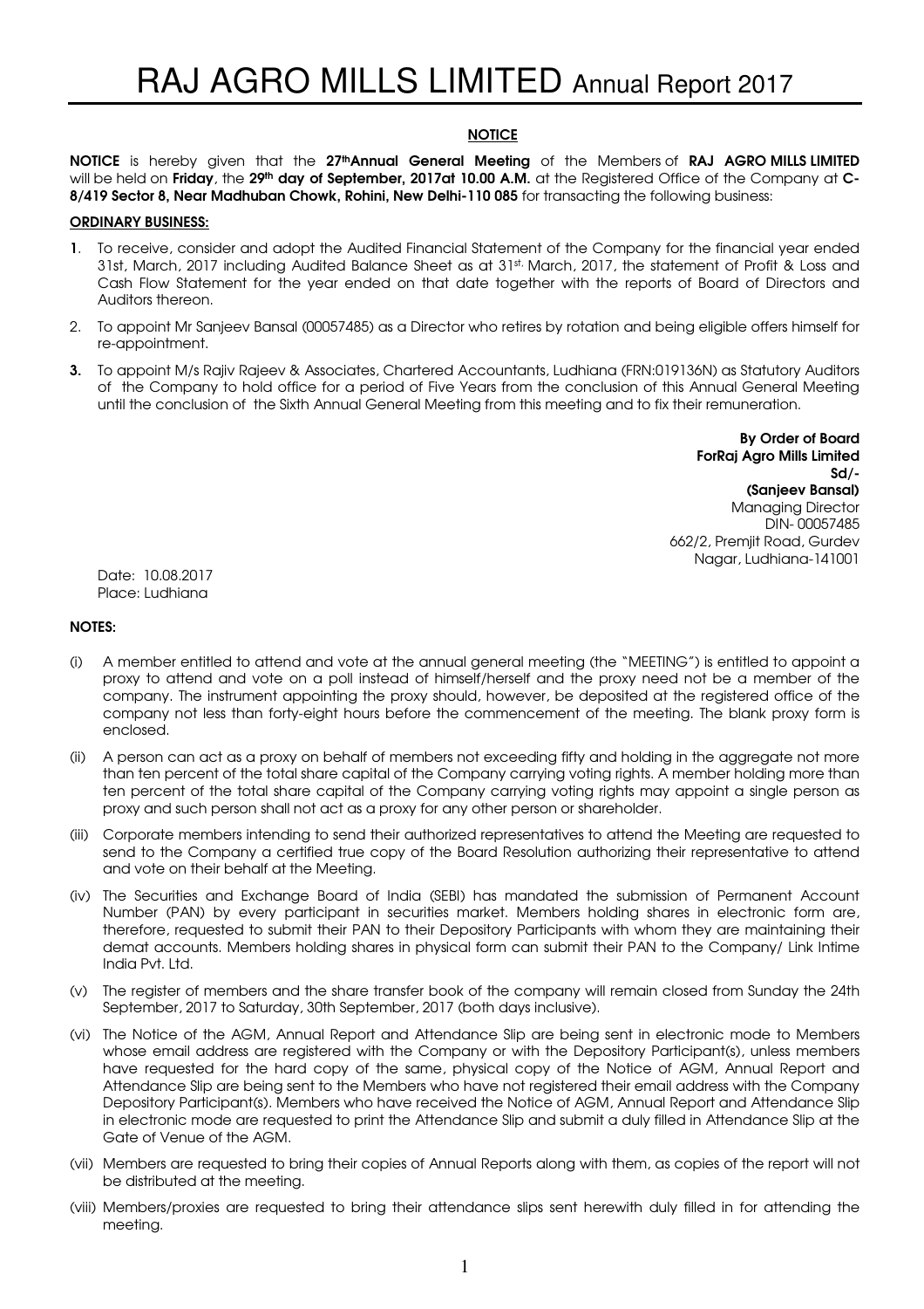## NOTICE

**NOTICE** is hereby given that the **27th Annual General Meeting** of the Members of **RAJ AGRO MILLS LIMITED** will be held on **Friday**, the **29th day of September, 2017at 10.00 A.M.** at the Registered Office of the Company at **C-8/419 Sector 8, Near Madhuban Chowk, Rohini, New Delhi-110 085** for transacting the following business:

### ORDINARY BUSINESS:

1. To receive, consider and adopt the Audited Financial Statement of the Company for the financial year ended 31st, March, 2017 including Audited Balance Sheet as at 31st, March, 2017, the statement of Profit & Loss and Cash Flow Statement for the year ended on that date together with the reports of Board of Directors and Auditors thereon.
2. To appoint Mr Sanjeev Bansal (00057485) as a Director who retires by rotation and being eligible offers himself for re-appointment.
3. To appoint M/s Rajiv Rajeev & Associates, Chartered Accountants, Ludhiana (FRN:019136N) as Statutory Auditors of the Company to hold office for a period of Five Years from the conclusion of this Annual General Meeting until the conclusion of the Sixth Annual General Meeting from this meeting and to fix their remuneration.

**By Order of Board**
**ForRaj Agro Mills Limited**
**Sd/-**
**(Sanjeev Bansal)**
Managing Director
DIN- 00057485
662/2, Premjit Road, Gurdev Nagar, Ludhiana-141001

Date: 10.08.2017
Place: Ludhiana

### NOTES:

(i) A member entitled to attend and vote at the annual general meeting (the "MEETING") is entitled to appoint a proxy to attend and vote on a poll instead of himself/herself and the proxy need not be a member of the company. The instrument appointing the proxy should, however, be deposited at the registered office of the company not less than forty-eight hours before the commencement of the meeting. The blank proxy form is enclosed.

(ii) A person can act as a proxy on behalf of members not exceeding fifty and holding in the aggregate not more than ten percent of the total share capital of the Company carrying voting rights. A member holding more than ten percent of the total share capital of the Company carrying voting rights may appoint a single person as proxy and such person shall not act as a proxy for any other person or shareholder.

(iii) Corporate members intending to send their authorized representatives to attend the Meeting are requested to send to the Company a certified true copy of the Board Resolution authorizing their representative to attend and vote on their behalf at the Meeting.

(iv) The Securities and Exchange Board of India (SEBI) has mandated the submission of Permanent Account Number (PAN) by every participant in securities market. Members holding shares in electronic form are, therefore, requested to submit their PAN to their Depository Participants with whom they are maintaining their demat accounts. Members holding shares in physical form can submit their PAN to the Company/ Link Intime India Pvt. Ltd.

(v) The register of members and the share transfer book of the company will remain closed from Sunday the 24th September, 2017 to Saturday, 30th September, 2017 (both days inclusive).

(vi) The Notice of the AGM, Annual Report and Attendance Slip are being sent in electronic mode to Members whose email address are registered with the Company or with the Depository Participant(s), unless members have requested for the hard copy of the same, physical copy of the Notice of AGM, Annual Report and Attendance Slip are being sent to the Members who have not registered their email address with the Company Depository Participant(s). Members who have received the Notice of AGM, Annual Report and Attendance Slip in electronic mode are requested to print the Attendance Slip and submit a duly filled in Attendance Slip at the Gate of Venue of the AGM.

(vii) Members are requested to bring their copies of Annual Reports along with them, as copies of the report will not be distributed at the meeting.

(viii) Members/proxies are requested to bring their attendance slips sent herewith duly filled in for attending the meeting.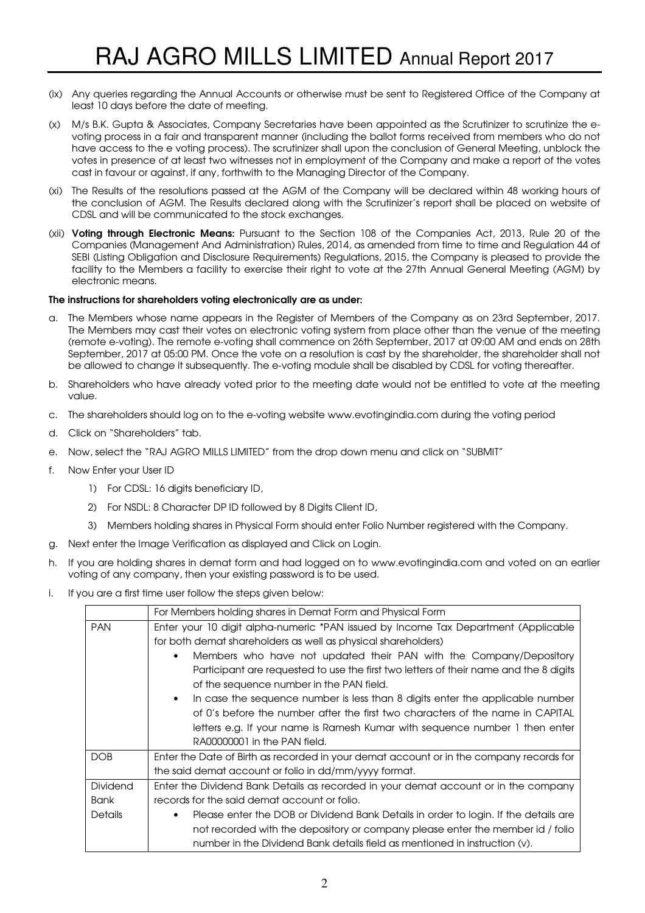(ix) Any queries regarding the Annual Accounts or otherwise must be sent to Registered Office of the Company at least 10 days before the date of meeting.

(x) M/s B.K. Gupta & Associates, Company Secretaries have been appointed as the Scrutinizer to scrutinize the e-voting process in a fair and transparent manner (including the ballot forms received from members who do not have access to the e voting process). The scrutinizer shall upon the conclusion of General Meeting, unblock the votes in presence of at least two witnesses not in employment of the Company and make a report of the votes cast in favour or against, if any, forthwith to the Managing Director of the Company.

(xi) The Results of the resolutions passed at the AGM of the Company will be declared within 48 working hours of the conclusion of AGM. The Results declared along with the Scrutinizer's report shall be placed on website of CDSL and will be communicated to the stock exchanges.

(xii) **Voting through Electronic Means:** Pursuant to the Section 108 of the Companies Act, 2013, Rule 20 of the Companies (Management And Administration) Rules, 2014, as amended from time to time and Regulation 44 of SEBI (Listing Obligation and Disclosure Requirements) Regulations, 2015, the Company is pleased to provide the facility to the Members a facility to exercise their right to vote at the 27th Annual General Meeting (AGM) by electronic means.

**The instructions for shareholders voting electronically are as under:**

a. The Members whose name appears in the Register of Members of the Company as on 23rd September, 2017. The Members may cast their votes on electronic voting system from place other than the venue of the meeting (remote e-voting). The remote e-voting shall commence on 26th September, 2017 at 09:00 AM and ends on 28th September, 2017 at 05:00 PM. Once the vote on a resolution is cast by the shareholder, the shareholder shall not be allowed to change it subsequently. The e-voting module shall be disabled by CDSL for voting thereafter.

b. Shareholders who have already voted prior to the meeting date would not be entitled to vote at the meeting value.

c. The shareholders should log on to the e-voting website www.evotingindia.com during the voting period

d. Click on "Shareholders" tab.

e. Now, select the "RAJ AGRO MILLS LIMITED" from the drop down menu and click on "SUBMIT"

f. Now Enter your User ID

   1) For CDSL: 16 digits beneficiary ID,

   2) For NSDL: 8 Character DP ID followed by 8 Digits Client ID,

   3) Members holding shares in Physical Form should enter Folio Number registered with the Company.

g. Next enter the Image Verification as displayed and Click on Login.

h. If you are holding shares in demat form and had logged on to www.evotingindia.com and voted on an earlier voting of any company, then your existing password is to be used.

i. If you are a first time user follow the steps given below:

| | For Members holding shares in Demat Form and Physical Form |
|---|---|
| PAN | Enter your 10 digit alpha-numeric *PAN issued by Income Tax Department (Applicable for both demat shareholders as well as physical shareholders)<br>• Members who have not updated their PAN with the Company/Depository Participant are requested to use the first two letters of their name and the 8 digits of the sequence number in the PAN field.<br>• In case the sequence number is less than 8 digits enter the applicable number of 0's before the number after the first two characters of the name in CAPITAL letters e.g. If your name is Ramesh Kumar with sequence number 1 then enter RA00000001 in the PAN field. |
| DOB | Enter the Date of Birth as recorded in your demat account or in the company records for the said demat account or folio in dd/mm/yyyy format. |
| Dividend Bank Details | Enter the Dividend Bank Details as recorded in your demat account or in the company records for the said demat account or folio.<br>• Please enter the DOB or Dividend Bank Details in order to login. If the details are not recorded with the depository or company please enter the member id / folio number in the Dividend Bank details field as mentioned in instruction (v). |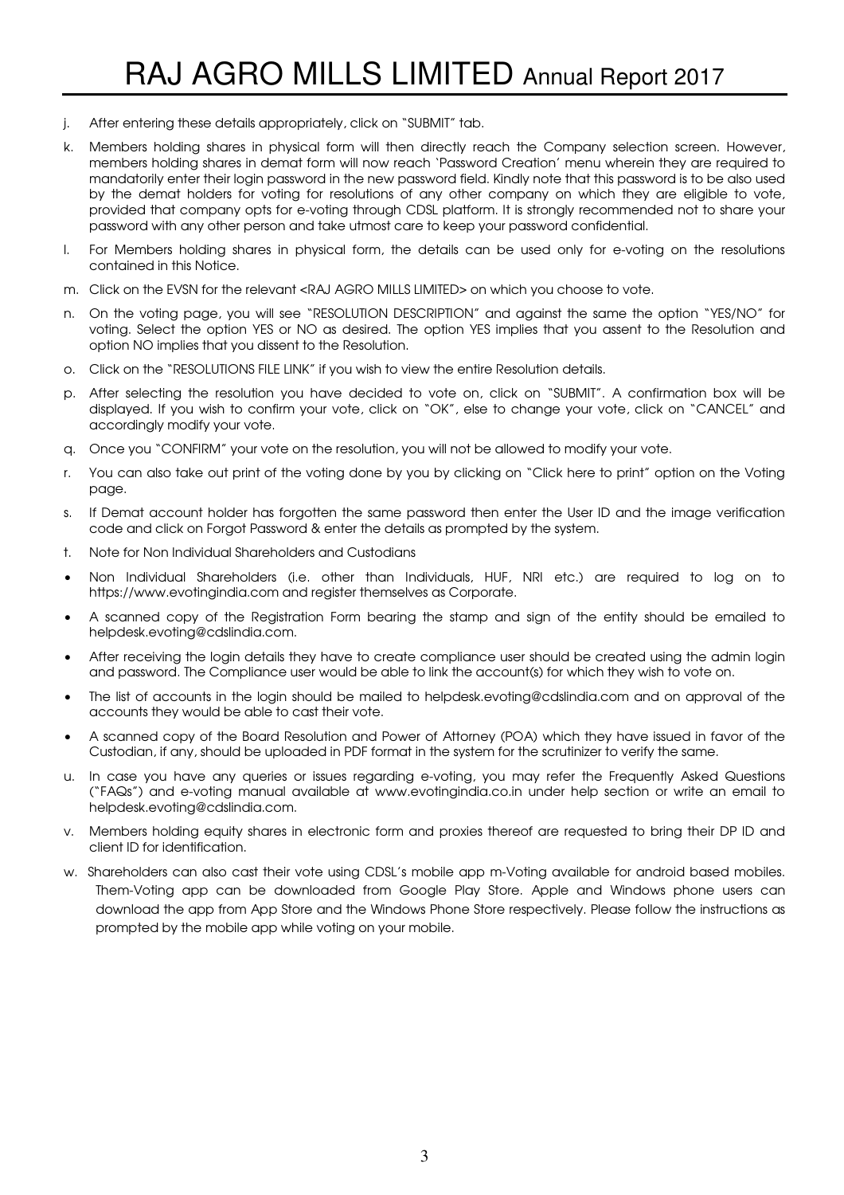j. After entering these details appropriately, click on "SUBMIT" tab.

k. Members holding shares in physical form will then directly reach the Company selection screen. However, members holding shares in demat form will now reach 'Password Creation' menu wherein they are required to mandatorily enter their login password in the new password field. Kindly note that this password is to be also used by the demat holders for voting for resolutions of any other company on which they are eligible to vote, provided that company opts for e-voting through CDSL platform. It is strongly recommended not to share your password with any other person and take utmost care to keep your password confidential.

l. For Members holding shares in physical form, the details can be used only for e-voting on the resolutions contained in this Notice.

m. Click on the EVSN for the relevant <RAJ AGRO MILLS LIMITED> on which you choose to vote.

n. On the voting page, you will see "RESOLUTION DESCRIPTION" and against the same the option "YES/NO" for voting. Select the option YES or NO as desired. The option YES implies that you assent to the Resolution and option NO implies that you dissent to the Resolution.

o. Click on the "RESOLUTIONS FILE LINK" if you wish to view the entire Resolution details.

p. After selecting the resolution you have decided to vote on, click on "SUBMIT". A confirmation box will be displayed. If you wish to confirm your vote, click on "OK", else to change your vote, click on "CANCEL" and accordingly modify your vote.

q. Once you "CONFIRM" your vote on the resolution, you will not be allowed to modify your vote.

r. You can also take out print of the voting done by you by clicking on "Click here to print" option on the Voting page.

s. If Demat account holder has forgotten the same password then enter the User ID and the image verification code and click on Forgot Password & enter the details as prompted by the system.

t. Note for Non Individual Shareholders and Custodians

- Non Individual Shareholders (i.e. other than Individuals, HUF, NRI etc.) are required to log on to https://www.evotingindia.com and register themselves as Corporate.
- A scanned copy of the Registration Form bearing the stamp and sign of the entity should be emailed to helpdesk.evoting@cdslindia.com.
- After receiving the login details they have to create compliance user should be created using the admin login and password. The Compliance user would be able to link the account(s) for which they wish to vote on.
- The list of accounts in the login should be mailed to helpdesk.evoting@cdslindia.com and on approval of the accounts they would be able to cast their vote.
- A scanned copy of the Board Resolution and Power of Attorney (POA) which they have issued in favor of the Custodian, if any, should be uploaded in PDF format in the system for the scrutinizer to verify the same.

u. In case you have any queries or issues regarding e-voting, you may refer the Frequently Asked Questions ("FAQs") and e-voting manual available at www.evotingindia.co.in under help section or write an email to helpdesk.evoting@cdslindia.com.

v. Members holding equity shares in electronic form and proxies thereof are requested to bring their DP ID and client ID for identification.

w. Shareholders can also cast their vote using CDSL's mobile app m-Voting available for android based mobiles. Them-Voting app can be downloaded from Google Play Store. Apple and Windows phone users can download the app from App Store and the Windows Phone Store respectively. Please follow the instructions as prompted by the mobile app while voting on your mobile.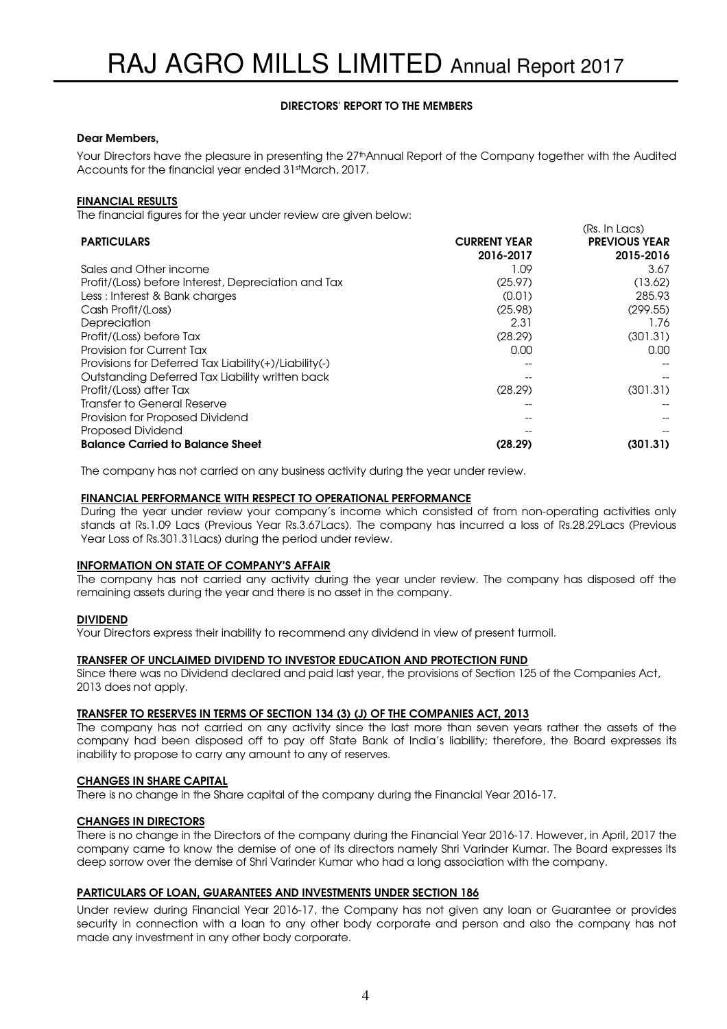## DIRECTORS' REPORT TO THE MEMBERS

**Dear Members,**

Your Directors have the pleasure in presenting the 27thAnnual Report of the Company together with the Audited Accounts for the financial year ended 31stMarch, 2017.

### FINANCIAL RESULTS

The financial figures for the year under review are given below:

(Rs. In Lacs)

| PARTICULARS | CURRENT YEAR 2016-2017 | PREVIOUS YEAR 2015-2016 |
|---|---|---|
| Sales and Other income | 1.09 | 3.67 |
| Profit/(Loss) before Interest, Depreciation and Tax | (25.97) | (13.62) |
| Less : Interest & Bank charges | (0.01) | 285.93 |
| Cash Profit/(Loss) | (25.98) | (299.55) |
| Depreciation | 2.31 | 1.76 |
| Profit/(Loss) before Tax | (28.29) | (301.31) |
| Provision for Current Tax | 0.00 | 0.00 |
| Provisions for Deferred Tax Liability(+)/Liability(-) | -- | -- |
| Outstanding Deferred Tax Liability written back | -- | -- |
| Profit/(Loss) after Tax | (28.29) | (301.31) |
| Transfer to General Reserve | -- | -- |
| Provision for Proposed Dividend | -- | -- |
| Proposed Dividend | -- | -- |
| **Balance Carried to Balance Sheet** | **(28.29)** | **(301.31)** |

The company has not carried on any business activity during the year under review.

### FINANCIAL PERFORMANCE WITH RESPECT TO OPERATIONAL PERFORMANCE

During the year under review your company's income which consisted of from non-operating activities only stands at Rs.1.09 Lacs (Previous Year Rs.3.67Lacs). The company has incurred a loss of Rs.28.29Lacs (Previous Year Loss of Rs.301.31Lacs) during the period under review.

### INFORMATION ON STATE OF COMPANY'S AFFAIR

The company has not carried any activity during the year under review. The company has disposed off the remaining assets during the year and there is no asset in the company.

### DIVIDEND

Your Directors express their inability to recommend any dividend in view of present turmoil.

### TRANSFER OF UNCLAIMED DIVIDEND TO INVESTOR EDUCATION AND PROTECTION FUND

Since there was no Dividend declared and paid last year, the provisions of Section 125 of the Companies Act, 2013 does not apply.

### TRANSFER TO RESERVES IN TERMS OF SECTION 134 (3) (J) OF THE COMPANIES ACT, 2013

The company has not carried on any activity since the last more than seven years rather the assets of the company had been disposed off to pay off State Bank of India's liability; therefore, the Board expresses its inability to propose to carry any amount to any of reserves.

### CHANGES IN SHARE CAPITAL

There is no change in the Share capital of the company during the Financial Year 2016-17.

### CHANGES IN DIRECTORS

There is no change in the Directors of the company during the Financial Year 2016-17. However, in April, 2017 the company came to know the demise of one of its directors namely Shri Varinder Kumar. The Board expresses its deep sorrow over the demise of Shri Varinder Kumar who had a long association with the company.

### PARTICULARS OF LOAN, GUARANTEES AND INVESTMENTS UNDER SECTION 186

Under review during Financial Year 2016-17, the Company has not given any loan or Guarantee or provides security in connection with a loan to any other body corporate and person and also the company has not made any investment in any other body corporate.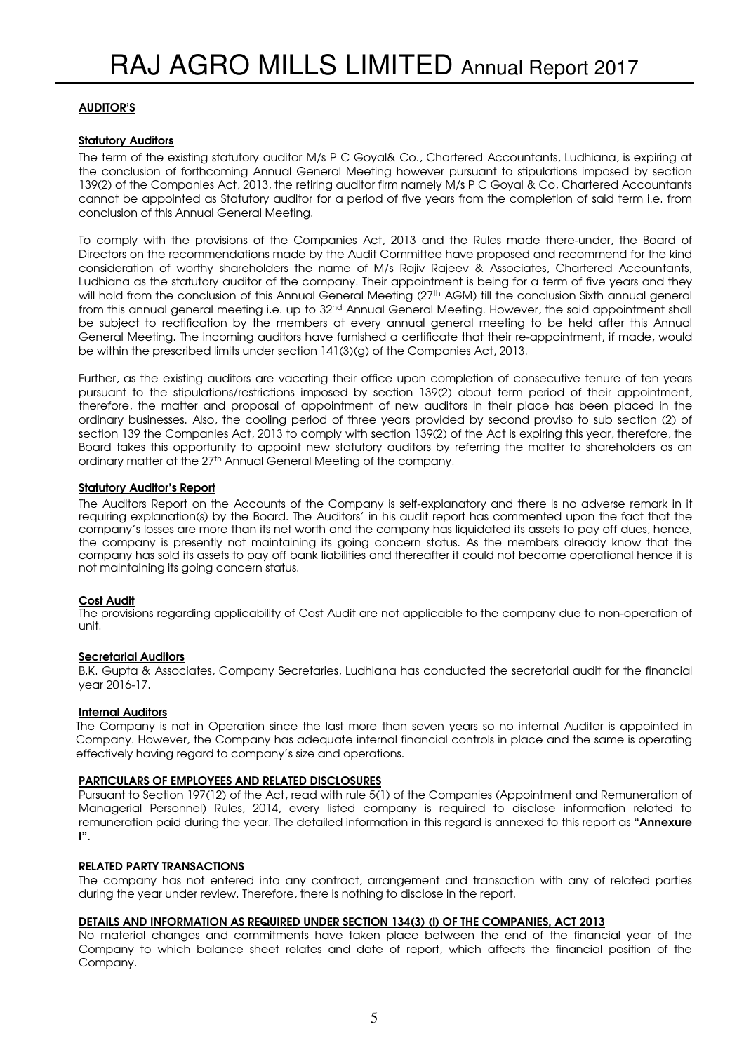## AUDITOR'S

### Statutory Auditors

The term of the existing statutory auditor M/s P C Goyal& Co., Chartered Accountants, Ludhiana, is expiring at the conclusion of forthcoming Annual General Meeting however pursuant to stipulations imposed by section 139(2) of the Companies Act, 2013, the retiring auditor firm namely M/s P C Goyal & Co, Chartered Accountants cannot be appointed as Statutory auditor for a period of five years from the completion of said term i.e. from conclusion of this Annual General Meeting.

To comply with the provisions of the Companies Act, 2013 and the Rules made there-under, the Board of Directors on the recommendations made by the Audit Committee have proposed and recommend for the kind consideration of worthy shareholders the name of M/s Rajiv Rajeev & Associates, Chartered Accountants, Ludhiana as the statutory auditor of the company. Their appointment is being for a term of five years and they will hold from the conclusion of this Annual General Meeting (27th AGM) till the conclusion Sixth annual general from this annual general meeting i.e. up to 32nd Annual General Meeting. However, the said appointment shall be subject to rectification by the members at every annual general meeting to be held after this Annual General Meeting. The incoming auditors have furnished a certificate that their re-appointment, if made, would be within the prescribed limits under section 141(3)(g) of the Companies Act, 2013.

Further, as the existing auditors are vacating their office upon completion of consecutive tenure of ten years pursuant to the stipulations/restrictions imposed by section 139(2) about term period of their appointment, therefore, the matter and proposal of appointment of new auditors in their place has been placed in the ordinary businesses. Also, the cooling period of three years provided by second proviso to sub section (2) of section 139 the Companies Act, 2013 to comply with section 139(2) of the Act is expiring this year, therefore, the Board takes this opportunity to appoint new statutory auditors by referring the matter to shareholders as an ordinary matter at the 27th Annual General Meeting of the company.

### Statutory Auditor's Report

The Auditors Report on the Accounts of the Company is self-explanatory and there is no adverse remark in it requiring explanation(s) by the Board. The Auditors' in his audit report has commented upon the fact that the company's losses are more than its net worth and the company has liquidated its assets to pay off dues, hence, the company is presently not maintaining its going concern status. As the members already know that the company has sold its assets to pay off bank liabilities and thereafter it could not become operational hence it is not maintaining its going concern status.

### Cost Audit

The provisions regarding applicability of Cost Audit are not applicable to the company due to non-operation of unit.

### Secretarial Auditors

B.K. Gupta & Associates, Company Secretaries, Ludhiana has conducted the secretarial audit for the financial year 2016-17.

### Internal Auditors

The Company is not in Operation since the last more than seven years so no internal Auditor is appointed in Company. However, the Company has adequate internal financial controls in place and the same is operating effectively having regard to company's size and operations.

## PARTICULARS OF EMPLOYEES AND RELATED DISCLOSURES

Pursuant to Section 197(12) of the Act, read with rule 5(1) of the Companies (Appointment and Remuneration of Managerial Personnel) Rules, 2014, every listed company is required to disclose information related to remuneration paid during the year. The detailed information in this regard is annexed to this report as **"Annexure I".**

## RELATED PARTY TRANSACTIONS

The company has not entered into any contract, arrangement and transaction with any of related parties during the year under review. Therefore, there is nothing to disclose in the report.

## DETAILS AND INFORMATION AS REQUIRED UNDER SECTION 134(3) (l) OF THE COMPANIES, ACT 2013

No material changes and commitments have taken place between the end of the financial year of the Company to which balance sheet relates and date of report, which affects the financial position of the Company.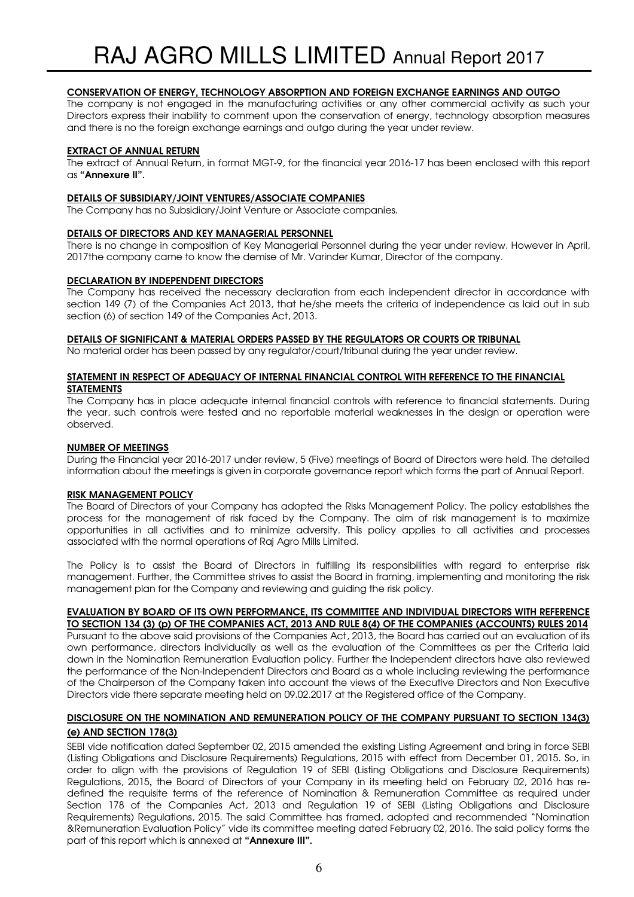**CONSERVATION OF ENERGY, TECHNOLOGY ABSORPTION AND FOREIGN EXCHANGE EARNINGS AND OUTGO**

The company is not engaged in the manufacturing activities or any other commercial activity as such your Directors express their inability to comment upon the conservation of energy, technology absorption measures and there is no the foreign exchange earnings and outgo during the year under review.

**EXTRACT OF ANNUAL RETURN**

The extract of Annual Return, in format MGT-9, for the financial year 2016-17 has been enclosed with this report as **"Annexure II".**

**DETAILS OF SUBSIDIARY/JOINT VENTURES/ASSOCIATE COMPANIES**

The Company has no Subsidiary/Joint Venture or Associate companies.

**DETAILS OF DIRECTORS AND KEY MANAGERIAL PERSONNEL**

There is no change in composition of Key Managerial Personnel during the year under review. However in April, 2017the company came to know the demise of Mr. Varinder Kumar, Director of the company.

**DECLARATION BY INDEPENDENT DIRECTORS**

The Company has received the necessary declaration from each independent director in accordance with section 149 (7) of the Companies Act 2013, that he/she meets the criteria of independence as laid out in sub section (6) of section 149 of the Companies Act, 2013.

**DETAILS OF SIGNIFICANT & MATERIAL ORDERS PASSED BY THE REGULATORS OR COURTS OR TRIBUNAL**

No material order has been passed by any regulator/court/tribunal during the year under review.

**STATEMENT IN RESPECT OF ADEQUACY OF INTERNAL FINANCIAL CONTROL WITH REFERENCE TO THE FINANCIAL STATEMENTS**

The Company has in place adequate internal financial controls with reference to financial statements. During the year, such controls were tested and no reportable material weaknesses in the design or operation were observed.

**NUMBER OF MEETINGS**

During the Financial year 2016-2017 under review, 5 (Five) meetings of Board of Directors were held. The detailed information about the meetings is given in corporate governance report which forms the part of Annual Report.

**RISK MANAGEMENT POLICY**

The Board of Directors of your Company has adopted the Risks Management Policy. The policy establishes the process for the management of risk faced by the Company. The aim of risk management is to maximize opportunities in all activities and to minimize adversity. This policy applies to all activities and processes associated with the normal operations of Raj Agro Mills Limited.

The Policy is to assist the Board of Directors in fulfilling its responsibilities with regard to enterprise risk management. Further, the Committee strives to assist the Board in framing, implementing and monitoring the risk management plan for the Company and reviewing and guiding the risk policy.

**EVALUATION BY BOARD OF ITS OWN PERFORMANCE, ITS COMMITTEE AND INDIVIDUAL DIRECTORS WITH REFERENCE TO SECTION 134 (3) (p) OF THE COMPANIES ACT, 2013 AND RULE 8(4) OF THE COMPANIES (ACCOUNTS) RULES 2014**

Pursuant to the above said provisions of the Companies Act, 2013, the Board has carried out an evaluation of its own performance, directors individually as well as the evaluation of the Committees as per the Criteria laid down in the Nomination Remuneration Evaluation policy. Further the Independent directors have also reviewed the performance of the Non-Independent Directors and Board as a whole including reviewing the performance of the Chairperson of the Company taken into account the views of the Executive Directors and Non Executive Directors vide there separate meeting held on 09.02.2017 at the Registered office of the Company.

**DISCLOSURE ON THE NOMINATION AND REMUNERATION POLICY OF THE COMPANY PURSUANT TO SECTION 134(3) (e) AND SECTION 178(3)**

SEBI vide notification dated September 02, 2015 amended the existing Listing Agreement and bring in force SEBI (Listing Obligations and Disclosure Requirements) Regulations, 2015 with effect from December 01, 2015. So, in order to align with the provisions of Regulation 19 of SEBI (Listing Obligations and Disclosure Requirements) Regulations, 2015**,** the Board of Directors of your Company in its meeting held on February 02, 2016 has re-defined the requisite terms of the reference of Nomination & Remuneration Committee as required under Section 178 of the Companies Act, 2013 and Regulation 19 of SEBI (Listing Obligations and Disclosure Requirements) Regulations, 2015. The said Committee has framed, adopted and recommended "Nomination &Remuneration Evaluation Policy" vide its committee meeting dated February 02, 2016. The said policy forms the part of this report which is annexed at **"Annexure III".**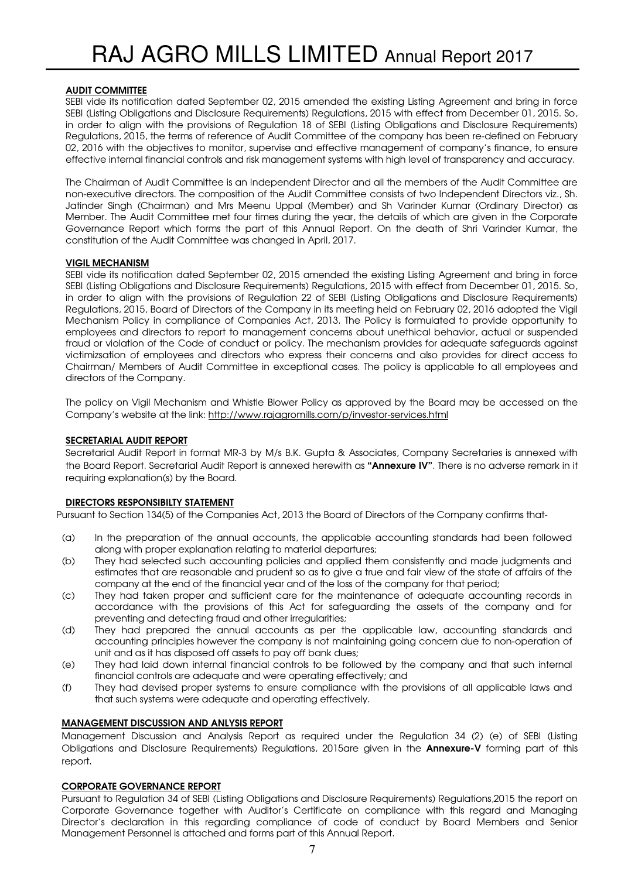#### AUDIT COMMITTEE

SEBI vide its notification dated September 02, 2015 amended the existing Listing Agreement and bring in force SEBI (Listing Obligations and Disclosure Requirements) Regulations, 2015 with effect from December 01, 2015. So, in order to align with the provisions of Regulation 18 of SEBI (Listing Obligations and Disclosure Requirements) Regulations, 2015, the terms of reference of Audit Committee of the company has been re-defined on February 02, 2016 with the objectives to monitor, supervise and effective management of company's finance, to ensure effective internal financial controls and risk management systems with high level of transparency and accuracy.

The Chairman of Audit Committee is an Independent Director and all the members of the Audit Committee are non-executive directors. The composition of the Audit Committee consists of two Independent Directors viz., Sh. Jatinder Singh (Chairman) and Mrs Meenu Uppal (Member) and Sh Varinder Kumar (Ordinary Director) as Member. The Audit Committee met four times during the year, the details of which are given in the Corporate Governance Report which forms the part of this Annual Report. On the death of Shri Varinder Kumar, the constitution of the Audit Committee was changed in April, 2017.

#### VIGIL MECHANISM

SEBI vide its notification dated September 02, 2015 amended the existing Listing Agreement and bring in force SEBI (Listing Obligations and Disclosure Requirements) Regulations, 2015 with effect from December 01, 2015. So, in order to align with the provisions of Regulation 22 of SEBI (Listing Obligations and Disclosure Requirements) Regulations, 2015, Board of Directors of the Company in its meeting held on February 02, 2016 adopted the Vigil Mechanism Policy in compliance of Companies Act, 2013. The Policy is formulated to provide opportunity to employees and directors to report to management concerns about unethical behavior, actual or suspended fraud or violation of the Code of conduct or policy. The mechanism provides for adequate safeguards against victimizsation of employees and directors who express their concerns and also provides for direct access to Chairman/ Members of Audit Committee in exceptional cases. The policy is applicable to all employees and directors of the Company.

The policy on Vigil Mechanism and Whistle Blower Policy as approved by the Board may be accessed on the Company's website at the link: http://www.rajagromills.com/p/investor-services.html

#### SECRETARIAL AUDIT REPORT

Secretarial Audit Report in format MR-3 by M/s B.K. Gupta & Associates, Company Secretaries is annexed with the Board Report. Secretarial Audit Report is annexed herewith as **"Annexure IV"**. There is no adverse remark in it requiring explanation(s) by the Board.

#### DIRECTORS RESPONSIBILTY STATEMENT

Pursuant to Section 134(5) of the Companies Act, 2013 the Board of Directors of the Company confirms that-

(a) In the preparation of the annual accounts, the applicable accounting standards had been followed along with proper explanation relating to material departures;

(b) They had selected such accounting policies and applied them consistently and made judgments and estimates that are reasonable and prudent so as to give a true and fair view of the state of affairs of the company at the end of the financial year and of the loss of the company for that period;

(c) They had taken proper and sufficient care for the maintenance of adequate accounting records in accordance with the provisions of this Act for safeguarding the assets of the company and for preventing and detecting fraud and other irregularities;

(d) They had prepared the annual accounts as per the applicable law, accounting standards and accounting principles however the company is not maintaining going concern due to non-operation of unit and as it has disposed off assets to pay off bank dues;

(e) They had laid down internal financial controls to be followed by the company and that such internal financial controls are adequate and were operating effectively; and

(f) They had devised proper systems to ensure compliance with the provisions of all applicable laws and that such systems were adequate and operating effectively.

#### MANAGEMENT DISCUSSION AND ANLYSIS REPORT

Management Discussion and Analysis Report as required under the Regulation 34 (2) (e) of SEBI (Listing Obligations and Disclosure Requirements) Regulations, 2015are given in the **Annexure-V** forming part of this report.

#### CORPORATE GOVERNANCE REPORT

Pursuant to Regulation 34 of SEBI (Listing Obligations and Disclosure Requirements) Regulations,2015 the report on Corporate Governance together with Auditor's Certificate on compliance with this regard and Managing Director's declaration in this regarding compliance of code of conduct by Board Members and Senior Management Personnel is attached and forms part of this Annual Report.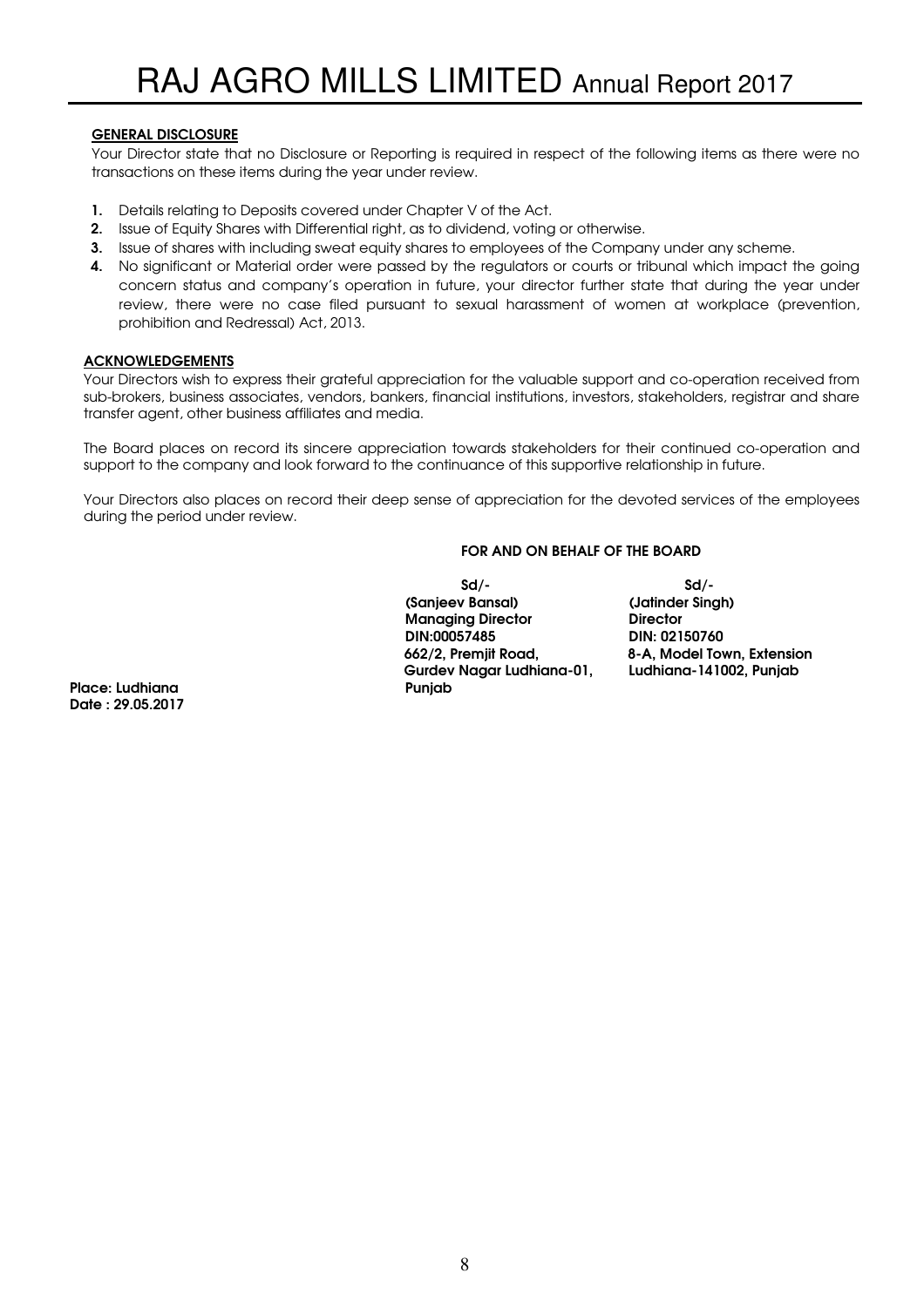#### GENERAL DISCLOSURE

Your Director state that no Disclosure or Reporting is required in respect of the following items as there were no transactions on these items during the year under review.

1. Details relating to Deposits covered under Chapter V of the Act.
2. Issue of Equity Shares with Differential right, as to dividend, voting or otherwise.
3. Issue of shares with including sweat equity shares to employees of the Company under any scheme.
4. No significant or Material order were passed by the regulators or courts or tribunal which impact the going concern status and company's operation in future, your director further state that during the year under review, there were no case filed pursuant to sexual harassment of women at workplace (prevention, prohibition and Redressal) Act, 2013.

#### ACKNOWLEDGEMENTS

Your Directors wish to express their grateful appreciation for the valuable support and co-operation received from sub-brokers, business associates, vendors, bankers, financial institutions, investors, stakeholders, registrar and share transfer agent, other business affiliates and media.

The Board places on record its sincere appreciation towards stakeholders for their continued co-operation and support to the company and look forward to the continuance of this supportive relationship in future.

Your Directors also places on record their deep sense of appreciation for the devoted services of the employees during the period under review.

**FOR AND ON BEHALF OF THE BOARD**

| | |
|---|---|
| **Sd/-** | **Sd/-** |
| **(Sanjeev Bansal)** | **(Jatinder Singh)** |
| **Managing Director** | **Director** |
| **DIN:00057485** | **DIN: 02150760** |
| **662/2, Premjit Road, Gurdev Nagar Ludhiana-01, Punjab** | **8-A, Model Town, Extension Ludhiana-141002, Punjab** |

**Place: Ludhiana**
**Date : 29.05.2017**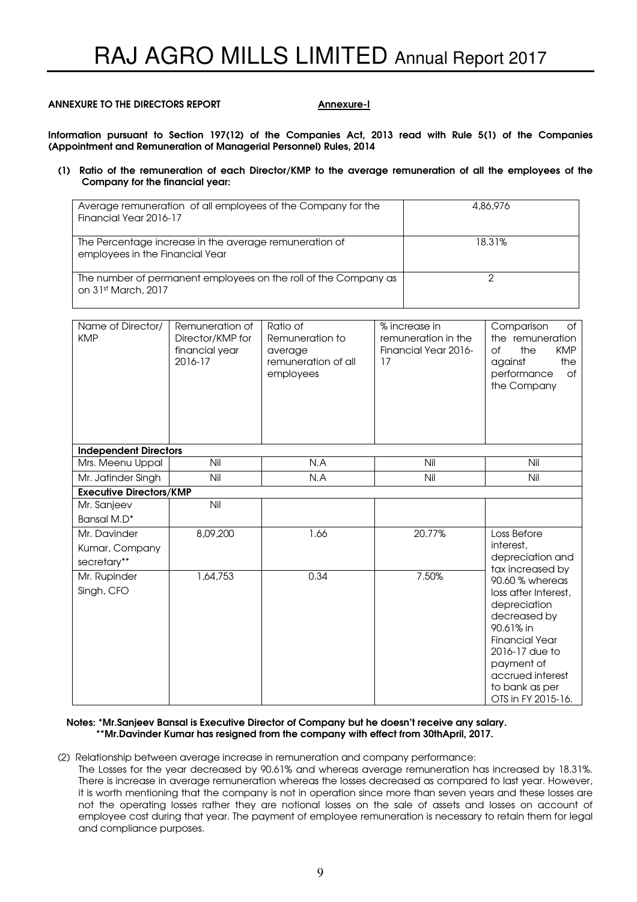**ANNEXURE TO THE DIRECTORS REPORT** **Annexure-I**

**Information pursuant to Section 197(12) of the Companies Act, 2013 read with Rule 5(1) of the Companies (Appointment and Remuneration of Managerial Personnel) Rules, 2014**

**(1) Ratio of the remuneration of each Director/KMP to the average remuneration of all the employees of the Company for the financial year:**

| | |
|---|---|
| Average remuneration of all employees of the Company for the Financial Year 2016-17 | 4,86,976 |
| The Percentage increase in the average remuneration of employees in the Financial Year | 18.31% |
| The number of permanent employees on the roll of the Company as on 31st March, 2017 | 2 |

| Name of Director/ KMP | Remuneration of Director/KMP for financial year 2016-17 | Ratio of Remuneration to average remuneration of all employees | % increase in remuneration in the Financial Year 2016-17 | Comparison of the remuneration of the KMP against the performance of the Company |
|---|---|---|---|---|
| **Independent Directors** | | | | |
| Mrs. Meenu Uppal | Nil | N.A | Nil | Nil |
| Mr. Jatinder Singh | Nil | N.A | Nil | Nil |
| **Executive Directors/KMP** | | | | |
| Mr. Sanjeev Bansal M.D* | Nil | | | |
| Mr. Davinder Kumar, Company secretary** | 8,09,200 | 1.66 | 20.77% | Loss Before interest, depreciation and tax increased by 90.60 % whereas loss after Interest, depreciation decreased by 90.61% in Financial Year 2016-17 due to payment of accrued interest to bank as per OTS in FY 2015-16. |
| Mr. Rupinder Singh, CFO | 1,64,753 | 0.34 | 7.50% | |

**Notes: *Mr.Sanjeev Bansal is Executive Director of Company but he doesn't receive any salary.**
**\*\*Mr.Davinder Kumar has resigned from the company with effect from 30thApril, 2017.**

(2) Relationship between average increase in remuneration and company performance:

The Losses for the year decreased by 90.61% and whereas average remuneration has increased by 18.31%. There is increase in average remuneration whereas the losses decreased as compared to last year. However, it is worth mentioning that the company is not in operation since more than seven years and these losses are not the operating losses rather they are notional losses on the sale of assets and losses on account of employee cost during that year. The payment of employee remuneration is necessary to retain them for legal and compliance purposes.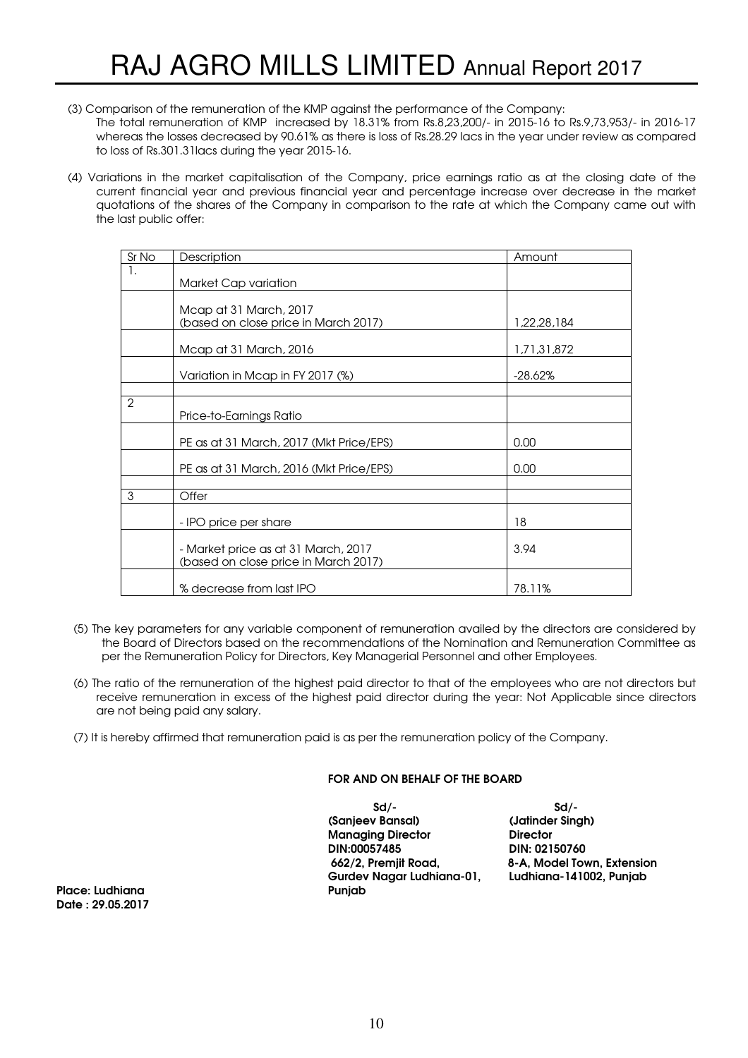(3) Comparison of the remuneration of the KMP against the performance of the Company:

The total remuneration of KMP increased by 18.31% from Rs.8,23,200/- in 2015-16 to Rs.9,73,953/- in 2016-17 whereas the losses decreased by 90.61% as there is loss of Rs.28.29 lacs in the year under review as compared to loss of Rs.301.31lacs during the year 2015-16.

(4) Variations in the market capitalisation of the Company, price earnings ratio as at the closing date of the current financial year and previous financial year and percentage increase over decrease in the market quotations of the shares of the Company in comparison to the rate at which the Company came out with the last public offer:

| Sr No | Description | Amount |
|---|---|---|
| 1. | Market Cap variation | |
| | Mcap at 31 March, 2017 (based on close price in March 2017) | 1,22,28,184 |
| | Mcap at 31 March, 2016 | 1,71,31,872 |
| | Variation in Mcap in FY 2017 (%) | -28.62% |
| | | |
| 2 | Price-to-Earnings Ratio | |
| | PE as at 31 March, 2017 (Mkt Price/EPS) | 0.00 |
| | PE as at 31 March, 2016 (Mkt Price/EPS) | 0.00 |
| | | |
| 3 | Offer | |
| | - IPO price per share | 18 |
| | - Market price as at 31 March, 2017 (based on close price in March 2017) | 3.94 |
| | % decrease from last IPO | 78.11% |

(5) The key parameters for any variable component of remuneration availed by the directors are considered by the Board of Directors based on the recommendations of the Nomination and Remuneration Committee as per the Remuneration Policy for Directors, Key Managerial Personnel and other Employees.

(6) The ratio of the remuneration of the highest paid director to that of the employees who are not directors but receive remuneration in excess of the highest paid director during the year: Not Applicable since directors are not being paid any salary.

(7) It is hereby affirmed that remuneration paid is as per the remuneration policy of the Company.

**FOR AND ON BEHALF OF THE BOARD**

**Sd/-**
**(Sanjeev Bansal)**
**Managing Director**
**DIN:00057485**
**662/2, Premjit Road,**
**Gurdev Nagar Ludhiana-01,**
**Punjab**

**Sd/-**
**(Jatinder Singh)**
**Director**
**DIN: 02150760**
**8-A, Model Town, Extension**
**Ludhiana-141002, Punjab**

**Place: Ludhiana**
**Date : 29.05.2017**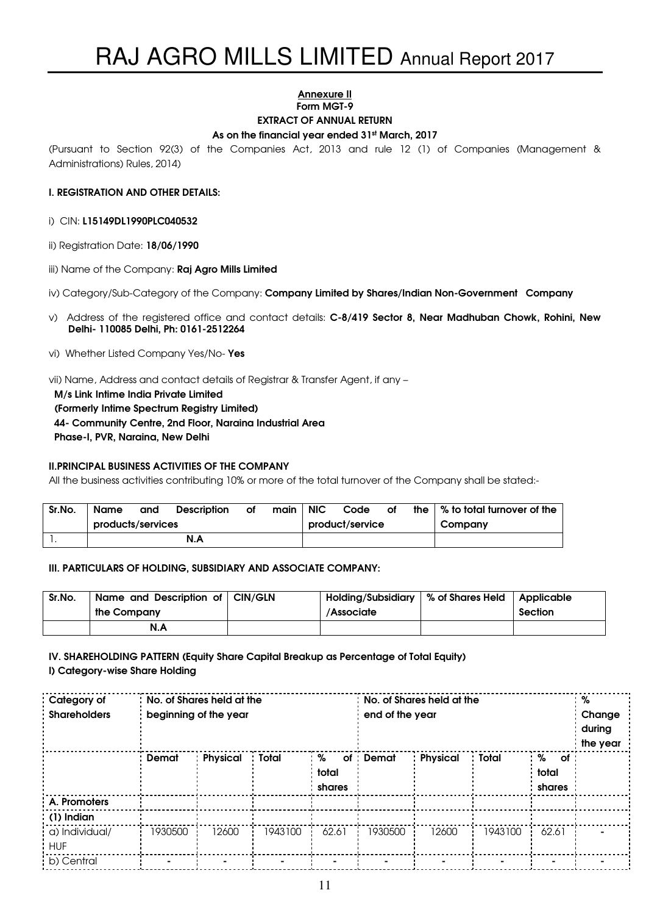**Annexure II**

**Form MGT-9**

**EXTRACT OF ANNUAL RETURN**

**As on the financial year ended 31st March, 2017**

(Pursuant to Section 92(3) of the Companies Act, 2013 and rule 12 (1) of Companies (Management & Administrations) Rules, 2014)

**I. REGISTRATION AND OTHER DETAILS:**

i) CIN: **L15149DL1990PLC040532**

ii) Registration Date: **18/06/1990**

iii) Name of the Company: **Raj Agro Mills Limited**

iv) Category/Sub-Category of the Company: **Company Limited by Shares/Indian Non-Government Company**

v) Address of the registered office and contact details: **C-8/419 Sector 8, Near Madhuban Chowk, Rohini, New Delhi- 110085 Delhi, Ph: 0161-2512264**

vi) Whether Listed Company Yes/No- **Yes**

vii) Name, Address and contact details of Registrar & Transfer Agent, if any –

**M/s Link Intime India Private Limited**
**(Formerly Intime Spectrum Registry Limited)**
**44- Community Centre, 2nd Floor, Naraina Industrial Area**
**Phase-I, PVR, Naraina, New Delhi**

**II.PRINCIPAL BUSINESS ACTIVITIES OF THE COMPANY**

All the business activities contributing 10% or more of the total turnover of the Company shall be stated:-

| Sr.No. | Name and Description of main products/services | NIC Code of the product/service | % to total turnover of the Company |
|---|---|---|---|
| 1. | N.A | | |

**III. PARTICULARS OF HOLDING, SUBSIDIARY AND ASSOCIATE COMPANY:**

| Sr.No. | Name and Description of the Company | CIN/GLN | Holding/Subsidiary /Associate | % of Shares Held | Applicable Section |
|---|---|---|---|---|---|
| | N.A | | | | |

**IV. SHAREHOLDING PATTERN (Equity Share Capital Breakup as Percentage of Total Equity)**

**I) Category-wise Share Holding**

| Category of Shareholders | No. of Shares held at the beginning of the year | | | | No. of Shares held at the end of the year | | | | % Change during the year |
|---|---|---|---|---|---|---|---|---|---|
| | Demat | Physical | Total | % of total shares | Demat | Physical | Total | % of total shares | |
| **A. Promoters** | | | | | | | | | |
| **(1) Indian** | | | | | | | | | |
| a) Individual/ HUF | 1930500 | 12600 | 1943100 | 62.61 | 1930500 | 12600 | 1943100 | 62.61 | - |
| b) Central | - | - | - | - | - | - | - | - | - |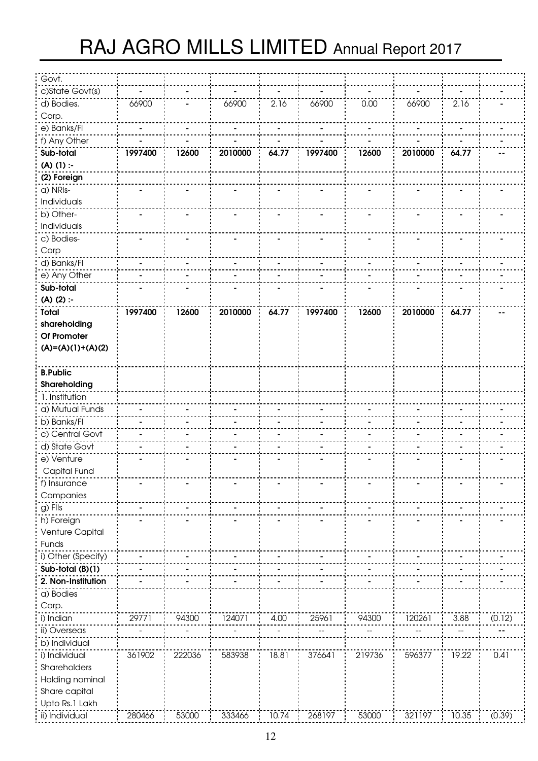| Govt. | | | | | | | | | |
|---|---|---|---|---|---|---|---|---|---|
| c)State Govt(s) | - | - | - | - | - | - | - | - | - |
| d) Bodies. Corp. | 66900 | - | 66900 | 2.16 | 66900 | 0.00 | 66900 | 2.16 | - |
| e) Banks/FI | - | - | - | - | - | - | - | - | - |
| f) Any Other | - | - | - | - | - | - | - | - | - |
| **Sub-total (A) (1) :-** | **1997400** | **12600** | **2010000** | **64.77** | **1997400** | **12600** | **2010000** | **64.77** | **--** |
| **(2) Foreign** | | | | | | | | | |
| a) NRIs- Individuals | - | - | - | - | - | - | - | - | - |
| b) Other- Individuals | - | - | - | - | - | - | - | - | - |
| c) Bodies- Corp | - | - | - | - | - | - | - | - | - |
| d) Banks/FI | - | - | - | - | - | - | - | - | - |
| e) Any Other | - | - | - | - | - | - | - | - | - |
| **Sub-total (A) (2) :-** | - | - | - | - | - | - | - | - | - |
| **Total shareholding Of Promoter (A)=(A)(1)+(A)(2)** | **1997400** | **12600** | **2010000** | **64.77** | **1997400** | **12600** | **2010000** | **64.77** | **--** |
| **B.Public Shareholding** | | | | | | | | | |
| 1. Institution | | | | | | | | | |
| a) Mutual Funds | - | - | - | - | - | - | - | - | - |
| b) Banks/FI | - | - | - | - | - | - | - | - | - |
| c) Central Govt | - | - | - | - | - | - | - | - | - |
| d) State Govt | - | - | - | - | - | - | - | - | - |
| e) Venture Capital Fund | - | - | - | - | - | - | - | - | - |
| f) Insurance Companies | - | - | - | - | - | - | - | - | - |
| g) FIIs | - | - | - | - | - | - | - | - | - |
| h) Foreign Venture Capital Funds | - | - | - | - | - | - | - | - | - |
| i) Other (Specify) | - | - | - | - | - | - | - | - | - |
| **Sub-total (B)(1)** | - | - | - | - | - | - | - | - | - |
| **2. Non-Institution** | - | - | - | - | - | - | - | - | - |
| a) Bodies Corp. | | | | | | | | | |
| i) Indian | 29771 | 94300 | 124071 | 4.00 | 25961 | 94300 | 120261 | 3.88 | (0.12) |
| ii) Overseas | - | - | - | - | -- | -- | -- | -- | -- |
| b) Individual | | | | | | | | | |
| i) Individual Shareholders Holding nominal Share capital Upto Rs.1 Lakh | 361902 | 222036 | 583938 | 18.81 | 376641 | 219736 | 596377 | 19.22 | 0.41 |
| ii) Individual | 280466 | 53000 | 333466 | 10.74 | 268197 | 53000 | 321197 | 10.35 | (0.39) |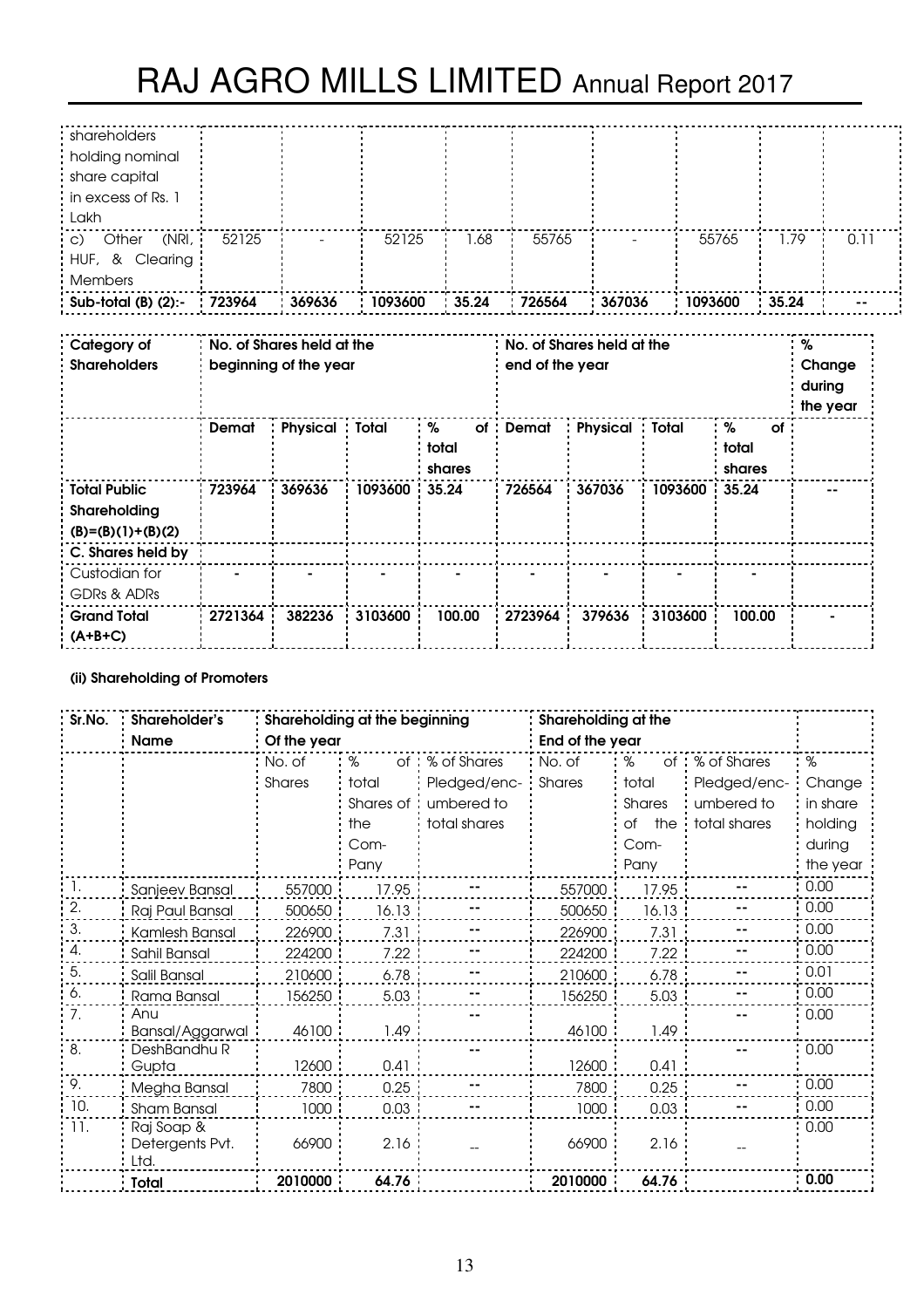| shareholders holding nominal share capital in excess of Rs. 1 Lakh | | | | | | | | | |
|---|---|---|---|---|---|---|---|---|---|
| c) Other (NRI, HUF, & Clearing Members | 52125 | - | 52125 | 1.68 | 55765 | - | 55765 | 1.79 | 0.11 |
| **Sub-total (B) (2):-** | **723964** | **369636** | **1093600** | **35.24** | **726564** | **367036** | **1093600** | **35.24** | **--** |

| **Category of Shareholders** | **No. of Shares held at the beginning of the year** | | | | **No. of Shares held at the end of the year** | | | | **% Change during the year** |
|---|---|---|---|---|---|---|---|---|---|
| | **Demat** | **Physical** | **Total** | **% of total shares** | **Demat** | **Physical** | **Total** | **% of total shares** | |
| **Total Public Shareholding (B)=(B)(1)+(B)(2)** | **723964** | **369636** | **1093600** | **35.24** | **726564** | **367036** | **1093600** | **35.24** | **--** |
| **C. Shares held by** | | | | | | | | | |
| Custodian for GDRs & ADRs | - | - | - | - | - | - | - | - | |
| **Grand Total (A+B+C)** | **2721364** | **382236** | **3103600** | **100.00** | **2723964** | **379636** | **3103600** | **100.00** | - |

**(ii) Shareholding of Promoters**

| **Sr.No.** | **Shareholder's Name** | **Shareholding at the beginning Of the year** | | | **Shareholding at the End of the year** | | | |
|---|---|---|---|---|---|---|---|---|
| | | No. of Shares | % of total Shares of the Com-Pany | % of Shares Pledged/enc-umbered to total shares | No. of Shares | % of total Shares of the Com-Pany | % of Shares Pledged/enc-umbered to total shares | % Change in share holding during the year |
| 1. | Sanjeev Bansal | 557000 | 17.95 | -- | 557000 | 17.95 | -- | 0.00 |
| 2. | Raj Paul Bansal | 500650 | 16.13 | -- | 500650 | 16.13 | -- | 0.00 |
| 3. | Kamlesh Bansal | 226900 | 7.31 | -- | 226900 | 7.31 | -- | 0.00 |
| 4. | Sahil Bansal | 224200 | 7.22 | -- | 224200 | 7.22 | -- | 0.00 |
| 5. | Salil Bansal | 210600 | 6.78 | -- | 210600 | 6.78 | -- | 0.01 |
| 6. | Rama Bansal | 156250 | 5.03 | -- | 156250 | 5.03 | -- | 0.00 |
| 7. | Anu Bansal/Aggarwal | 46100 | 1.49 | -- | 46100 | 1.49 | -- | 0.00 |
| 8. | DeshBandhu R Gupta | 12600 | 0.41 | -- | 12600 | 0.41 | -- | 0.00 |
| 9. | Megha Bansal | 7800 | 0.25 | -- | 7800 | 0.25 | -- | 0.00 |
| 10. | Sham Bansal | 1000 | 0.03 | -- | 1000 | 0.03 | -- | 0.00 |
| 11. | Raj Soap & Detergents Pvt. Ltd. | 66900 | 2.16 | -- | 66900 | 2.16 | -- | 0.00 |
| | **Total** | **2010000** | **64.76** | | **2010000** | **64.76** | | **0.00** |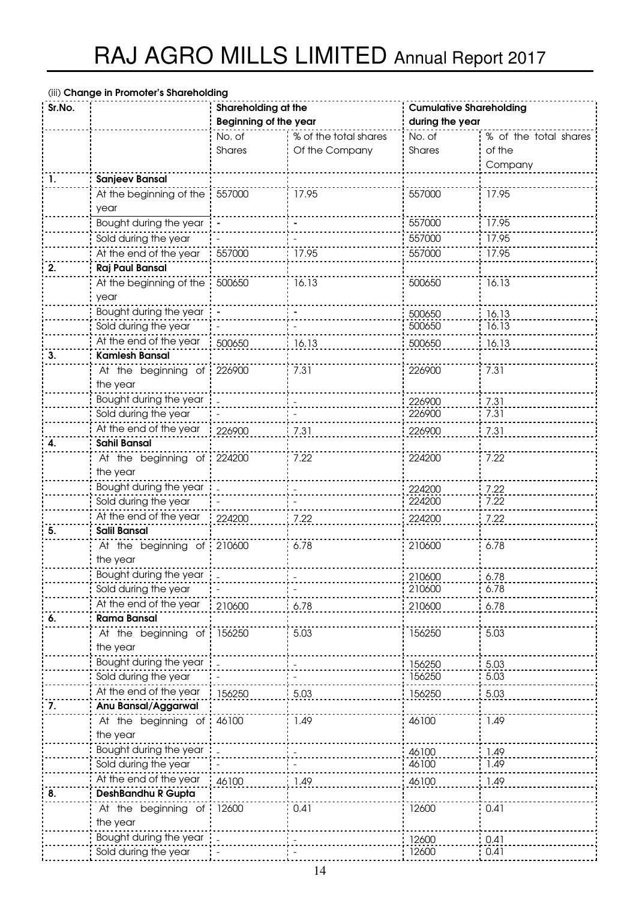(iii) **Change in Promoter's Shareholding**

| Sr.No. | | Shareholding at the Beginning of the year | | Cumulative Shareholding during the year | |
|---|---|---|---|---|---|
| | | No. of Shares | % of the total shares Of the Company | No. of Shares | % of the total shares of the Company |
| 1. | **Sanjeev Bansal** | | | | |
| | At the beginning of the year | 557000 | 17.95 | 557000 | 17.95 |
| | Bought during the year | - | - | 557000 | 17.95 |
| | Sold during the year | - | - | 557000 | 17.95 |
| | At the end of the year | 557000 | 17.95 | 557000 | 17.95 |
| 2. | **Raj Paul Bansal** | | | | |
| | At the beginning of the year | 500650 | 16.13 | 500650 | 16.13 |
| | Bought during the year | - | - | 500650 | 16.13 |
| | Sold during the year | - | - | 500650 | 16.13 |
| | At the end of the year | 500650 | 16.13 | 500650 | 16.13 |
| 3. | **Kamlesh Bansal** | | | | |
| | At the beginning of the year | 226900 | 7.31 | 226900 | 7.31 |
| | Bought during the year | - | - | 226900 | 7.31 |
| | Sold during the year | - | - | 226900 | 7.31 |
| | At the end of the year | 226900 | 7.31 | 226900 | 7.31 |
| 4. | **Sahil Bansal** | | | | |
| | At the beginning of the year | 224200 | 7.22 | 224200 | 7.22 |
| | Bought during the year | - | - | 224200 | 7.22 |
| | Sold during the year | - | - | 224200 | 7.22 |
| | At the end of the year | 224200 | 7.22 | 224200 | 7.22 |
| 5. | **Salil Bansal** | | | | |
| | At the beginning of the year | 210600 | 6.78 | 210600 | 6.78 |
| | Bought during the year | - | - | 210600 | 6.78 |
| | Sold during the year | - | - | 210600 | 6.78 |
| | At the end of the year | 210600 | 6.78 | 210600 | 6.78 |
| 6. | **Rama Bansal** | | | | |
| | At the beginning of the year | 156250 | 5.03 | 156250 | 5.03 |
| | Bought during the year | - | - | 156250 | 5.03 |
| | Sold during the year | - | - | 156250 | 5.03 |
| | At the end of the year | 156250 | 5.03 | 156250 | 5.03 |
| 7. | **Anu Bansal/Aggarwal** | | | | |
| | At the beginning of the year | 46100 | 1.49 | 46100 | 1.49 |
| | Bought during the year | - | - | 46100 | 1.49 |
| | Sold during the year | - | - | 46100 | 1.49 |
| | At the end of the year | 46100 | 1.49 | 46100 | 1.49 |
| 8. | **DeshBandhu R Gupta** | | | | |
| | At the beginning of the year | 12600 | 0.41 | 12600 | 0.41 |
| | Bought during the year | - | - | 12600 | 0.41 |
| | Sold during the year | - | - | 12600 | 0.41 |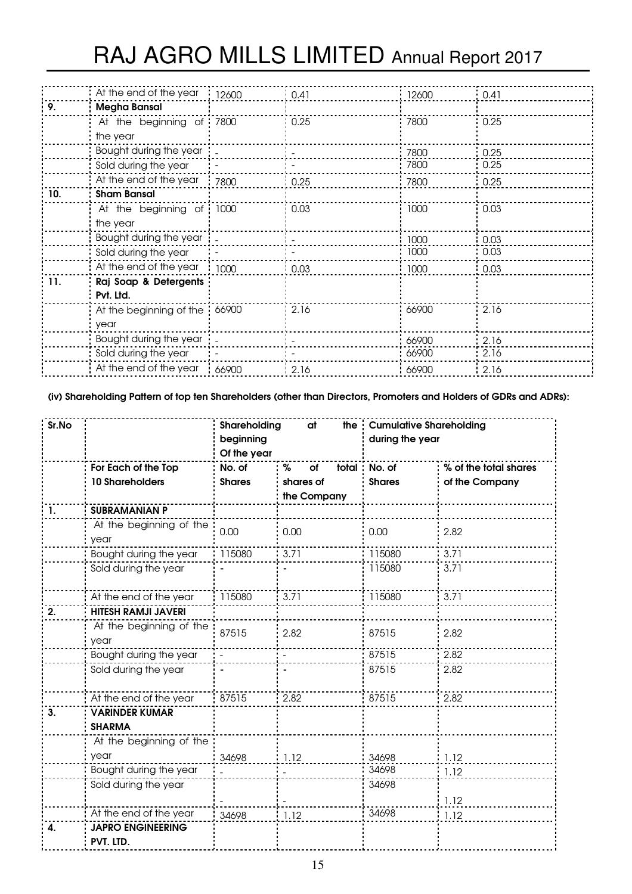| | At the end of the year | 12600 | 0.41 | 12600 | 0.41 |
|---|---|---|---|---|---|
| 9. | **Megha Bansal** | | | | |
| | At the beginning of the year | 7800 | 0.25 | 7800 | 0.25 |
| | Bought during the year | - | - | 7800 | 0.25 |
| | Sold during the year | - | - | 7800 | 0.25 |
| | At the end of the year | 7800 | 0.25 | 7800 | 0.25 |
| 10. | **Sham Bansal** | | | | |
| | At the beginning of the year | 1000 | 0.03 | 1000 | 0.03 |
| | Bought during the year | - | - | 1000 | 0.03 |
| | Sold during the year | - | - | 1000 | 0.03 |
| | At the end of the year | 1000 | 0.03 | 1000 | 0.03 |
| 11. | **Raj Soap & Detergents Pvt. Ltd.** | | | | |
| | At the beginning of the year | 66900 | 2.16 | 66900 | 2.16 |
| | Bought during the year | - | - | 66900 | 2.16 |
| | Sold during the year | - | - | 66900 | 2.16 |
| | At the end of the year | 66900 | 2.16 | 66900 | 2.16 |

**(iv) Shareholding Pattern of top ten Shareholders (other than Directors, Promoters and Holders of GDRs and ADRs):**

| Sr.No | | Shareholding at the beginning Of the year | | Cumulative Shareholding during the year | |
|---|---|---|---|---|---|
| | **For Each of the Top 10 Shareholders** | **No. of Shares** | **% of total shares of the Company** | **No. of Shares** | **% of the total shares of the Company** |
| 1. | **SUBRAMANIAN P** | | | | |
| | At the beginning of the year | 0.00 | 0.00 | 0.00 | 2.82 |
| | Bought during the year | 115080 | 3.71 | 115080 | 3.71 |
| | Sold during the year | - | - | 115080 | 3.71 |
| | At the end of the year | 115080 | 3.71 | 115080 | 3.71 |
| 2. | **HITESH RAMJI JAVERI** | | | | |
| | At the beginning of the year | 87515 | 2.82 | 87515 | 2.82 |
| | Bought during the year | - | - | 87515 | 2.82 |
| | Sold during the year | - | - | 87515 | 2.82 |
| | At the end of the year | 87515 | 2.82 | 87515 | 2.82 |
| 3. | **VARINDER KUMAR SHARMA** | | | | |
| | At the beginning of the year | 34698 | 1.12 | 34698 | 1.12 |
| | Bought during the year | - | - | 34698 | 1.12 |
| | Sold during the year | - | - | 34698 | 1.12 |
| | At the end of the year | 34698 | 1.12 | 34698 | 1.12 |
| 4. | **JAPRO ENGINEERING PVT. LTD.** | | | | |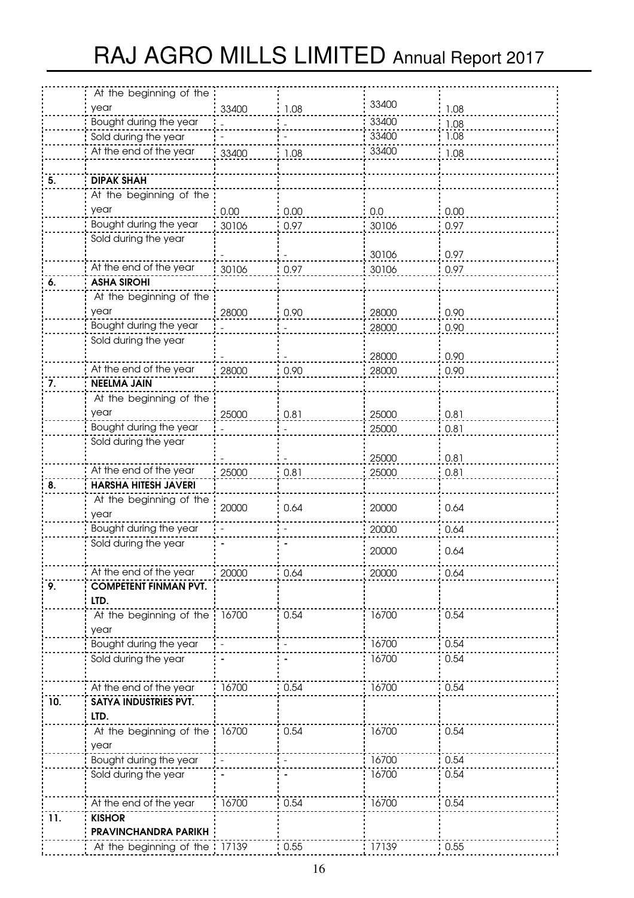| | | | | | |
|---|---|---|---|---|---|
| | At the beginning of the year | 33400 | 1.08 | 33400 | 1.08 |
| | Bought during the year | - | - | 33400 | 1.08 |
| | Sold during the year | - | - | 33400 | 1.08 |
| | At the end of the year | 33400 | 1.08 | 33400 | 1.08 |
| | | | | | |
| **5.** | **DIPAK SHAH** | | | | |
| | At the beginning of the year | 0.00 | 0.00 | 0.0 | 0.00 |
| | Bought during the year | 30106 | 0.97 | 30106 | 0.97 |
| | Sold during the year | - | - | 30106 | 0.97 |
| | At the end of the year | 30106 | 0.97 | 30106 | 0.97 |
| **6.** | **ASHA SIROHI** | | | | |
| | At the beginning of the year | 28000 | 0.90 | 28000 | 0.90 |
| | Bought during the year | - | - | 28000 | 0.90 |
| | Sold during the year | - | - | 28000 | 0.90 |
| | At the end of the year | 28000 | 0.90 | 28000 | 0.90 |
| **7.** | **NEELMA JAIN** | | | | |
| | At the beginning of the year | 25000 | 0.81 | 25000 | 0.81 |
| | Bought during the year | - | - | 25000 | 0.81 |
| | Sold during the year | - | - | 25000 | 0.81 |
| | At the end of the year | 25000 | 0.81 | 25000 | 0.81 |
| **8.** | **HARSHA HITESH JAVERI** | | | | |
| | At the beginning of the year | 20000 | 0.64 | 20000 | 0.64 |
| | Bought during the year | - | - | 20000 | 0.64 |
| | Sold during the year | - | - | 20000 | 0.64 |
| | At the end of the year | 20000 | 0.64 | 20000 | 0.64 |
| **9.** | **COMPETENT FINMAN PVT. LTD.** | | | | |
| | At the beginning of the year | 16700 | 0.54 | 16700 | 0.54 |
| | Bought during the year | - | - | 16700 | 0.54 |
| | Sold during the year | - | - | 16700 | 0.54 |
| | At the end of the year | 16700 | 0.54 | 16700 | 0.54 |
| **10.** | **SATYA INDUSTRIES PVT. LTD.** | | | | |
| | At the beginning of the year | 16700 | 0.54 | 16700 | 0.54 |
| | Bought during the year | - | - | 16700 | 0.54 |
| | Sold during the year | - | - | 16700 | 0.54 |
| | At the end of the year | 16700 | 0.54 | 16700 | 0.54 |
| **11.** | **KISHOR PRAVINCHANDRA PARIKH** | | | | |
| | At the beginning of the | 17139 | 0.55 | 17139 | 0.55 |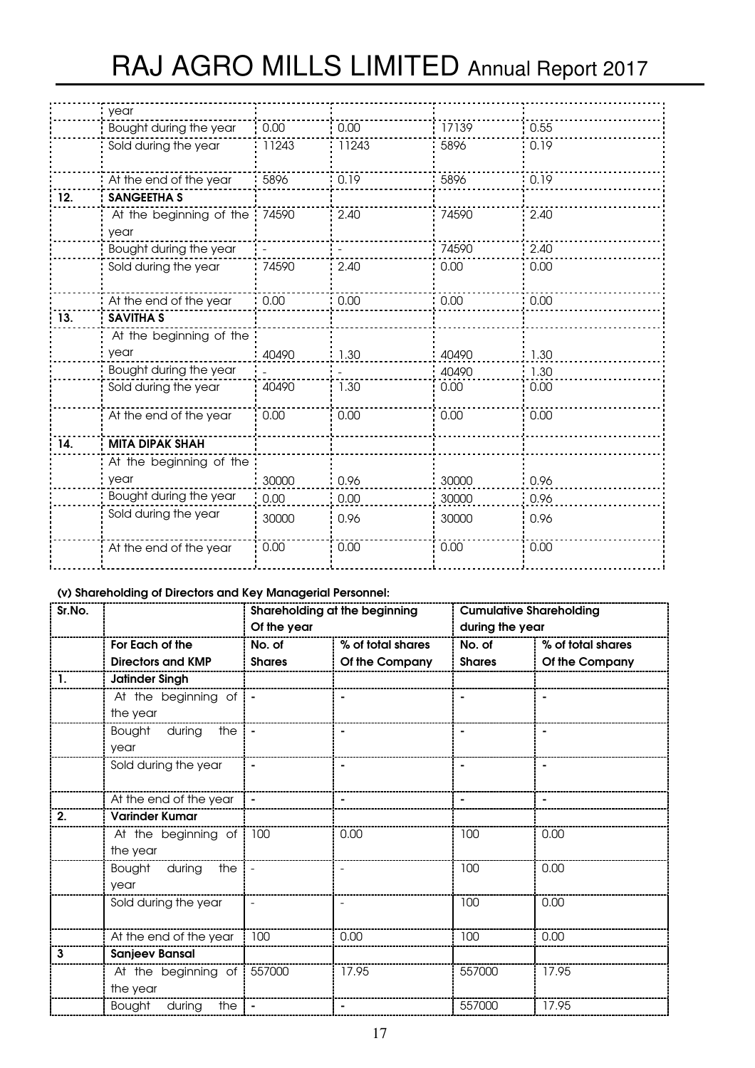| | year | | | | |
|---|---|---|---|---|---|
| | Bought during the year | 0.00 | 0.00 | 17139 | 0.55 |
| | Sold during the year | 11243 | 11243 | 5896 | 0.19 |
| | At the end of the year | 5896 | 0.19 | 5896 | 0.19 |
| **12.** | **SANGEETHA S** | | | | |
| | At the beginning of the year | 74590 | 2.40 | 74590 | 2.40 |
| | Bought during the year | - | - | 74590 | 2.40 |
| | Sold during the year | 74590 | 2.40 | 0.00 | 0.00 |
| | At the end of the year | 0.00 | 0.00 | 0.00 | 0.00 |
| **13.** | **SAVITHA S** | | | | |
| | At the beginning of the year | 40490 | 1.30 | 40490 | 1.30 |
| | Bought during the year | - | - | 40490 | 1.30 |
| | Sold during the year | 40490 | 1.30 | 0.00 | 0.00 |
| | At the end of the year | 0.00 | 0.00 | 0.00 | 0.00 |
| **14.** | **MITA DIPAK SHAH** | | | | |
| | At the beginning of the year | 30000 | 0.96 | 30000 | 0.96 |
| | Bought during the year | 0.00 | 0.00 | 30000 | 0.96 |
| | Sold during the year | 30000 | 0.96 | 30000 | 0.96 |
| | At the end of the year | 0.00 | 0.00 | 0.00 | 0.00 |

**(v) Shareholding of Directors and Key Managerial Personnel:**

| Sr.No. | | Shareholding at the beginning Of the year | | Cumulative Shareholding during the year | |
|---|---|---|---|---|---|
| | **For Each of the Directors and KMP** | **No. of Shares** | **% of total shares Of the Company** | **No. of Shares** | **% of total shares Of the Company** |
| **1.** | **Jatinder Singh** | | | | |
| | At the beginning of the year | - | - | - | - |
| | Bought during the year | - | - | - | - |
| | Sold during the year | - | - | - | - |
| | At the end of the year | - | - | - | - |
| **2.** | **Varinder Kumar** | | | | |
| | At the beginning of the year | 100 | 0.00 | 100 | 0.00 |
| | Bought during the year | - | - | 100 | 0.00 |
| | Sold during the year | - | - | 100 | 0.00 |
| | At the end of the year | 100 | 0.00 | 100 | 0.00 |
| **3** | **Sanjeev Bansal** | | | | |
| | At the beginning of the year | 557000 | 17.95 | 557000 | 17.95 |
| | Bought during the | - | - | 557000 | 17.95 |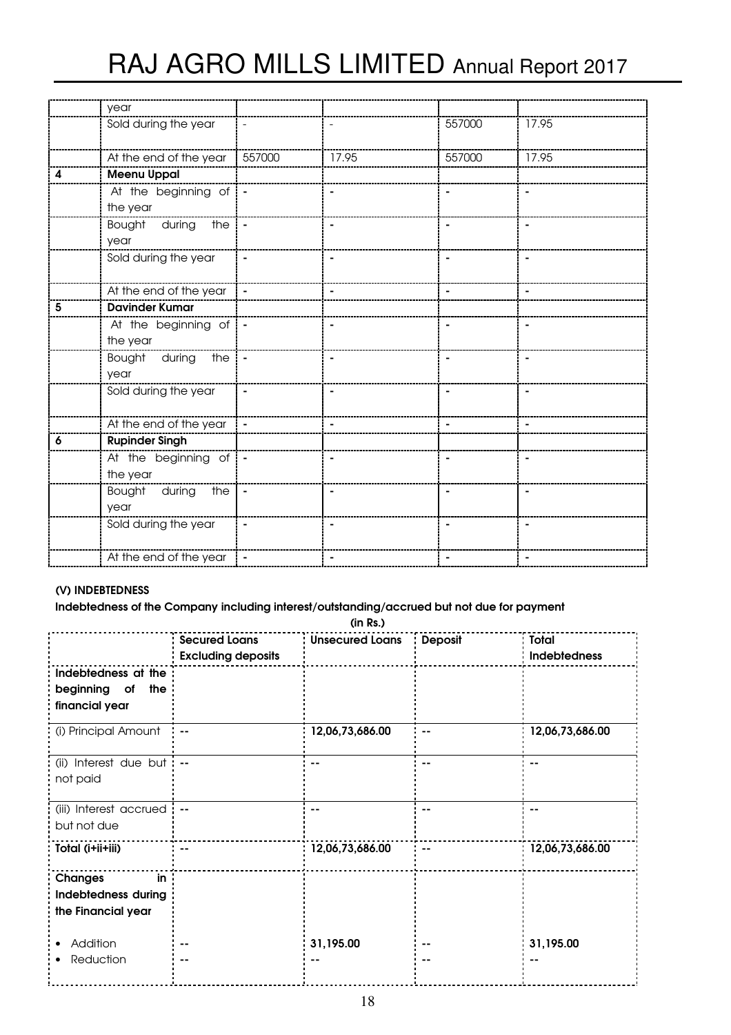| | year | | | | |
|---|---|---|---|---|---|
| | Sold during the year | - | - | 557000 | 17.95 |
| | At the end of the year | 557000 | 17.95 | 557000 | 17.95 |
| 4 | **Meenu Uppal** | | | | |
| | At the beginning of the year | - | - | - | - |
| | Bought during the year | - | - | - | - |
| | Sold during the year | - | - | - | - |
| | At the end of the year | - | - | - | - |
| 5 | **Davinder Kumar** | | | | |
| | At the beginning of the year | - | - | - | - |
| | Bought during the year | - | - | - | - |
| | Sold during the year | - | - | - | - |
| | At the end of the year | - | - | - | - |
| 6 | **Rupinder Singh** | | | | |
| | At the beginning of the year | - | - | - | - |
| | Bought during the year | - | - | - | - |
| | Sold during the year | - | - | - | - |
| | At the end of the year | - | - | - | - |

**(V) INDEBTEDNESS**

**Indebtedness of the Company including interest/outstanding/accrued but not due for payment**

**(in Rs.)**

| | **Secured Loans Excluding deposits** | **Unsecured Loans** | **Deposit** | **Total Indebtedness** |
|---|---|---|---|---|
| **Indebtedness at the beginning of the financial year** | | | | |
| (i) Principal Amount | -- | 12,06,73,686.00 | -- | 12,06,73,686.00 |
| (ii) Interest due but not paid | -- | -- | -- | -- |
| (iii) Interest accrued but not due | -- | -- | -- | -- |
| **Total (i+ii+iii)** | -- | 12,06,73,686.00 | -- | 12,06,73,686.00 |
| **Changes in Indebtedness during the Financial year** | | | | |
| • Addition | -- | 31,195.00 | -- | 31,195.00 |
| • Reduction | -- | -- | -- | -- |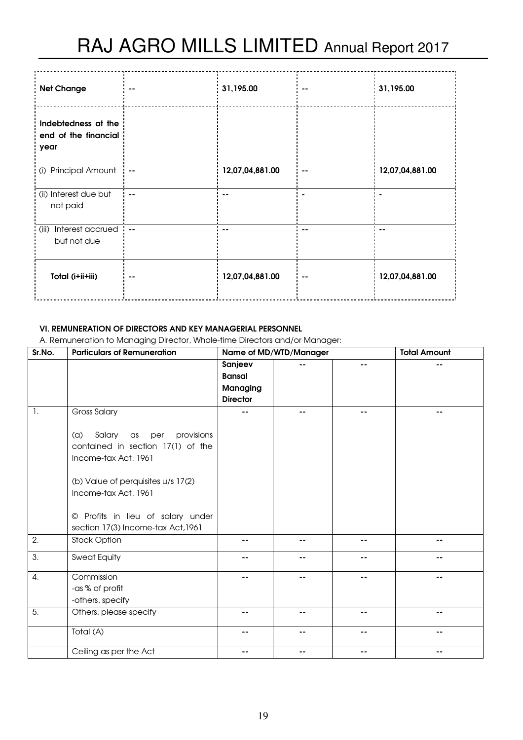| Net Change | -- | 31,195.00 | -- | 31,195.00 |
|---|---|---|---|---|
| **Indebtedness at the end of the financial year** | | | | |
| (i) Principal Amount | -- | 12,07,04,881.00 | -- | 12,07,04,881.00 |
| (ii) Interest due but not paid | -- | -- | - | - |
| (iii) Interest accrued but not due | -- | -- | -- | -- |
| **Total (i+ii+iii)** | -- | 12,07,04,881.00 | -- | 12,07,04,881.00 |

**VI. REMUNERATION OF DIRECTORS AND KEY MANAGERIAL PERSONNEL**

A. Remuneration to Managing Director, Whole-time Directors and/or Manager:

| Sr.No. | Particulars of Remuneration | Name of MD/WTD/Manager | | | Total Amount |
|---|---|---|---|---|---|
| | | **Sanjeev Bansal Managing Director** | -- | -- | -- |
| 1. | Gross Salary<br><br>(a) Salary as per provisions contained in section 17(1) of the Income-tax Act, 1961<br><br>(b) Value of perquisites u/s 17(2) Income-tax Act, 1961<br><br>© Profits in lieu of salary under section 17(3) Income-tax Act,1961 | -- | -- | -- | -- |
| 2. | Stock Option | -- | -- | -- | -- |
| 3. | Sweat Equity | -- | -- | -- | -- |
| 4. | Commission<br>-as % of profit<br>-others, specify | -- | -- | -- | -- |
| 5. | Others, please specify | -- | -- | -- | -- |
| | Total (A) | -- | -- | -- | -- |
| | Ceiling as per the Act | -- | -- | -- | -- |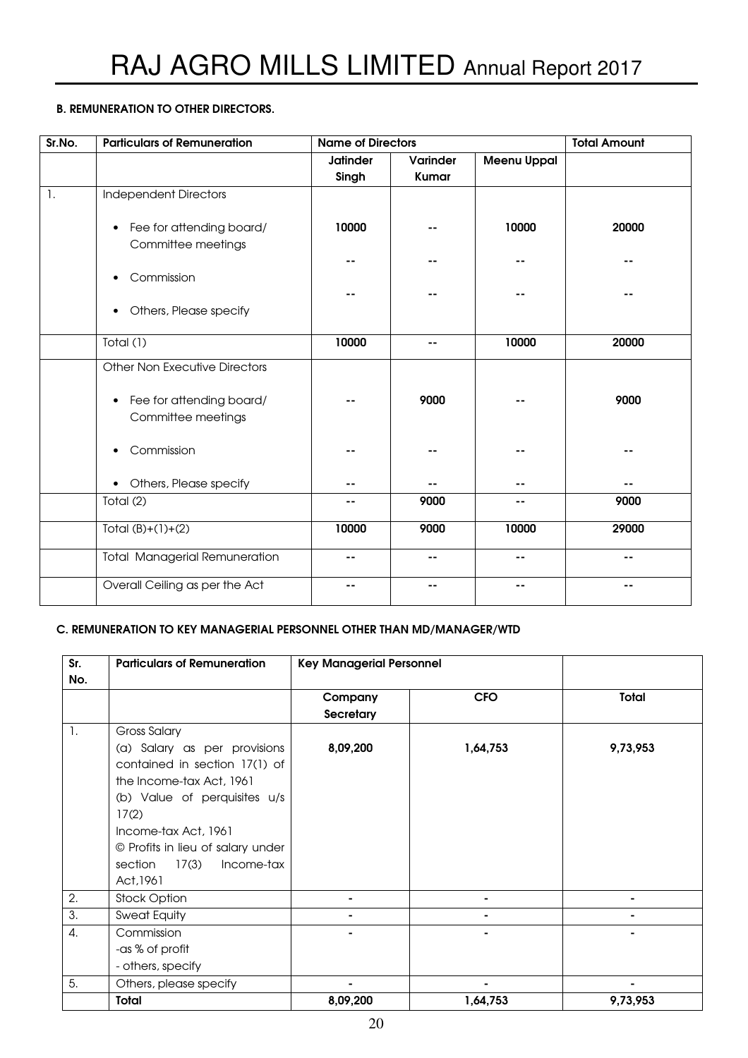### B. REMUNERATION TO OTHER DIRECTORS.

| Sr.No. | Particulars of Remuneration | Name of Directors | | | Total Amount |
|---|---|---|---|---|---|
| | | Jatinder Singh | Varinder Kumar | Meenu Uppal | |
| 1. | Independent Directors<br>• Fee for attending board/ Committee meetings<br>• Commission<br>• Others, Please specify | 10000<br>--<br>-- | --<br>--<br>-- | 10000<br>--<br>-- | 20000<br>--<br>-- |
| | Total (1) | 10000 | -- | 10000 | 20000 |
| | Other Non Executive Directors<br>• Fee for attending board/ Committee meetings<br>• Commission<br>• Others, Please specify | --<br>--<br>-- | 9000<br>--<br>-- | --<br>--<br>-- | 9000<br>--<br>-- |
| | Total (2) | -- | 9000 | -- | 9000 |
| | Total (B)+(1)+(2) | 10000 | 9000 | 10000 | 29000 |
| | Total Managerial Remuneration | -- | -- | -- | -- |
| | Overall Ceiling as per the Act | -- | -- | -- | -- |

### C. REMUNERATION TO KEY MANAGERIAL PERSONNEL OTHER THAN MD/MANAGER/WTD

| Sr. No. | Particulars of Remuneration | Key Managerial Personnel | | |
|---|---|---|---|---|
| | | Company Secretary | CFO | Total |
| 1. | Gross Salary<br>(a) Salary as per provisions contained in section 17(1) of the Income-tax Act, 1961<br>(b) Value of perquisites u/s 17(2) Income-tax Act, 1961<br>© Profits in lieu of salary under section 17(3) Income-tax Act,1961 | 8,09,200 | 1,64,753 | 9,73,953 |
| 2. | Stock Option | - | - | - |
| 3. | Sweat Equity | - | - | - |
| 4. | Commission<br>-as % of profit<br>- others, specify | - | - | - |
| 5. | Others, please specify | - | - | - |
| | **Total** | **8,09,200** | **1,64,753** | **9,73,953** |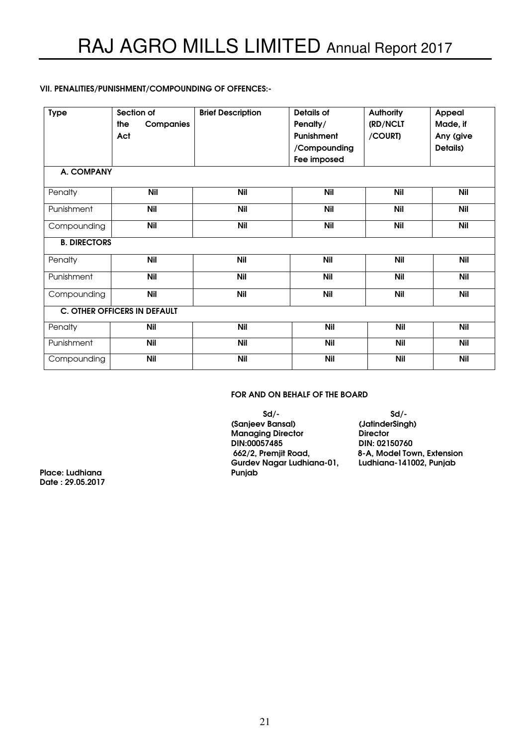**VII. PENALITIES/PUNISHMENT/COMPOUNDING OF OFFENCES:-**

| Type | Section of the Companies Act | Brief Description | Details of Penalty/ Punishment /Compounding Fee imposed | Authority (RD/NCLT /COURT) | Appeal Made, if Any (give Details) |
|---|---|---|---|---|---|
| **A. COMPANY** | | | | | |
| Penalty | Nil | Nil | Nil | Nil | Nil |
| Punishment | Nil | Nil | Nil | Nil | Nil |
| Compounding | Nil | Nil | Nil | Nil | Nil |
| **B. DIRECTORS** | | | | | |
| Penalty | Nil | Nil | Nil | Nil | Nil |
| Punishment | Nil | Nil | Nil | Nil | Nil |
| Compounding | Nil | Nil | Nil | Nil | Nil |
| **C. OTHER OFFICERS IN DEFAULT** | | | | | |
| Penalty | Nil | Nil | Nil | Nil | Nil |
| Punishment | Nil | Nil | Nil | Nil | Nil |
| Compounding | Nil | Nil | Nil | Nil | Nil |

**FOR AND ON BEHALF OF THE BOARD**

| | |
|---|---|
| Sd/- | Sd/- |
| **(Sanjeev Bansal)** | **(JatinderSingh)** |
| **Managing Director** | **Director** |
| **DIN:00057485** | **DIN: 02150760** |
| **662/2, Premjit Road, Gurdev Nagar Ludhiana-01, Punjab** | **8-A, Model Town, Extension Ludhiana-141002, Punjab** |

**Place: Ludhiana**
**Date : 29.05.2017**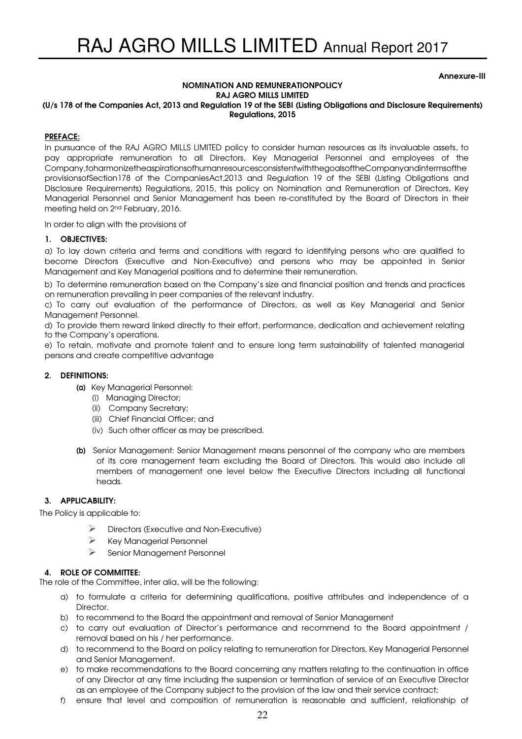Annexure-III

**NOMINATION AND REMUNERATIONPOLICY**
**RAJ AGRO MILLS LIMITED**
**(U/s 178 of the Companies Act, 2013 and Regulation 19 of the SEBI (Listing Obligations and Disclosure Requirements) Regulations, 2015**

**PREFACE:**

In pursuance of the RAJ AGRO MILLS LIMITED policy to consider human resources as its invaluable assets, to pay appropriate remuneration to all Directors, Key Managerial Personnel and employees of the Company,toharmonizetheaspirationsofhumanresourcesconsistentwiththegoalsoftheCompanyandintermsofthe provisionsofSection178 of the CompaniesAct,2013 and Regulation 19 of the SEBI (Listing Obligations and Disclosure Requirements) Regulations, 2015, this policy on Nomination and Remuneration of Directors, Key Managerial Personnel and Senior Management has been re-constituted by the Board of Directors in their meeting held on 2nd February, 2016.

In order to align with the provisions of

## 1. OBJECTIVES:

a) To lay down criteria and terms and conditions with regard to identifying persons who are qualified to become Directors (Executive and Non-Executive) and persons who may be appointed in Senior Management and Key Managerial positions and to determine their remuneration.

b) To determine remuneration based on the Company's size and financial position and trends and practices on remuneration prevailing in peer companies of the relevant industry.

c) To carry out evaluation of the performance of Directors, as well as Key Managerial and Senior Management Personnel.

d) To provide them reward linked directly to their effort, performance, dedication and achievement relating to the Company's operations.

e) To retain, motivate and promote talent and to ensure long term sustainability of talented managerial persons and create competitive advantage

## 2. DEFINITIONS:

**(a)** Key Managerial Personnel:

(i) Managing Director;
(ii) Company Secretary;
(iii) Chief Financial Officer; and
(iv) Such other officer as may be prescribed.

**(b)** Senior Management: Senior Management means personnel of the company who are members of its core management team excluding the Board of Directors. This would also include all members of management one level below the Executive Directors including all functional heads.

## 3. APPLICABILITY:

The Policy is applicable to:

- Directors (Executive and Non-Executive)
- Key Managerial Personnel
- Senior Management Personnel

## 4. ROLE OF COMMITTEE:

The role of the Committee, inter alia, will be the following:

a) to formulate a criteria for determining qualifications, positive attributes and independence of a Director.

b) to recommend to the Board the appointment and removal of Senior Management

c) to carry out evaluation of Director's performance and recommend to the Board appointment / removal based on his / her performance.

d) to recommend to the Board on policy relating to remuneration for Directors, Key Managerial Personnel and Senior Management.

e) to make recommendations to the Board concerning any matters relating to the continuation in office of any Director at any time including the suspension or termination of service of an Executive Director as an employee of the Company subject to the provision of the law and their service contract;

f) ensure that level and composition of remuneration is reasonable and sufficient, relationship of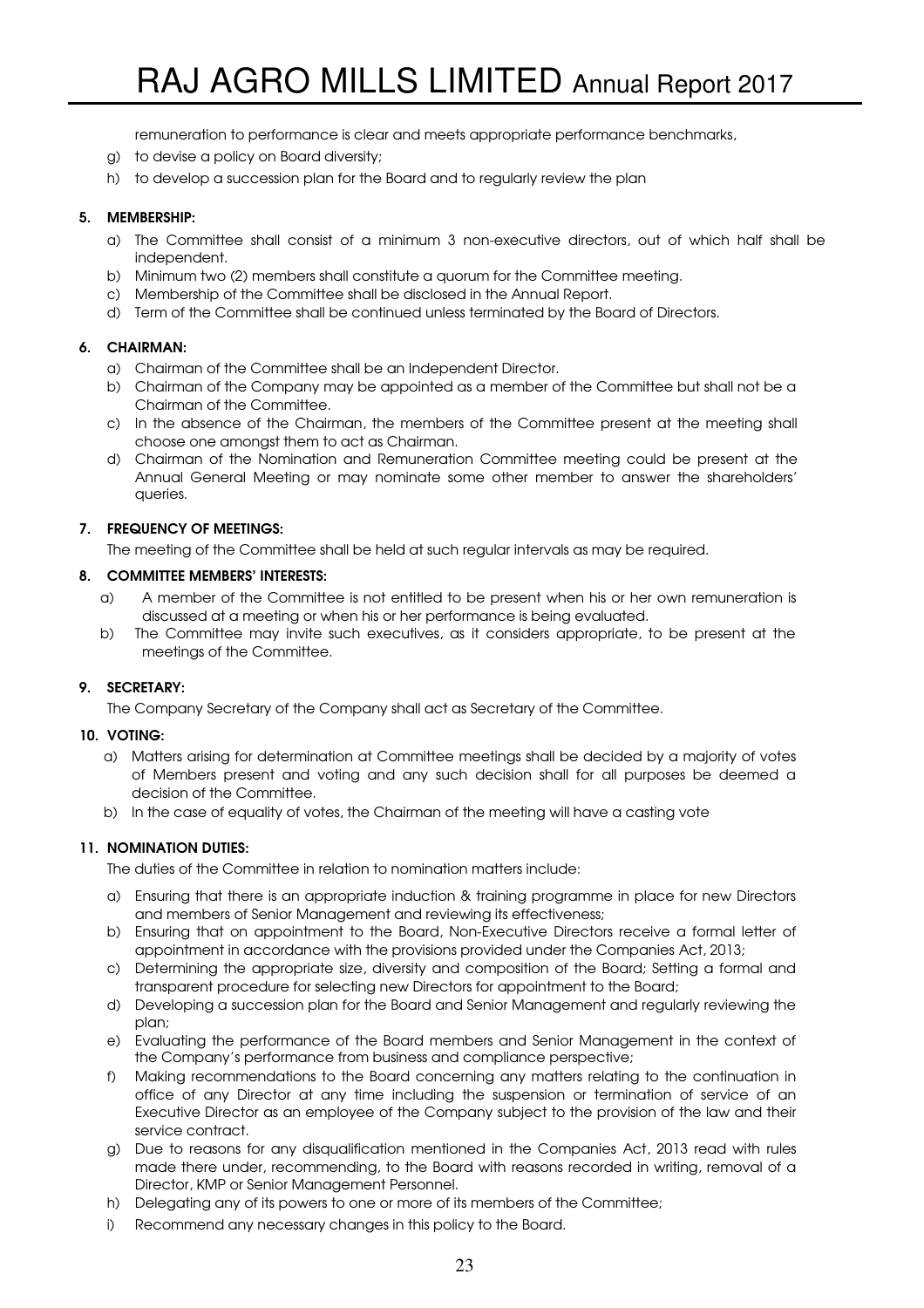remuneration to performance is clear and meets appropriate performance benchmarks,

g) to devise a policy on Board diversity;

h) to develop a succession plan for the Board and to regularly review the plan

**5. MEMBERSHIP:**

a) The Committee shall consist of a minimum 3 non-executive directors, out of which half shall be independent.

b) Minimum two (2) members shall constitute a quorum for the Committee meeting.

c) Membership of the Committee shall be disclosed in the Annual Report.

d) Term of the Committee shall be continued unless terminated by the Board of Directors.

**6. CHAIRMAN:**

a) Chairman of the Committee shall be an Independent Director.

b) Chairman of the Company may be appointed as a member of the Committee but shall not be a Chairman of the Committee.

c) In the absence of the Chairman, the members of the Committee present at the meeting shall choose one amongst them to act as Chairman.

d) Chairman of the Nomination and Remuneration Committee meeting could be present at the Annual General Meeting or may nominate some other member to answer the shareholders' queries.

**7. FREQUENCY OF MEETINGS:**

The meeting of the Committee shall be held at such regular intervals as may be required.

**8. COMMITTEE MEMBERS' INTERESTS:**

a) A member of the Committee is not entitled to be present when his or her own remuneration is discussed at a meeting or when his or her performance is being evaluated.

b) The Committee may invite such executives, as it considers appropriate, to be present at the meetings of the Committee.

**9. SECRETARY:**

The Company Secretary of the Company shall act as Secretary of the Committee.

**10. VOTING:**

a) Matters arising for determination at Committee meetings shall be decided by a majority of votes of Members present and voting and any such decision shall for all purposes be deemed a decision of the Committee.

b) In the case of equality of votes, the Chairman of the meeting will have a casting vote

**11. NOMINATION DUTIES:**

The duties of the Committee in relation to nomination matters include:

a) Ensuring that there is an appropriate induction & training programme in place for new Directors and members of Senior Management and reviewing its effectiveness;

b) Ensuring that on appointment to the Board, Non-Executive Directors receive a formal letter of appointment in accordance with the provisions provided under the Companies Act, 2013;

c) Determining the appropriate size, diversity and composition of the Board; Setting a formal and transparent procedure for selecting new Directors for appointment to the Board;

d) Developing a succession plan for the Board and Senior Management and regularly reviewing the plan;

e) Evaluating the performance of the Board members and Senior Management in the context of the Company's performance from business and compliance perspective;

f) Making recommendations to the Board concerning any matters relating to the continuation in office of any Director at any time including the suspension or termination of service of an Executive Director as an employee of the Company subject to the provision of the law and their service contract.

g) Due to reasons for any disqualification mentioned in the Companies Act, 2013 read with rules made there under, recommending, to the Board with reasons recorded in writing, removal of a Director, KMP or Senior Management Personnel.

h) Delegating any of its powers to one or more of its members of the Committee;

i) Recommend any necessary changes in this policy to the Board.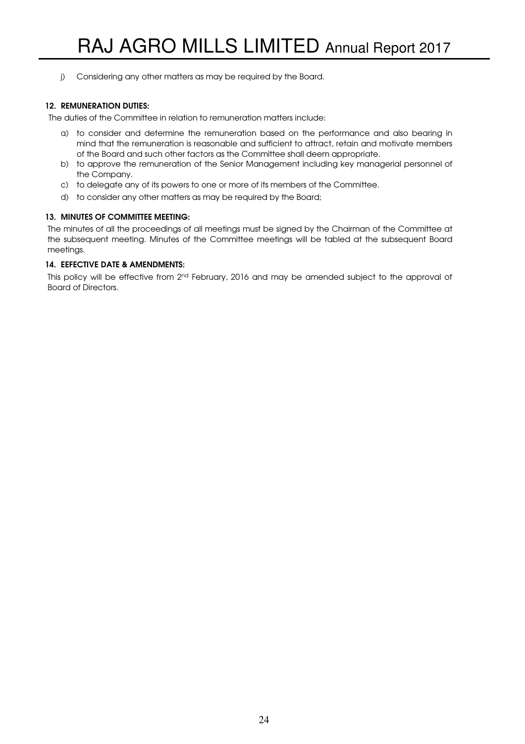j) Considering any other matters as may be required by the Board.

### 12. REMUNERATION DUTIES:

The duties of the Committee in relation to remuneration matters include:

a) to consider and determine the remuneration based on the performance and also bearing in mind that the remuneration is reasonable and sufficient to attract, retain and motivate members of the Board and such other factors as the Committee shall deem appropriate.
b) to approve the remuneration of the Senior Management including key managerial personnel of the Company.
c) to delegate any of its powers to one or more of its members of the Committee.
d) to consider any other matters as may be required by the Board;

### 13. MINUTES OF COMMITTEE MEETING:

The minutes of all the proceedings of all meetings must be signed by the Chairman of the Committee at the subsequent meeting. Minutes of the Committee meetings will be tabled at the subsequent Board meetings.

### 14. EEFECTIVE DATE & AMENDMENTS:

This policy will be effective from 2nd February, 2016 and may be amended subject to the approval of Board of Directors.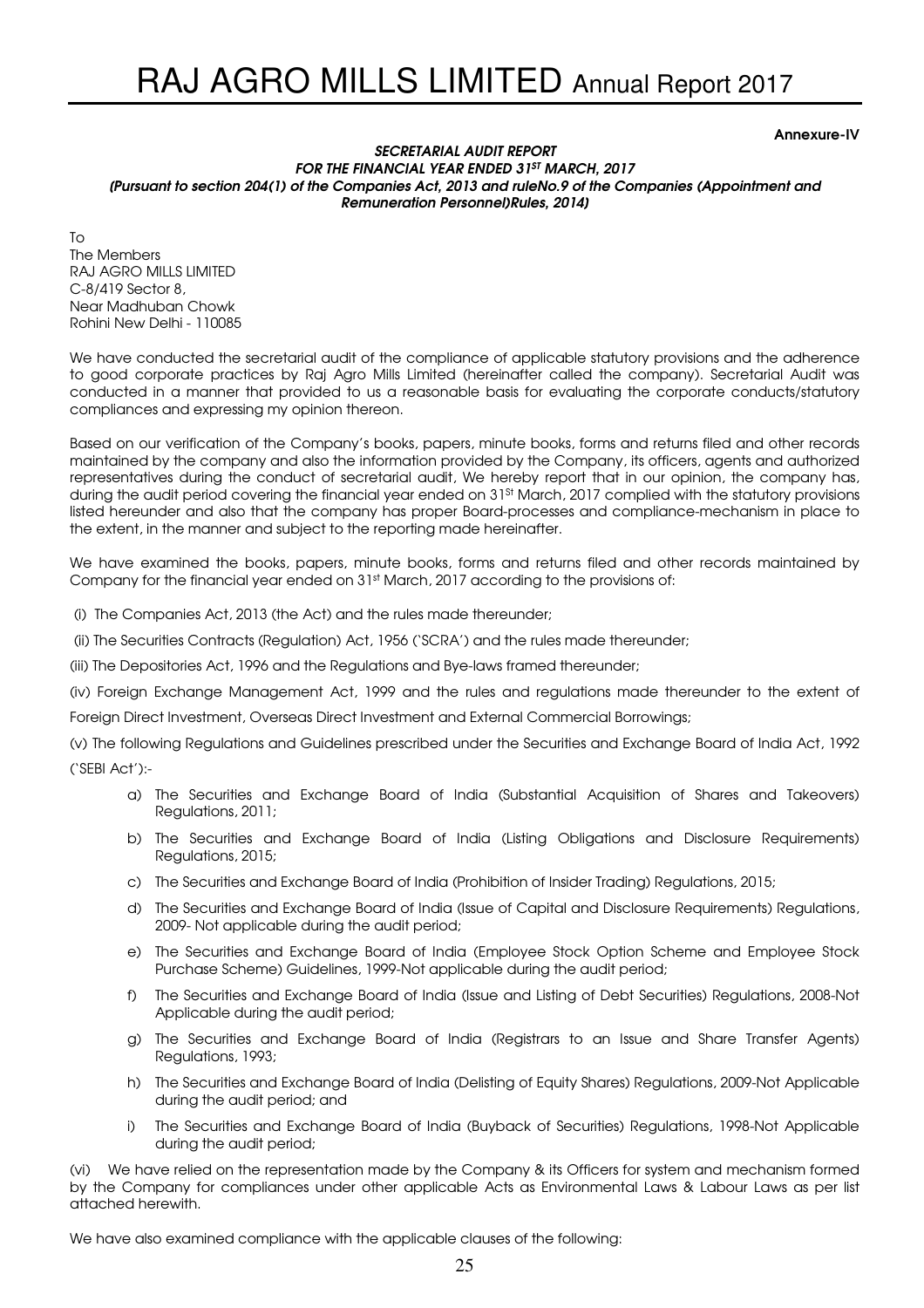**Annexure-IV**

***SECRETARIAL AUDIT REPORT***
***FOR THE FINANCIAL YEAR ENDED 31ST MARCH, 2017***
***(Pursuant to section 204(1) of the Companies Act, 2013 and ruleNo.9 of the Companies (Appointment and Remuneration Personnel)Rules, 2014)***

To
The Members
RAJ AGRO MILLS LIMITED
C-8/419 Sector 8,
Near Madhuban Chowk
Rohini New Delhi - 110085

We have conducted the secretarial audit of the compliance of applicable statutory provisions and the adherence to good corporate practices by Raj Agro Mills Limited (hereinafter called the company). Secretarial Audit was conducted in a manner that provided to us a reasonable basis for evaluating the corporate conducts/statutory compliances and expressing my opinion thereon.

Based on our verification of the Company's books, papers, minute books, forms and returns filed and other records maintained by the company and also the information provided by the Company, its officers, agents and authorized representatives during the conduct of secretarial audit, We hereby report that in our opinion, the company has, during the audit period covering the financial year ended on 31St March, 2017 complied with the statutory provisions listed hereunder and also that the company has proper Board-processes and compliance-mechanism in place to the extent, in the manner and subject to the reporting made hereinafter.

We have examined the books, papers, minute books, forms and returns filed and other records maintained by Company for the financial year ended on 31st March, 2017 according to the provisions of:

(i) The Companies Act, 2013 (the Act) and the rules made thereunder;

(ii) The Securities Contracts (Regulation) Act, 1956 ('SCRA') and the rules made thereunder;

(iii) The Depositories Act, 1996 and the Regulations and Bye-laws framed thereunder;

(iv) Foreign Exchange Management Act, 1999 and the rules and regulations made thereunder to the extent of Foreign Direct Investment, Overseas Direct Investment and External Commercial Borrowings;

(v) The following Regulations and Guidelines prescribed under the Securities and Exchange Board of India Act, 1992 ('SEBI Act'):-

a) The Securities and Exchange Board of India (Substantial Acquisition of Shares and Takeovers) Regulations, 2011;

b) The Securities and Exchange Board of India (Listing Obligations and Disclosure Requirements) Regulations, 2015;

c) The Securities and Exchange Board of India (Prohibition of Insider Trading) Regulations, 2015;

d) The Securities and Exchange Board of India (Issue of Capital and Disclosure Requirements) Regulations, 2009- Not applicable during the audit period;

e) The Securities and Exchange Board of India (Employee Stock Option Scheme and Employee Stock Purchase Scheme) Guidelines, 1999-Not applicable during the audit period;

f) The Securities and Exchange Board of India (Issue and Listing of Debt Securities) Regulations, 2008-Not Applicable during the audit period;

g) The Securities and Exchange Board of India (Registrars to an Issue and Share Transfer Agents) Regulations, 1993;

h) The Securities and Exchange Board of India (Delisting of Equity Shares) Regulations, 2009-Not Applicable during the audit period; and

i) The Securities and Exchange Board of India (Buyback of Securities) Regulations, 1998-Not Applicable during the audit period;

(vi) We have relied on the representation made by the Company & its Officers for system and mechanism formed by the Company for compliances under other applicable Acts as Environmental Laws & Labour Laws as per list attached herewith.

We have also examined compliance with the applicable clauses of the following: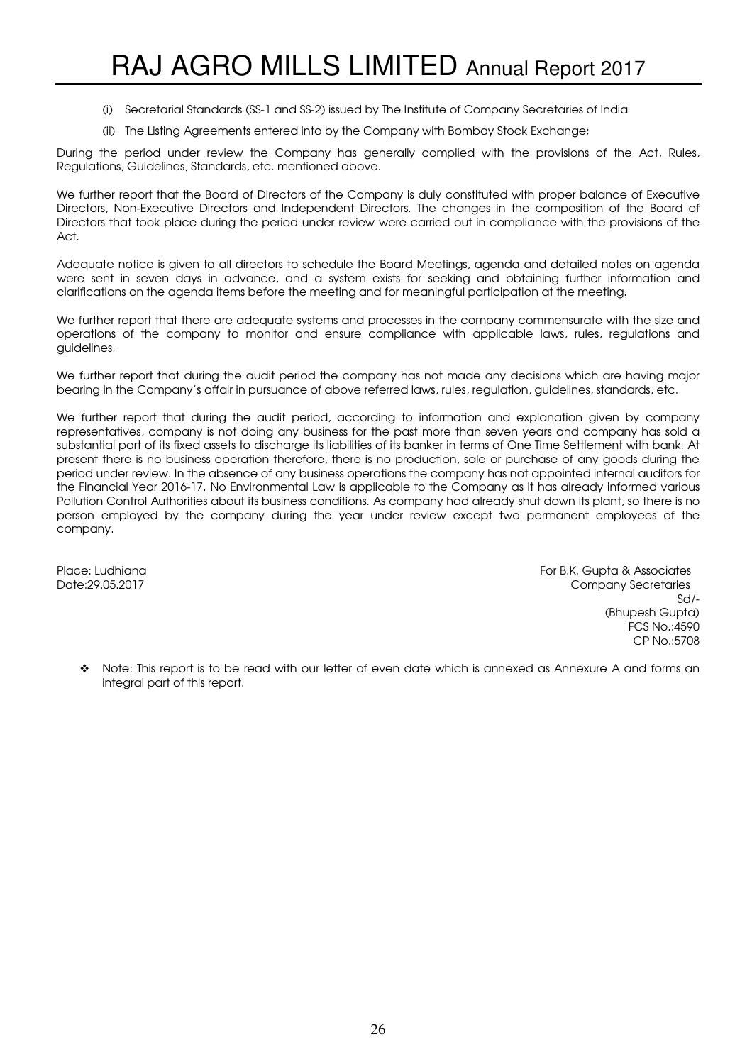(i) Secretarial Standards (SS-1 and SS-2) issued by The Institute of Company Secretaries of India

(ii) The Listing Agreements entered into by the Company with Bombay Stock Exchange;

During the period under review the Company has generally complied with the provisions of the Act, Rules, Regulations, Guidelines, Standards, etc. mentioned above.

We further report that the Board of Directors of the Company is duly constituted with proper balance of Executive Directors, Non-Executive Directors and Independent Directors. The changes in the composition of the Board of Directors that took place during the period under review were carried out in compliance with the provisions of the Act.

Adequate notice is given to all directors to schedule the Board Meetings, agenda and detailed notes on agenda were sent in seven days in advance, and a system exists for seeking and obtaining further information and clarifications on the agenda items before the meeting and for meaningful participation at the meeting.

We further report that there are adequate systems and processes in the company commensurate with the size and operations of the company to monitor and ensure compliance with applicable laws, rules, regulations and guidelines.

We further report that during the audit period the company has not made any decisions which are having major bearing in the Company's affair in pursuance of above referred laws, rules, regulation, guidelines, standards, etc.

We further report that during the audit period, according to information and explanation given by company representatives, company is not doing any business for the past more than seven years and company has sold a substantial part of its fixed assets to discharge its liabilities of its banker in terms of One Time Settlement with bank. At present there is no business operation therefore, there is no production, sale or purchase of any goods during the period under review. In the absence of any business operations the company has not appointed internal auditors for the Financial Year 2016-17. No Environmental Law is applicable to the Company as it has already informed various Pollution Control Authorities about its business conditions. As company had already shut down its plant, so there is no person employed by the company during the year under review except two permanent employees of the company.

Place: Ludhiana
Date:29.05.2017

For B.K. Gupta & Associates
Company Secretaries
Sd/-
(Bhupesh Gupta)
FCS No.:4590
CP No.:5708

❖ Note: This report is to be read with our letter of even date which is annexed as Annexure A and forms an integral part of this report.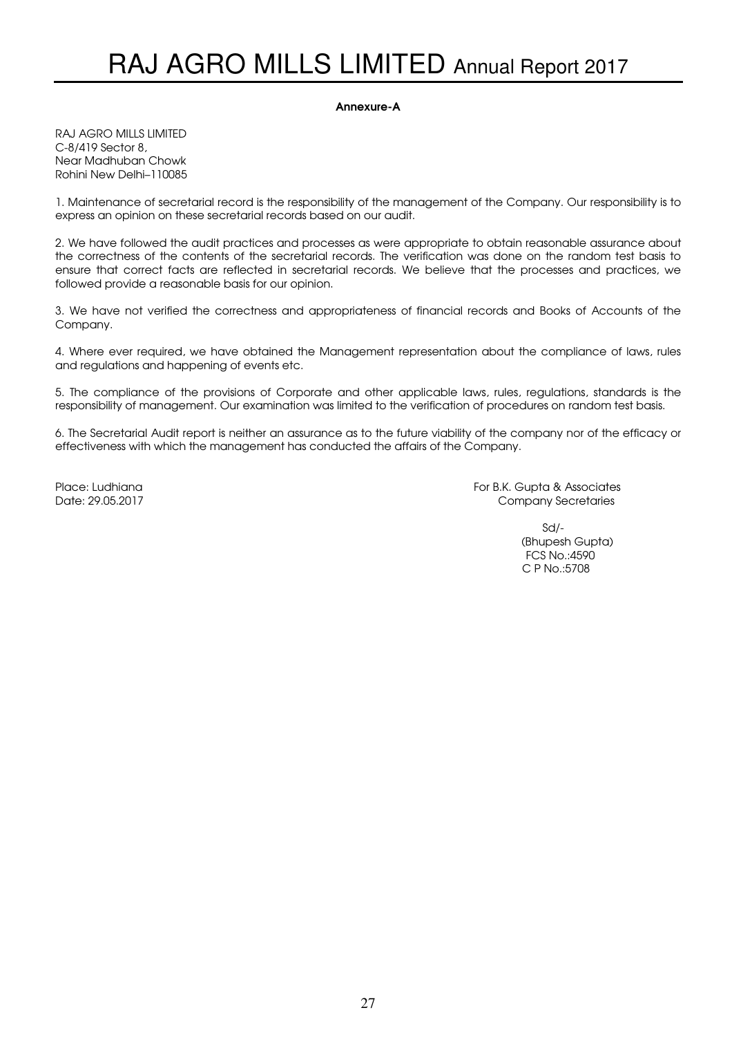**Annexure-A**

RAJ AGRO MILLS LIMITED
C-8/419 Sector 8,
Near Madhuban Chowk
Rohini New Delhi–110085

1. Maintenance of secretarial record is the responsibility of the management of the Company. Our responsibility is to express an opinion on these secretarial records based on our audit.

2. We have followed the audit practices and processes as were appropriate to obtain reasonable assurance about the correctness of the contents of the secretarial records. The verification was done on the random test basis to ensure that correct facts are reflected in secretarial records. We believe that the processes and practices, we followed provide a reasonable basis for our opinion.

3. We have not verified the correctness and appropriateness of financial records and Books of Accounts of the Company.

4. Where ever required, we have obtained the Management representation about the compliance of laws, rules and regulations and happening of events etc.

5. The compliance of the provisions of Corporate and other applicable laws, rules, regulations, standards is the responsibility of management. Our examination was limited to the verification of procedures on random test basis.

6. The Secretarial Audit report is neither an assurance as to the future viability of the company nor of the efficacy or effectiveness with which the management has conducted the affairs of the Company.

Place: Ludhiana
Date: 29.05.2017

For B.K. Gupta & Associates
Company Secretaries

Sd/-
(Bhupesh Gupta)
FCS No.:4590
C P No.:5708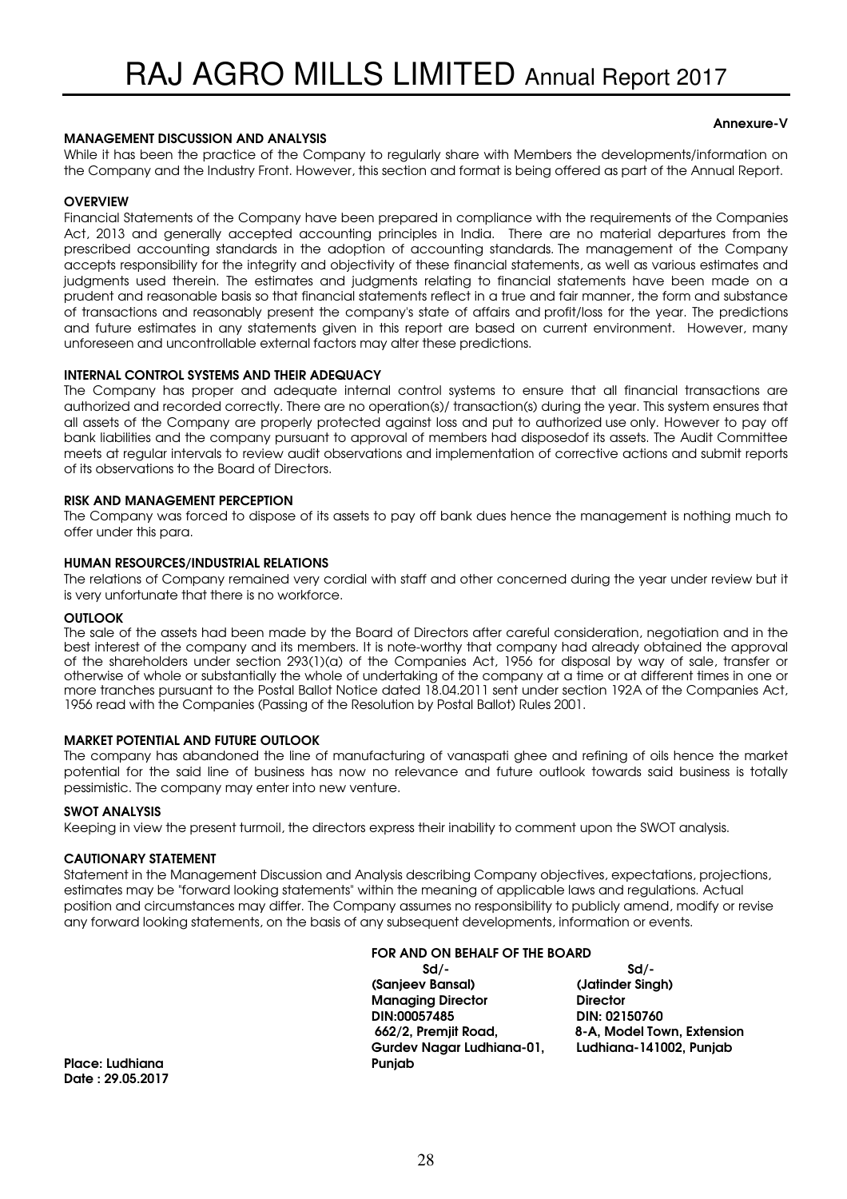Annexure-V

## MANAGEMENT DISCUSSION AND ANALYSIS

While it has been the practice of the Company to regularly share with Members the developments/information on the Company and the Industry Front. However, this section and format is being offered as part of the Annual Report.

### OVERVIEW

Financial Statements of the Company have been prepared in compliance with the requirements of the Companies Act, 2013 and generally accepted accounting principles in India. There are no material departures from the prescribed accounting standards in the adoption of accounting standards. The management of the Company accepts responsibility for the integrity and objectivity of these financial statements, as well as various estimates and judgments used therein. The estimates and judgments relating to financial statements have been made on a prudent and reasonable basis so that financial statements reflect in a true and fair manner, the form and substance of transactions and reasonably present the company's state of affairs and profit/loss for the year. The predictions and future estimates in any statements given in this report are based on current environment. However, many unforeseen and uncontrollable external factors may alter these predictions.

### INTERNAL CONTROL SYSTEMS AND THEIR ADEQUACY

The Company has proper and adequate internal control systems to ensure that all financial transactions are authorized and recorded correctly. There are no operation(s)/ transaction(s) during the year. This system ensures that all assets of the Company are properly protected against loss and put to authorized use only. However to pay off bank liabilities and the company pursuant to approval of members had disposedof its assets. The Audit Committee meets at regular intervals to review audit observations and implementation of corrective actions and submit reports of its observations to the Board of Directors.

### RISK AND MANAGEMENT PERCEPTION

The Company was forced to dispose of its assets to pay off bank dues hence the management is nothing much to offer under this para.

### HUMAN RESOURCES/INDUSTRIAL RELATIONS

The relations of Company remained very cordial with staff and other concerned during the year under review but it is very unfortunate that there is no workforce.

### OUTLOOK

The sale of the assets had been made by the Board of Directors after careful consideration, negotiation and in the best interest of the company and its members. It is note-worthy that company had already obtained the approval of the shareholders under section 293(1)(a) of the Companies Act, 1956 for disposal by way of sale, transfer or otherwise of whole or substantially the whole of undertaking of the company at a time or at different times in one or more tranches pursuant to the Postal Ballot Notice dated 18.04.2011 sent under section 192A of the Companies Act, 1956 read with the Companies (Passing of the Resolution by Postal Ballot) Rules 2001.

### MARKET POTENTIAL AND FUTURE OUTLOOK

The company has abandoned the line of manufacturing of vanaspati ghee and refining of oils hence the market potential for the said line of business has now no relevance and future outlook towards said business is totally pessimistic. The company may enter into new venture.

### SWOT ANALYSIS

Keeping in view the present turmoil, the directors express their inability to comment upon the SWOT analysis.

### CAUTIONARY STATEMENT

Statement in the Management Discussion and Analysis describing Company objectives, expectations, projections, estimates may be "forward looking statements" within the meaning of applicable laws and regulations. Actual position and circumstances may differ. The Company assumes no responsibility to publicly amend, modify or revise any forward looking statements, on the basis of any subsequent developments, information or events.

**FOR AND ON BEHALF OF THE BOARD**

| Sd/- | Sd/- |
|---|---|
| **(Sanjeev Bansal)** | **(Jatinder Singh)** |
| **Managing Director** | **Director** |
| **DIN:00057485** | **DIN: 02150760** |
| **662/2, Premjit Road, Gurdev Nagar Ludhiana-01, Punjab** | **8-A, Model Town, Extension Ludhiana-141002, Punjab** |

**Place: Ludhiana**
**Date : 29.05.2017**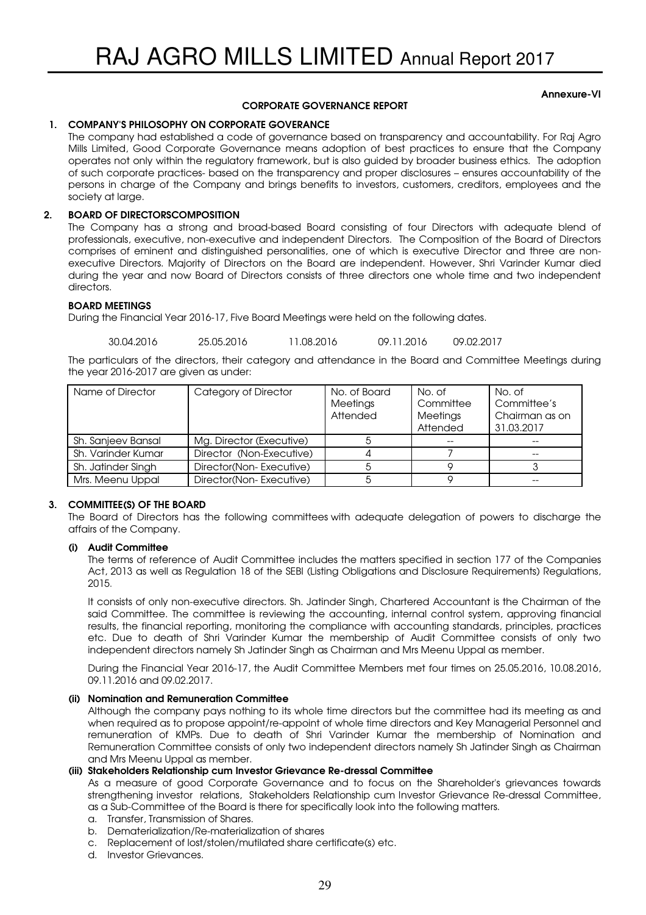**Annexure-VI**

## CORPORATE GOVERNANCE REPORT

### 1. COMPANY'S PHILOSOPHY ON CORPORATE GOVERANCE

The company had established a code of governance based on transparency and accountability. For Raj Agro Mills Limited, Good Corporate Governance means adoption of best practices to ensure that the Company operates not only within the regulatory framework, but is also guided by broader business ethics. The adoption of such corporate practices- based on the transparency and proper disclosures – ensures accountability of the persons in charge of the Company and brings benefits to investors, customers, creditors, employees and the society at large.

### 2. BOARD OF DIRECTORSCOMPOSITION

The Company has a strong and broad-based Board consisting of four Directors with adequate blend of professionals, executive, non-executive and independent Directors. The Composition of the Board of Directors comprises of eminent and distinguished personalities, one of which is executive Director and three are non-executive Directors. Majority of Directors on the Board are independent. However, Shri Varinder Kumar died during the year and now Board of Directors consists of three directors one whole time and two independent directors.

**BOARD MEETINGS**

During the Financial Year 2016-17, Five Board Meetings were held on the following dates.

30.04.2016 25.05.2016 11.08.2016 09.11.2016 09.02.2017

The particulars of the directors, their category and attendance in the Board and Committee Meetings during the year 2016-2017 are given as under:

| Name of Director | Category of Director | No. of Board Meetings Attended | No. of Committee Meetings Attended | No. of Committee's Chairman as on 31.03.2017 |
|---|---|---|---|---|
| Sh. Sanjeev Bansal | Mg. Director (Executive) | 5 | -- | -- |
| Sh. Varinder Kumar | Director (Non-Executive) | 4 | 7 | -- |
| Sh. Jatinder Singh | Director(Non- Executive) | 5 | 9 | 3 |
| Mrs. Meenu Uppal | Director(Non- Executive) | 5 | 9 | -- |

### 3. COMMITTEE(S) OF THE BOARD

The Board of Directors has the following committees with adequate delegation of powers to discharge the affairs of the Company.

**(i) Audit Committee**

The terms of reference of Audit Committee includes the matters specified in section 177 of the Companies Act, 2013 as well as Regulation 18 of the SEBI (Listing Obligations and Disclosure Requirements) Regulations, 2015.

It consists of only non-executive directors. Sh. Jatinder Singh, Chartered Accountant is the Chairman of the said Committee. The committee is reviewing the accounting, internal control system, approving financial results, the financial reporting, monitoring the compliance with accounting standards, principles, practices etc. Due to death of Shri Varinder Kumar the membership of Audit Committee consists of only two independent directors namely Sh Jatinder Singh as Chairman and Mrs Meenu Uppal as member.

During the Financial Year 2016-17, the Audit Committee Members met four times on 25.05.2016, 10.08.2016, 09.11.2016 and 09.02.2017.

**(ii) Nomination and Remuneration Committee**

Although the company pays nothing to its whole time directors but the committee had its meeting as and when required as to propose appoint/re-appoint of whole time directors and Key Managerial Personnel and remuneration of KMPs. Due to death of Shri Varinder Kumar the membership of Nomination and Remuneration Committee consists of only two independent directors namely Sh Jatinder Singh as Chairman and Mrs Meenu Uppal as member.

**(iii) Stakeholders Relationship cum Investor Grievance Re-dressal Committee**

As a measure of good Corporate Governance and to focus on the Shareholder's grievances towards strengthening investor relations, Stakeholders Relationship cum Investor Grievance Re-dressal Committee, as a Sub-Committee of the Board is there for specifically look into the following matters.

a. Transfer, Transmission of Shares.
b. Dematerialization/Re-materialization of shares
c. Replacement of lost/stolen/mutilated share certificate(s) etc.
d. Investor Grievances.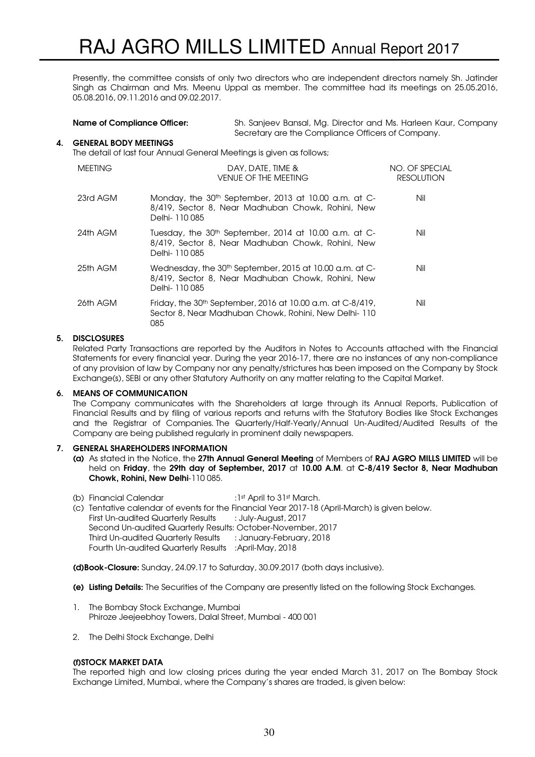Presently, the committee consists of only two directors who are independent directors namely Sh. Jatinder Singh as Chairman and Mrs. Meenu Uppal as member. The committee had its meetings on 25.05.2016, 05.08.2016, 09.11.2016 and 09.02.2017.

**Name of Compliance Officer:** Sh. Sanjeev Bansal, Mg. Director and Ms. Harleen Kaur, Company Secretary are the Compliance Officers of Company.

## 4. GENERAL BODY MEETINGS

The detail of last four Annual General Meetings is given as follows;

| MEETING | DAY, DATE, TIME & VENUE OF THE MEETING | NO. OF SPECIAL RESOLUTION |
|---|---|---|
| 23rd AGM | Monday, the 30th September, 2013 at 10.00 a.m. at C-8/419, Sector 8, Near Madhuban Chowk, Rohini, New Delhi- 110 085 | Nil |
| 24th AGM | Tuesday, the 30th September, 2014 at 10.00 a.m. at C-8/419, Sector 8, Near Madhuban Chowk, Rohini, New Delhi- 110 085 | Nil |
| 25th AGM | Wednesday, the 30th September, 2015 at 10.00 a.m. at C-8/419, Sector 8, Near Madhuban Chowk, Rohini, New Delhi- 110 085 | Nil |
| 26th AGM | Friday, the 30th September, 2016 at 10.00 a.m. at C-8/419, Sector 8, Near Madhuban Chowk, Rohini, New Delhi- 110 085 | Nil |

## 5. DISCLOSURES

Related Party Transactions are reported by the Auditors in Notes to Accounts attached with the Financial Statements for every financial year. During the year 2016-17, there are no instances of any non-compliance of any provision of law by Company nor any penalty/strictures has been imposed on the Company by Stock Exchange(s), SEBI or any other Statutory Authority on any matter relating to the Capital Market.

## 6. MEANS OF COMMUNICATION

The Company communicates with the Shareholders at large through its Annual Reports, Publication of Financial Results and by filing of various reports and returns with the Statutory Bodies like Stock Exchanges and the Registrar of Companies. The Quarterly/Half-Yearly/Annual Un-Audited/Audited Results of the Company are being published regularly in prominent daily newspapers.

## 7. GENERAL SHAREHOLDERS INFORMATION

**(a)** As stated in the Notice, the **27th Annual General Meeting** of Members of **RAJ AGRO MILLS LIMITED** will be held on **Friday**, the **29th day of September, 2017** at **10.00 A.M**. at **C-8/419 Sector 8, Near Madhuban Chowk, Rohini, New Delhi**-110 085.

(b) Financial Calendar : 1st April to 31st March.

(c) Tentative calendar of events for the Financial Year 2017-18 (April-March) is given below.

First Un-audited Quarterly Results : July-August, 2017
Second Un-audited Quarterly Results: October-November, 2017
Third Un-audited Quarterly Results : January-February, 2018
Fourth Un-audited Quarterly Results : April-May, 2018

**(d) Book-Closure:** Sunday, 24.09.17 to Saturday, 30.09.2017 (both days inclusive).

**(e) Listing Details:** The Securities of the Company are presently listed on the following Stock Exchanges.

1. The Bombay Stock Exchange, Mumbai
   Phiroze Jeejeebhoy Towers, Dalal Street, Mumbai - 400 001
2. The Delhi Stock Exchange, Delhi

**(f) STOCK MARKET DATA**

The reported high and low closing prices during the year ended March 31, 2017 on The Bombay Stock Exchange Limited, Mumbai, where the Company's shares are traded, is given below: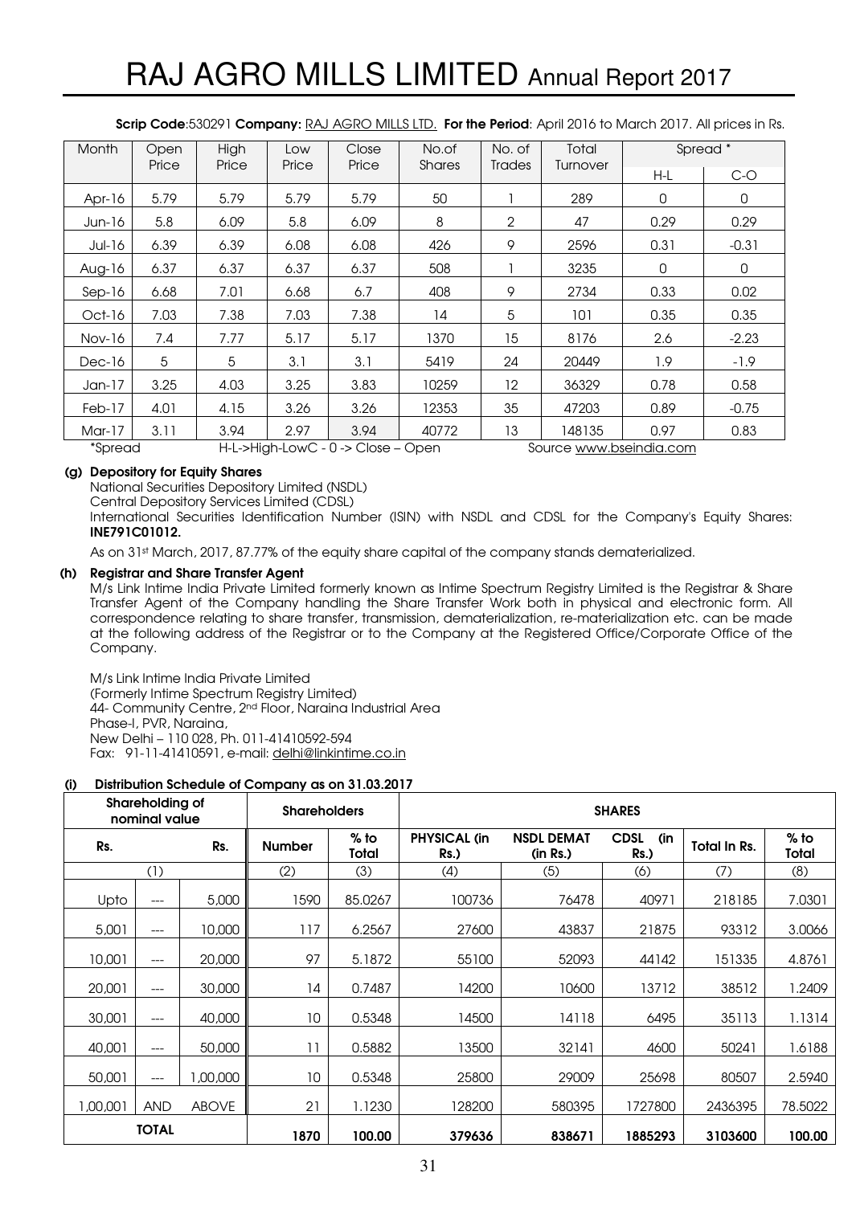**Scrip Code**:530291 **Company:** RAJ AGRO MILLS LTD. **For the Period**: April 2016 to March 2017. All prices in Rs.

| Month | Open Price | High Price | Low Price | Close Price | No.of Shares | No. of Trades | Total Turnover | Spread * | |
|---|---|---|---|---|---|---|---|---|---|
| | | | | | | | | H-L | C-O |
| Apr-16 | 5.79 | 5.79 | 5.79 | 5.79 | 50 | 1 | 289 | 0 | 0 |
| Jun-16 | 5.8 | 6.09 | 5.8 | 6.09 | 8 | 2 | 47 | 0.29 | 0.29 |
| Jul-16 | 6.39 | 6.39 | 6.08 | 6.08 | 426 | 9 | 2596 | 0.31 | -0.31 |
| Aug-16 | 6.37 | 6.37 | 6.37 | 6.37 | 508 | 1 | 3235 | 0 | 0 |
| Sep-16 | 6.68 | 7.01 | 6.68 | 6.7 | 408 | 9 | 2734 | 0.33 | 0.02 |
| Oct-16 | 7.03 | 7.38 | 7.03 | 7.38 | 14 | 5 | 101 | 0.35 | 0.35 |
| Nov-16 | 7.4 | 7.77 | 5.17 | 5.17 | 1370 | 15 | 8176 | 2.6 | -2.23 |
| Dec-16 | 5 | 5 | 3.1 | 3.1 | 5419 | 24 | 20449 | 1.9 | -1.9 |
| Jan-17 | 3.25 | 4.03 | 3.25 | 3.83 | 10259 | 12 | 36329 | 0.78 | 0.58 |
| Feb-17 | 4.01 | 4.15 | 3.26 | 3.26 | 12353 | 35 | 47203 | 0.89 | -0.75 |
| Mar-17 | 3.11 | 3.94 | 2.97 | 3.94 | 40772 | 13 | 148135 | 0.97 | 0.83 |

*Spread H-L->High-LowC - 0 -> Close – Open Source www.bseindia.com

**(g) Depository for Equity Shares**

National Securities Depository Limited (NSDL)
Central Depository Services Limited (CDSL)
International Securities Identification Number (ISIN) with NSDL and CDSL for the Company's Equity Shares: **INE791C01012.**

As on 31st March, 2017, 87.77% of the equity share capital of the company stands dematerialized.

**(h) Registrar and Share Transfer Agent**

M/s Link Intime India Private Limited formerly known as Intime Spectrum Registry Limited is the Registrar & Share Transfer Agent of the Company handling the Share Transfer Work both in physical and electronic form. All correspondence relating to share transfer, transmission, dematerialization, re-materialization etc. can be made at the following address of the Registrar or to the Company at the Registered Office/Corporate Office of the Company.

M/s Link Intime India Private Limited
(Formerly Intime Spectrum Registry Limited)
44- Community Centre, 2nd Floor, Naraina Industrial Area
Phase-I, PVR, Naraina,
New Delhi – 110 028, Ph. 011-41410592-594
Fax: 91-11-41410591, e-mail: delhi@linkintime.co.in

**(i) Distribution Schedule of Company as on 31.03.2017**

| Shareholding of nominal value | | | Shareholders | | SHARES | | | | |
|---|---|---|---|---|---|---|---|---|---|
| Rs. | | Rs. | Number | % to Total | PHYSICAL (in Rs.) | NSDL DEMAT (in Rs.) | CDSL (in Rs.) | Total In Rs. | % to Total |
| (1) | | | (2) | (3) | (4) | (5) | (6) | (7) | (8) |
| Upto | --- | 5,000 | 1590 | 85.0267 | 100736 | 76478 | 40971 | 218185 | 7.0301 |
| 5,001 | --- | 10,000 | 117 | 6.2567 | 27600 | 43837 | 21875 | 93312 | 3.0066 |
| 10,001 | --- | 20,000 | 97 | 5.1872 | 55100 | 52093 | 44142 | 151335 | 4.8761 |
| 20,001 | --- | 30,000 | 14 | 0.7487 | 14200 | 10600 | 13712 | 38512 | 1.2409 |
| 30,001 | --- | 40,000 | 10 | 0.5348 | 14500 | 14118 | 6495 | 35113 | 1.1314 |
| 40,001 | --- | 50,000 | 11 | 0.5882 | 13500 | 32141 | 4600 | 50241 | 1.6188 |
| 50,001 | --- | 1,00,000 | 10 | 0.5348 | 25800 | 29009 | 25698 | 80507 | 2.5940 |
| 1,00,001 | AND | ABOVE | 21 | 1.1230 | 128200 | 580395 | 1727800 | 2436395 | 78.5022 |
| **TOTAL** | | | **1870** | **100.00** | **379636** | **838671** | **1885293** | **3103600** | **100.00** |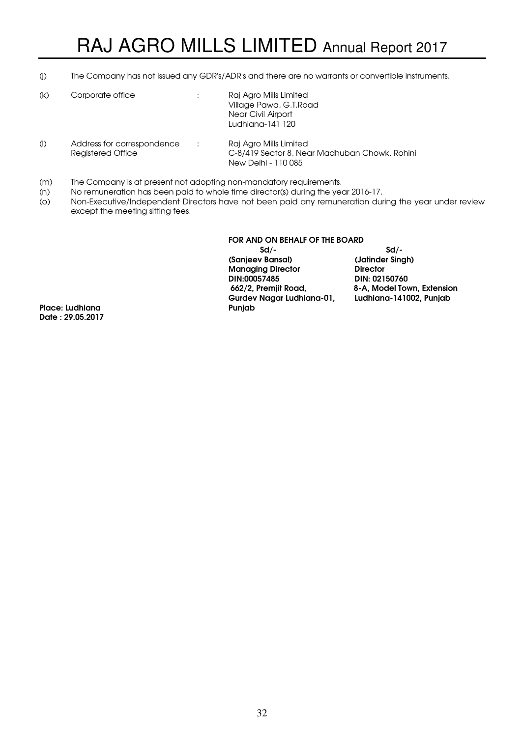(j) The Company has not issued any GDR's/ADR's and there are no warrants or convertible instruments.

(k) Corporate office : Raj Agro Mills Limited
Village Pawa, G.T.Road
Near Civil Airport
Ludhiana-141 120

(l) Address for correspondence : Raj Agro Mills Limited
Registered Office
C-8/419 Sector 8, Near Madhuban Chowk, Rohini
New Delhi - 110 085

(m) The Company is at present not adopting non-mandatory requirements.

(n) No remuneration has been paid to whole time director(s) during the year 2016-17.

(o) Non-Executive/Independent Directors have not been paid any remuneration during the year under review except the meeting sitting fees.

**FOR AND ON BEHALF OF THE BOARD**

| | |
|---|---|
| **Sd/-** | **Sd/-** |
| **(Sanjeev Bansal)** | **(Jatinder Singh)** |
| **Managing Director** | **Director** |
| **DIN:00057485** | **DIN: 02150760** |
| **662/2, Premjit Road,** | **8-A, Model Town, Extension** |
| **Gurdev Nagar Ludhiana-01,** | **Ludhiana-141002, Punjab** |
| **Punjab** | |

**Place: Ludhiana**
**Date : 29.05.2017**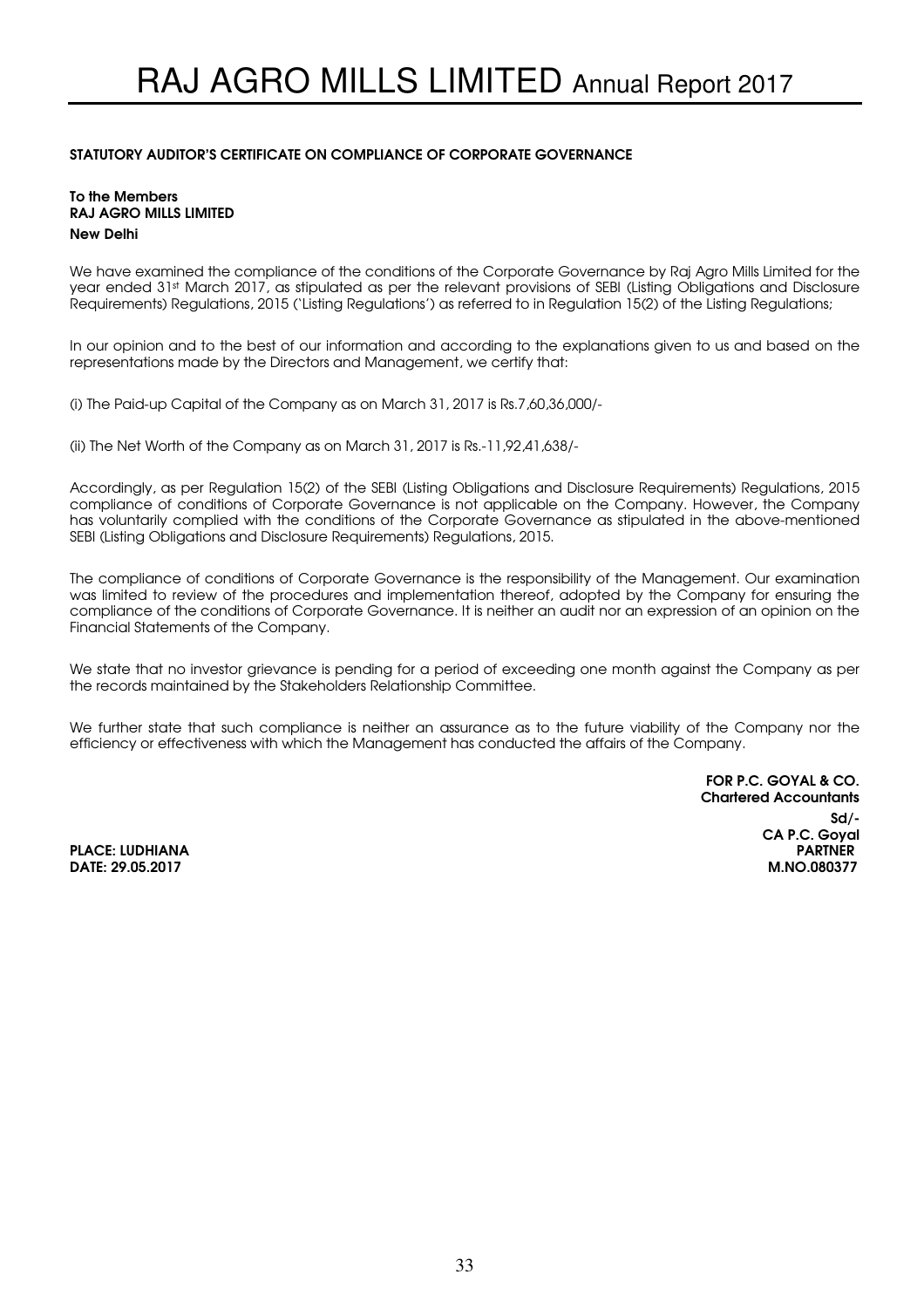## STATUTORY AUDITOR'S CERTIFICATE ON COMPLIANCE OF CORPORATE GOVERNANCE

**To the Members**
**RAJ AGRO MILLS LIMITED**
**New Delhi**

We have examined the compliance of the conditions of the Corporate Governance by Raj Agro Mills Limited for the year ended 31st March 2017, as stipulated as per the relevant provisions of SEBI (Listing Obligations and Disclosure Requirements) Regulations, 2015 (`Listing Regulations') as referred to in Regulation 15(2) of the Listing Regulations;

In our opinion and to the best of our information and according to the explanations given to us and based on the representations made by the Directors and Management, we certify that:

(i) The Paid-up Capital of the Company as on March 31, 2017 is Rs.7,60,36,000/-

(ii) The Net Worth of the Company as on March 31, 2017 is Rs.-11,92,41,638/-

Accordingly, as per Regulation 15(2) of the SEBI (Listing Obligations and Disclosure Requirements) Regulations, 2015 compliance of conditions of Corporate Governance is not applicable on the Company. However, the Company has voluntarily complied with the conditions of the Corporate Governance as stipulated in the above-mentioned SEBI (Listing Obligations and Disclosure Requirements) Regulations, 2015.

The compliance of conditions of Corporate Governance is the responsibility of the Management. Our examination was limited to review of the procedures and implementation thereof, adopted by the Company for ensuring the compliance of the conditions of Corporate Governance. It is neither an audit nor an expression of an opinion on the Financial Statements of the Company.

We state that no investor grievance is pending for a period of exceeding one month against the Company as per the records maintained by the Stakeholders Relationship Committee.

We further state that such compliance is neither an assurance as to the future viability of the Company nor the efficiency or effectiveness with which the Management has conducted the affairs of the Company.

**FOR P.C. GOYAL & CO.**
**Chartered Accountants**
**Sd/-**
**CA P.C. Goyal**
**PARTNER**
**M.NO.080377**

**PLACE: LUDHIANA**
**DATE: 29.05.2017**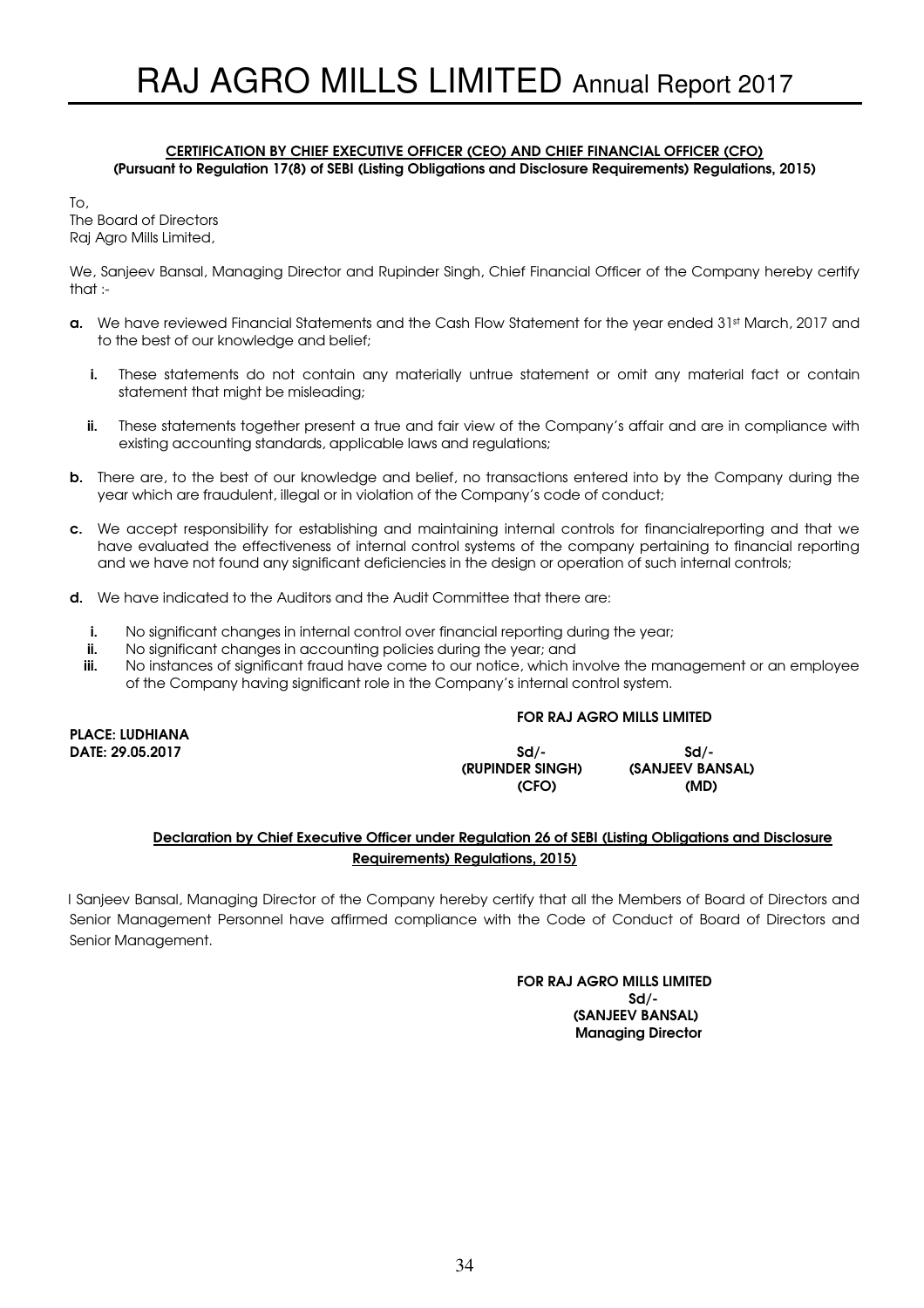**CERTIFICATION BY CHIEF EXECUTIVE OFFICER (CEO) AND CHIEF FINANCIAL OFFICER (CFO)**
**(Pursuant to Regulation 17(8) of SEBI (Listing Obligations and Disclosure Requirements) Regulations, 2015)**

To,
The Board of Directors
Raj Agro Mills Limited,

We, Sanjeev Bansal, Managing Director and Rupinder Singh, Chief Financial Officer of the Company hereby certify that :-

**a.** We have reviewed Financial Statements and the Cash Flow Statement for the year ended 31st March, 2017 and to the best of our knowledge and belief;

   **i.** These statements do not contain any materially untrue statement or omit any material fact or contain statement that might be misleading;

   **ii.** These statements together present a true and fair view of the Company's affair and are in compliance with existing accounting standards, applicable laws and regulations;

**b.** There are, to the best of our knowledge and belief, no transactions entered into by the Company during the year which are fraudulent, illegal or in violation of the Company's code of conduct;

**c.** We accept responsibility for establishing and maintaining internal controls for financialreporting and that we have evaluated the effectiveness of internal control systems of the company pertaining to financial reporting and we have not found any significant deficiencies in the design or operation of such internal controls;

**d.** We have indicated to the Auditors and the Audit Committee that there are:

   **i.** No significant changes in internal control over financial reporting during the year;
   **ii.** No significant changes in accounting policies during the year; and
   **iii.** No instances of significant fraud have come to our notice, which involve the management or an employee of the Company having significant role in the Company's internal control system.

**FOR RAJ AGRO MILLS LIMITED**

**PLACE: LUDHIANA**
**DATE: 29.05.2017**

| Sd/- | Sd/- |
|---|---|
| **(RUPINDER SINGH)** | **(SANJEEV BANSAL)** |
| **(CFO)** | **(MD)** |

**Declaration by Chief Executive Officer under Regulation 26 of SEBI (Listing Obligations and Disclosure Requirements) Regulations, 2015)**

I Sanjeev Bansal, Managing Director of the Company hereby certify that all the Members of Board of Directors and Senior Management Personnel have affirmed compliance with the Code of Conduct of Board of Directors and Senior Management.

**FOR RAJ AGRO MILLS LIMITED**
**Sd/-**
**(SANJEEV BANSAL)**
**Managing Director**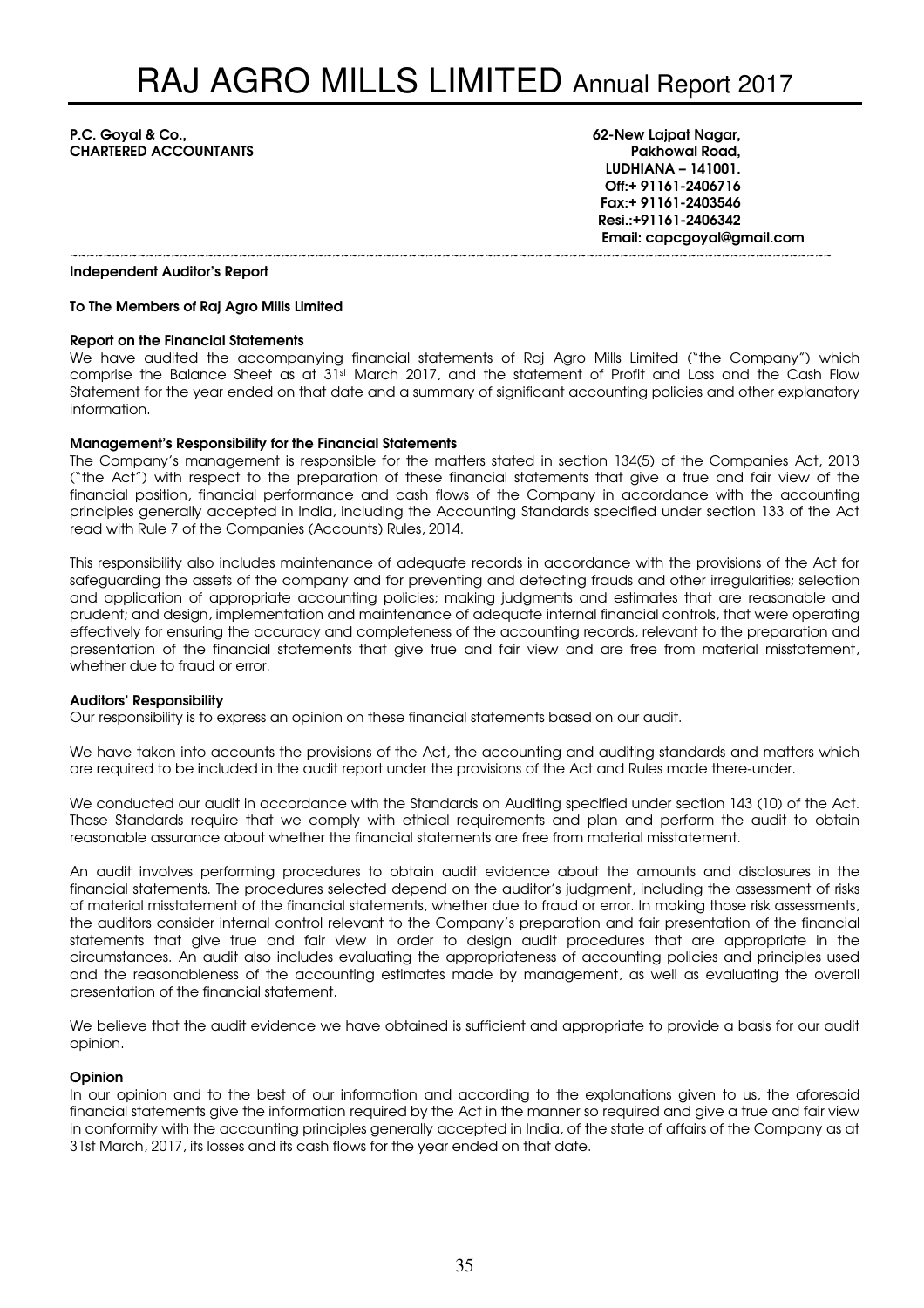**P.C. Goyal & Co.,**
**CHARTERED ACCOUNTANTS**

**62-New Lajpat Nagar,**
**Pakhowal Road,**
**LUDHIANA – 141001.**
**Off:+ 91161-2406716**
**Fax:+ 91161-2403546**
**Resi.:+91161-2406342**
**Email: capcgoyal@gmail.com**

~~~~~~~~~~~~~~~~~~~~~~~~~~~~~~~~~~~~~~~~~~~~~~~~~~~~~~~~~~~~~~~~~~~~~~~~~~~~~~~~~~~~~~~~~~~~~~~~~~

**Independent Auditor's Report**

**To The Members of Raj Agro Mills Limited**

**Report on the Financial Statements**

We have audited the accompanying financial statements of Raj Agro Mills Limited ("the Company") which comprise the Balance Sheet as at 31st March 2017, and the statement of Profit and Loss and the Cash Flow Statement for the year ended on that date and a summary of significant accounting policies and other explanatory information.

**Management's Responsibility for the Financial Statements**

The Company's management is responsible for the matters stated in section 134(5) of the Companies Act, 2013 ("the Act") with respect to the preparation of these financial statements that give a true and fair view of the financial position, financial performance and cash flows of the Company in accordance with the accounting principles generally accepted in India, including the Accounting Standards specified under section 133 of the Act read with Rule 7 of the Companies (Accounts) Rules, 2014.

This responsibility also includes maintenance of adequate records in accordance with the provisions of the Act for safeguarding the assets of the company and for preventing and detecting frauds and other irregularities; selection and application of appropriate accounting policies; making judgments and estimates that are reasonable and prudent; and design, implementation and maintenance of adequate internal financial controls, that were operating effectively for ensuring the accuracy and completeness of the accounting records, relevant to the preparation and presentation of the financial statements that give true and fair view and are free from material misstatement, whether due to fraud or error.

**Auditors' Responsibility**

Our responsibility is to express an opinion on these financial statements based on our audit.

We have taken into accounts the provisions of the Act, the accounting and auditing standards and matters which are required to be included in the audit report under the provisions of the Act and Rules made there-under.

We conducted our audit in accordance with the Standards on Auditing specified under section 143 (10) of the Act. Those Standards require that we comply with ethical requirements and plan and perform the audit to obtain reasonable assurance about whether the financial statements are free from material misstatement.

An audit involves performing procedures to obtain audit evidence about the amounts and disclosures in the financial statements. The procedures selected depend on the auditor's judgment, including the assessment of risks of material misstatement of the financial statements, whether due to fraud or error. In making those risk assessments, the auditors consider internal control relevant to the Company's preparation and fair presentation of the financial statements that give true and fair view in order to design audit procedures that are appropriate in the circumstances. An audit also includes evaluating the appropriateness of accounting policies and principles used and the reasonableness of the accounting estimates made by management, as well as evaluating the overall presentation of the financial statement.

We believe that the audit evidence we have obtained is sufficient and appropriate to provide a basis for our audit opinion.

**Opinion**

In our opinion and to the best of our information and according to the explanations given to us, the aforesaid financial statements give the information required by the Act in the manner so required and give a true and fair view in conformity with the accounting principles generally accepted in India, of the state of affairs of the Company as at 31st March, 2017, its losses and its cash flows for the year ended on that date.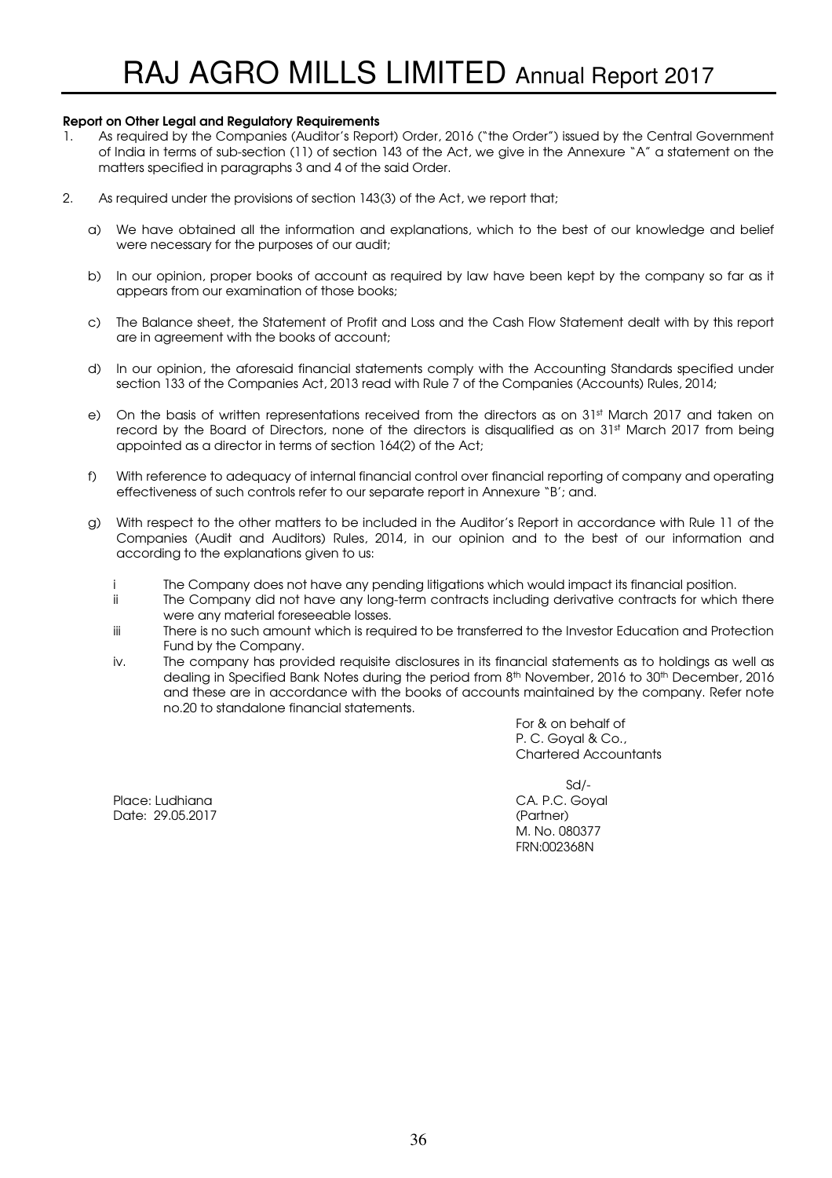**Report on Other Legal and Regulatory Requirements**

1. As required by the Companies (Auditor's Report) Order, 2016 ("the Order") issued by the Central Government of India in terms of sub-section (11) of section 143 of the Act, we give in the Annexure "A" a statement on the matters specified in paragraphs 3 and 4 of the said Order.

2. As required under the provisions of section 143(3) of the Act, we report that;

   a) We have obtained all the information and explanations, which to the best of our knowledge and belief were necessary for the purposes of our audit;

   b) In our opinion, proper books of account as required by law have been kept by the company so far as it appears from our examination of those books;

   c) The Balance sheet, the Statement of Profit and Loss and the Cash Flow Statement dealt with by this report are in agreement with the books of account;

   d) In our opinion, the aforesaid financial statements comply with the Accounting Standards specified under section 133 of the Companies Act, 2013 read with Rule 7 of the Companies (Accounts) Rules, 2014;

   e) On the basis of written representations received from the directors as on 31st March 2017 and taken on record by the Board of Directors, none of the directors is disqualified as on 31st March 2017 from being appointed as a director in terms of section 164(2) of the Act;

   f) With reference to adequacy of internal financial control over financial reporting of company and operating effectiveness of such controls refer to our separate report in Annexure "B'; and.

   g) With respect to the other matters to be included in the Auditor's Report in accordance with Rule 11 of the Companies (Audit and Auditors) Rules, 2014, in our opinion and to the best of our information and according to the explanations given to us:

      i The Company does not have any pending litigations which would impact its financial position.

      ii The Company did not have any long-term contracts including derivative contracts for which there were any material foreseeable losses.

      iii There is no such amount which is required to be transferred to the Investor Education and Protection Fund by the Company.

      iv. The company has provided requisite disclosures in its financial statements as to holdings as well as dealing in Specified Bank Notes during the period from 8th November, 2016 to 30th December, 2016 and these are in accordance with the books of accounts maintained by the company. Refer note no.20 to standalone financial statements.

For & on behalf of
P. C. Goyal & Co.,
Chartered Accountants

Sd/-
CA. P.C. Goyal
(Partner)
M. No. 080377
FRN:002368N

Place: Ludhiana
Date: 29.05.2017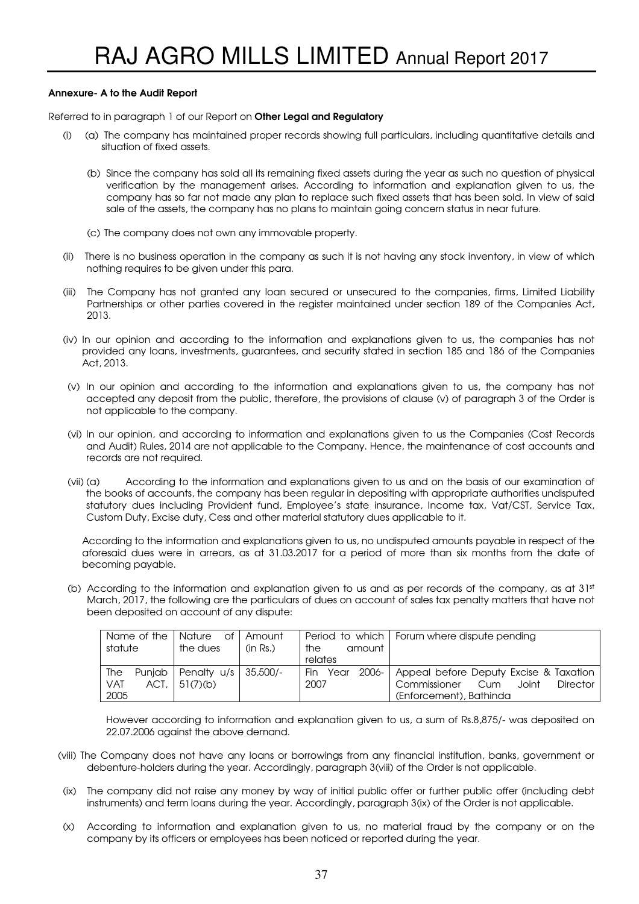**Annexure- A to the Audit Report**

Referred to in paragraph 1 of our Report on **Other Legal and Regulatory**

(i) (a) The company has maintained proper records showing full particulars, including quantitative details and situation of fixed assets.

(b) Since the company has sold all its remaining fixed assets during the year as such no question of physical verification by the management arises. According to information and explanation given to us, the company has so far not made any plan to replace such fixed assets that has been sold. In view of said sale of the assets, the company has no plans to maintain going concern status in near future.

(c) The company does not own any immovable property.

(ii) There is no business operation in the company as such it is not having any stock inventory, in view of which nothing requires to be given under this para.

(iii) The Company has not granted any loan secured or unsecured to the companies, firms, Limited Liability Partnerships or other parties covered in the register maintained under section 189 of the Companies Act, 2013.

(iv) In our opinion and according to the information and explanations given to us, the companies has not provided any loans, investments, guarantees, and security stated in section 185 and 186 of the Companies Act, 2013.

(v) In our opinion and according to the information and explanations given to us, the company has not accepted any deposit from the public, therefore, the provisions of clause (v) of paragraph 3 of the Order is not applicable to the company.

(vi) In our opinion, and according to information and explanations given to us the Companies (Cost Records and Audit) Rules, 2014 are not applicable to the Company. Hence, the maintenance of cost accounts and records are not required.

(vii) (a) According to the information and explanations given to us and on the basis of our examination of the books of accounts, the company has been regular in depositing with appropriate authorities undisputed statutory dues including Provident fund, Employee's state insurance, Income tax, Vat/CST, Service Tax, Custom Duty, Excise duty, Cess and other material statutory dues applicable to it.

According to the information and explanations given to us, no undisputed amounts payable in respect of the aforesaid dues were in arrears, as at 31.03.2017 for a period of more than six months from the date of becoming payable.

(b) According to the information and explanation given to us and as per records of the company, as at 31st March, 2017, the following are the particulars of dues on account of sales tax penalty matters that have not been deposited on account of any dispute:

| Name of the statute | Nature of the dues | Amount (in Rs.) | Period to which the amount relates | Forum where dispute pending |
|---|---|---|---|---|
| The Punjab VAT ACT, 2005 | Penalty u/s 51(7)(b) | 35,500/- | Fin Year 2006-2007 | Appeal before Deputy Excise & Taxation Commissioner Cum Joint Director (Enforcement), Bathinda |

However according to information and explanation given to us, a sum of Rs.8,875/- was deposited on 22.07.2006 against the above demand.

(viii) The Company does not have any loans or borrowings from any financial institution, banks, government or debenture-holders during the year. Accordingly, paragraph 3(viii) of the Order is not applicable.

(ix) The company did not raise any money by way of initial public offer or further public offer (including debt instruments) and term loans during the year. Accordingly, paragraph 3(ix) of the Order is not applicable.

(x) According to information and explanation given to us, no material fraud by the company or on the company by its officers or employees has been noticed or reported during the year.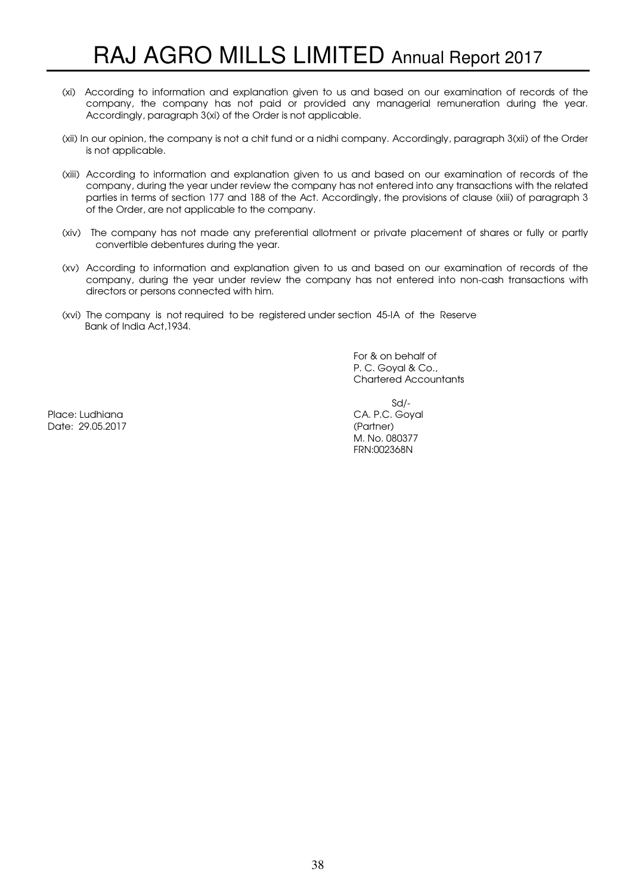(xi) According to information and explanation given to us and based on our examination of records of the company, the company has not paid or provided any managerial remuneration during the year. Accordingly, paragraph 3(xi) of the Order is not applicable.

(xii) In our opinion, the company is not a chit fund or a nidhi company. Accordingly, paragraph 3(xii) of the Order is not applicable.

(xiii) According to information and explanation given to us and based on our examination of records of the company, during the year under review the company has not entered into any transactions with the related parties in terms of section 177 and 188 of the Act. Accordingly, the provisions of clause (xiii) of paragraph 3 of the Order, are not applicable to the company.

(xiv) The company has not made any preferential allotment or private placement of shares or fully or partly convertible debentures during the year.

(xv) According to information and explanation given to us and based on our examination of records of the company, during the year under review the company has not entered into non-cash transactions with directors or persons connected with him.

(xvi) The company is not required to be registered under section 45-IA of the Reserve Bank of India Act,1934.

For & on behalf of
P. C. Goyal & Co.,
Chartered Accountants

Sd/-
CA. P.C. Goyal
(Partner)
M. No. 080377
FRN:002368N

Place: Ludhiana
Date: 29.05.2017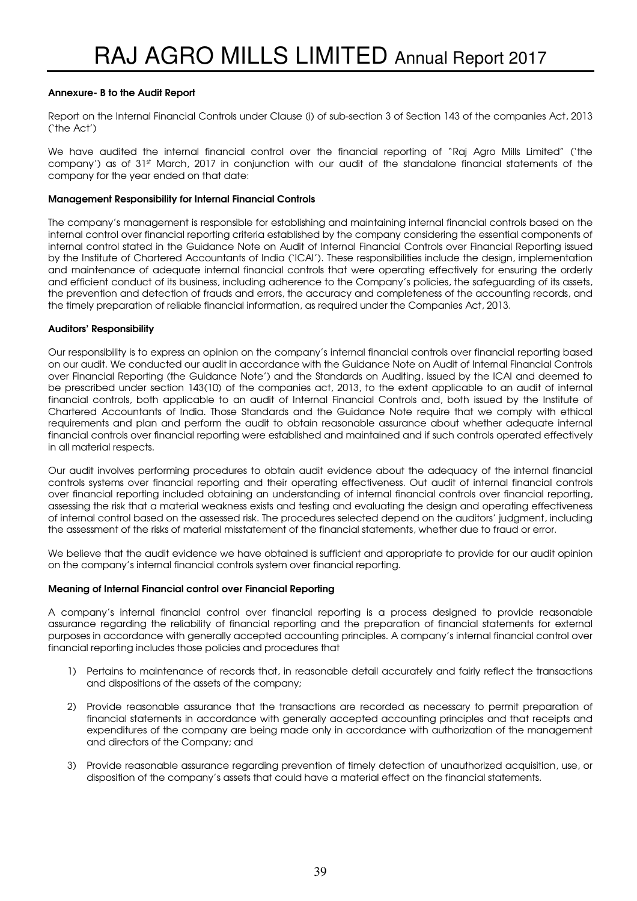#### Annexure- B to the Audit Report

Report on the Internal Financial Controls under Clause (i) of sub-section 3 of Section 143 of the companies Act, 2013 ('the Act')

We have audited the internal financial control over the financial reporting of "Raj Agro Mills Limited" ('the company') as of 31st March, 2017 in conjunction with our audit of the standalone financial statements of the company for the year ended on that date:

#### Management Responsibility for Internal Financial Controls

The company's management is responsible for establishing and maintaining internal financial controls based on the internal control over financial reporting criteria established by the company considering the essential components of internal control stated in the Guidance Note on Audit of Internal Financial Controls over Financial Reporting issued by the Institute of Chartered Accountants of India ('ICAI'). These responsibilities include the design, implementation and maintenance of adequate internal financial controls that were operating effectively for ensuring the orderly and efficient conduct of its business, including adherence to the Company's policies, the safeguarding of its assets, the prevention and detection of frauds and errors, the accuracy and completeness of the accounting records, and the timely preparation of reliable financial information, as required under the Companies Act, 2013.

#### Auditors' Responsibility

Our responsibility is to express an opinion on the company's internal financial controls over financial reporting based on our audit. We conducted our audit in accordance with the Guidance Note on Audit of Internal Financial Controls over Financial Reporting (the Guidance Note') and the Standards on Auditing, issued by the ICAI and deemed to be prescribed under section 143(10) of the companies act, 2013, to the extent applicable to an audit of internal financial controls, both applicable to an audit of Internal Financial Controls and, both issued by the Institute of Chartered Accountants of India. Those Standards and the Guidance Note require that we comply with ethical requirements and plan and perform the audit to obtain reasonable assurance about whether adequate internal financial controls over financial reporting were established and maintained and if such controls operated effectively in all material respects.

Our audit involves performing procedures to obtain audit evidence about the adequacy of the internal financial controls systems over financial reporting and their operating effectiveness. Out audit of internal financial controls over financial reporting included obtaining an understanding of internal financial controls over financial reporting, assessing the risk that a material weakness exists and testing and evaluating the design and operating effectiveness of internal control based on the assessed risk. The procedures selected depend on the auditors' judgment, including the assessment of the risks of material misstatement of the financial statements, whether due to fraud or error.

We believe that the audit evidence we have obtained is sufficient and appropriate to provide for our audit opinion on the company's internal financial controls system over financial reporting.

#### Meaning of Internal Financial control over Financial Reporting

A company's internal financial control over financial reporting is a process designed to provide reasonable assurance regarding the reliability of financial reporting and the preparation of financial statements for external purposes in accordance with generally accepted accounting principles. A company's internal financial control over financial reporting includes those policies and procedures that

1) Pertains to maintenance of records that, in reasonable detail accurately and fairly reflect the transactions and dispositions of the assets of the company;

2) Provide reasonable assurance that the transactions are recorded as necessary to permit preparation of financial statements in accordance with generally accepted accounting principles and that receipts and expenditures of the company are being made only in accordance with authorization of the management and directors of the Company; and

3) Provide reasonable assurance regarding prevention of timely detection of unauthorized acquisition, use, or disposition of the company's assets that could have a material effect on the financial statements.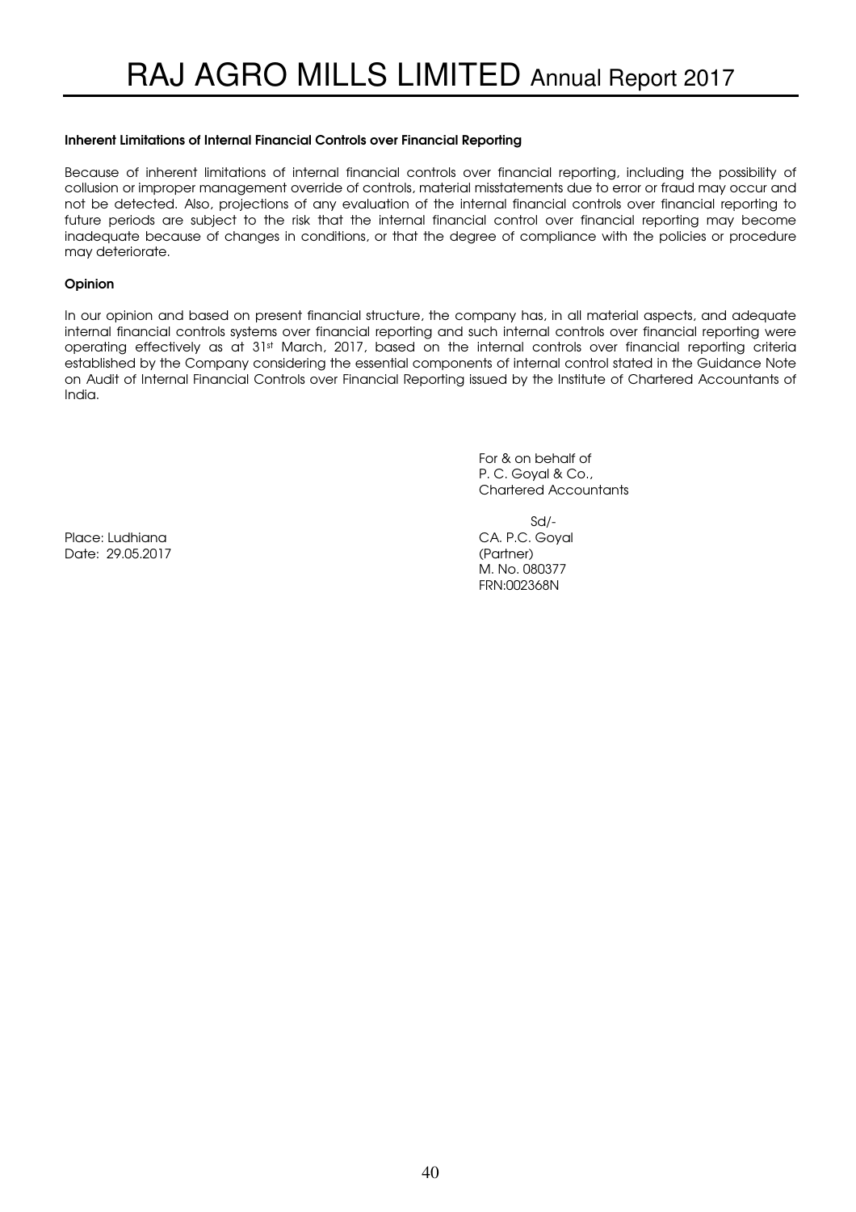**Inherent Limitations of Internal Financial Controls over Financial Reporting**

Because of inherent limitations of internal financial controls over financial reporting, including the possibility of collusion or improper management override of controls, material misstatements due to error or fraud may occur and not be detected. Also, projections of any evaluation of the internal financial controls over financial reporting to future periods are subject to the risk that the internal financial control over financial reporting may become inadequate because of changes in conditions, or that the degree of compliance with the policies or procedure may deteriorate.

**Opinion**

In our opinion and based on present financial structure, the company has, in all material aspects, and adequate internal financial controls systems over financial reporting and such internal controls over financial reporting were operating effectively as at 31st March, 2017, based on the internal controls over financial reporting criteria established by the Company considering the essential components of internal control stated in the Guidance Note on Audit of Internal Financial Controls over Financial Reporting issued by the Institute of Chartered Accountants of India.

For & on behalf of
P. C. Goyal & Co.,
Chartered Accountants

Sd/-
CA. P.C. Goyal
(Partner)
M. No. 080377
FRN:002368N

Place: Ludhiana
Date: 29.05.2017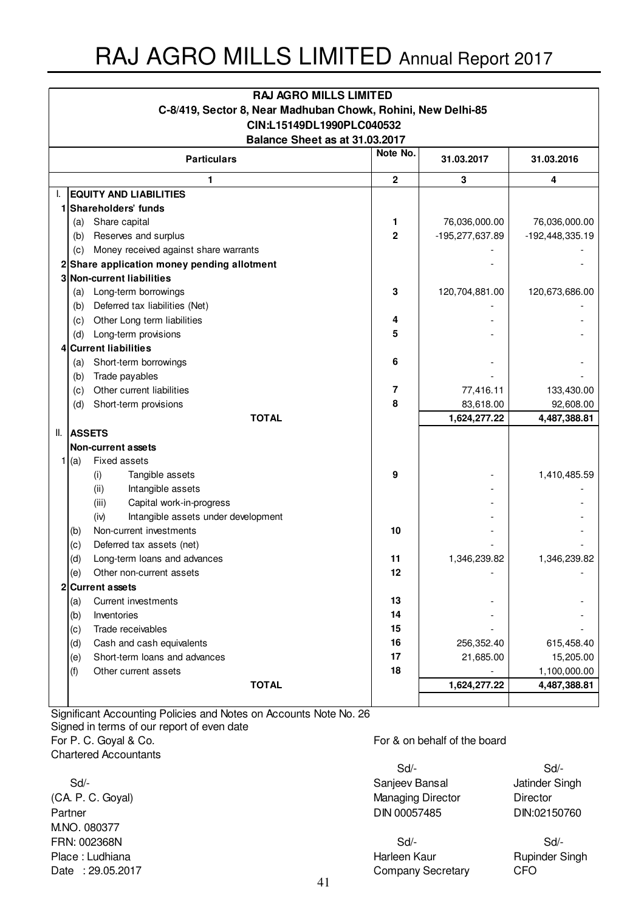# RAJ AGRO MILLS LIMITED Annual Report 2017

**RAJ AGRO MILLS LIMITED**
**C-8/419, Sector 8, Near Madhuban Chowk, Rohini, New Delhi-85**
**CIN:L15149DL1990PLC040532**
**Balance Sheet as at 31.03.2017**

| | Particulars | Note No. | 31.03.2017 | 31.03.2016 |
|---|---|---|---|---|
| | 1 | 2 | 3 | 4 |
| I. | **EQUITY AND LIABILITIES** | | | |
| 1 | **Shareholders' funds** | | | |
| | (a) Share capital | 1 | 76,036,000.00 | 76,036,000.00 |
| | (b) Reserves and surplus | 2 | -195,277,637.89 | -192,448,335.19 |
| | (c) Money received against share warrants | | - | - |
| 2 | **Share application money pending allotment** | | - | - |
| 3 | **Non-current liabilities** | | | |
| | (a) Long-term borrowings | 3 | 120,704,881.00 | 120,673,686.00 |
| | (b) Deferred tax liabilities (Net) | | - | - |
| | (c) Other Long term liabilities | 4 | - | - |
| | (d) Long-term provisions | 5 | - | - |
| 4 | **Current liabilities** | | | |
| | (a) Short-term borrowings | 6 | - | - |
| | (b) Trade payables | | - | - |
| | (c) Other current liabilities | 7 | 77,416.11 | 133,430.00 |
| | (d) Short-term provisions | 8 | 83,618.00 | 92,608.00 |
| | **TOTAL** | | **1,624,277.22** | **4,487,388.81** |
| II. | **ASSETS** | | | |
| | **Non-current assets** | | | |
| 1 | (a) Fixed assets | | | |
| | (i) Tangible assets | 9 | - | 1,410,485.59 |
| | (ii) Intangible assets | | - | - |
| | (iii) Capital work-in-progress | | - | - |
| | (iv) Intangible assets under development | | - | - |
| | (b) Non-current investments | 10 | - | - |
| | (c) Deferred tax assets (net) | | - | - |
| | (d) Long-term loans and advances | 11 | 1,346,239.82 | 1,346,239.82 |
| | (e) Other non-current assets | 12 | - | - |
| 2 | **Current assets** | | | |
| | (a) Current investments | 13 | - | - |
| | (b) Inventories | 14 | - | - |
| | (c) Trade receivables | 15 | - | - |
| | (d) Cash and cash equivalents | 16 | 256,352.40 | 615,458.40 |
| | (e) Short-term loans and advances | 17 | 21,685.00 | 15,205.00 |
| | (f) Other current assets | 18 | - | 1,100,000.00 |
| | **TOTAL** | | **1,624,277.22** | **4,487,388.81** |

Significant Accounting Policies and Notes on Accounts Note No. 26
Signed in terms of our report of even date

For P. C. Goyal & Co.
Chartered Accountants

Sd/-
(CA. P. C. Goyal)
Partner
M.NO. 080377
FRN: 002368N
Place : Ludhiana
Date : 29.05.2017

For & on behalf of the board

Sd/-
Sanjeev Bansal
Managing Director
DIN 00057485

Sd/-
Jatinder Singh
Director
DIN:02150760

Sd/-
Harleen Kaur
Company Secretary

Sd/-
Rupinder Singh
CFO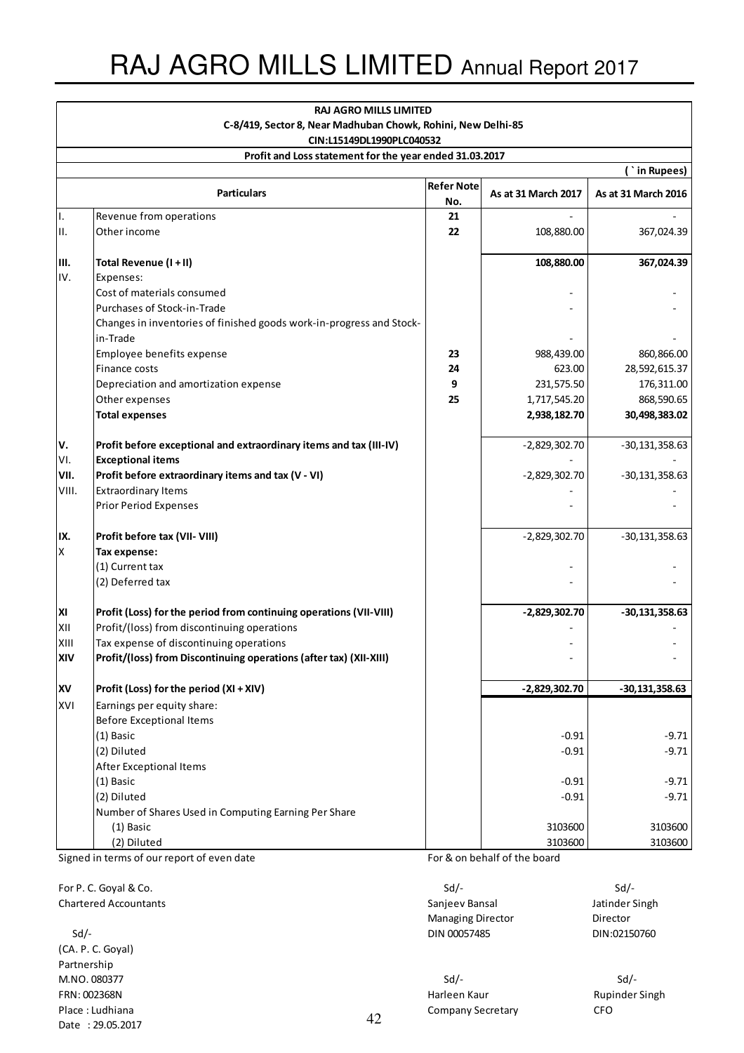# RAJ AGRO MILLS LIMITED Annual Report 2017

**RAJ AGRO MILLS LIMITED**
**C-8/419, Sector 8, Near Madhuban Chowk, Rohini, New Delhi-85**
**CIN:L15149DL1990PLC040532**

**Profit and Loss statement for the year ended 31.03.2017**

( ` in Rupees)

| | Particulars | Refer Note No. | As at 31 March 2017 | As at 31 March 2016 |
|---|---|---|---|---|
| I. | Revenue from operations | 21 | - | - |
| II. | Other income | 22 | 108,880.00 | 367,024.39 |
| III. | **Total Revenue (I + II)** | | **108,880.00** | **367,024.39** |
| IV. | Expenses: | | | |
| | Cost of materials consumed | | - | - |
| | Purchases of Stock-in-Trade | | - | - |
| | Changes in inventories of finished goods work-in-progress and Stock-in-Trade | | - | - |
| | Employee benefits expense | 23 | 988,439.00 | 860,866.00 |
| | Finance costs | 24 | 623.00 | 28,592,615.37 |
| | Depreciation and amortization expense | 9 | 231,575.50 | 176,311.00 |
| | Other expenses | 25 | 1,717,545.20 | 868,590.65 |
| | **Total expenses** | | **2,938,182.70** | **30,498,383.02** |
| V. | **Profit before exceptional and extraordinary items and tax (III-IV)** | | -2,829,302.70 | -30,131,358.63 |
| VI. | **Exceptional items** | | - | - |
| VII. | **Profit before extraordinary items and tax (V - VI)** | | -2,829,302.70 | -30,131,358.63 |
| VIII. | Extraordinary Items | | - | - |
| | Prior Period Expenses | | - | - |
| IX. | **Profit before tax (VII- VIII)** | | -2,829,302.70 | -30,131,358.63 |
| X | **Tax expense:** | | | |
| | (1) Current tax | | - | - |
| | (2) Deferred tax | | - | - |
| XI | **Profit (Loss) for the period from continuing operations (VII-VIII)** | | **-2,829,302.70** | **-30,131,358.63** |
| XII | Profit/(loss) from discontinuing operations | | - | - |
| XIII | Tax expense of discontinuing operations | | - | - |
| XIV | **Profit/(loss) from Discontinuing operations (after tax) (XII-XIII)** | | - | - |
| XV | **Profit (Loss) for the period (XI + XIV)** | | **-2,829,302.70** | **-30,131,358.63** |
| XVI | Earnings per equity share: | | | |
| | Before Exceptional Items | | | |
| | (1) Basic | | -0.91 | -9.71 |
| | (2) Diluted | | -0.91 | -9.71 |
| | After Exceptional Items | | | |
| | (1) Basic | | -0.91 | -9.71 |
| | (2) Diluted | | -0.91 | -9.71 |
| | Number of Shares Used in Computing Earning Per Share | | | |
| | (1) Basic | | 3103600 | 3103600 |
| | (2) Diluted | | 3103600 | 3103600 |

Signed in terms of our report of even date

For & on behalf of the board

For P. C. Goyal & Co.
Chartered Accountants

Sd/-
(CA. P. C. Goyal)
Partnership
M.NO. 080377
FRN: 002368N
Place : Ludhiana
Date : 29.05.2017

Sd/-
Sanjeev Bansal
Managing Director
DIN 00057485

Sd/-
Jatinder Singh
Director
DIN:02150760

Sd/-
Harleen Kaur
Company Secretary

Sd/-
Rupinder Singh
CFO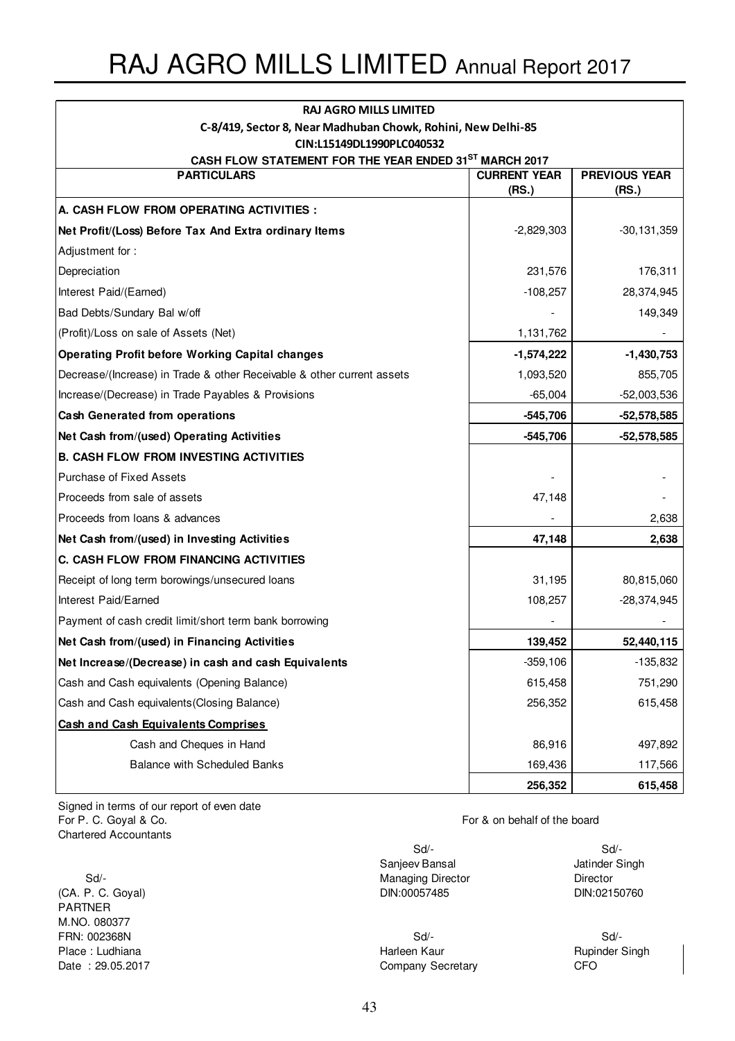# RAJ AGRO MILLS LIMITED Annual Report 2017

**RAJ AGRO MILLS LIMITED**

**C-8/419, Sector 8, Near Madhuban Chowk, Rohini, New Delhi-85**

**CIN:L15149DL1990PLC040532**

**CASH FLOW STATEMENT FOR THE YEAR ENDED 31ST MARCH 2017**

| PARTICULARS | CURRENT YEAR (RS.) | PREVIOUS YEAR (RS.) |
|---|---|---|
| **A. CASH FLOW FROM OPERATING ACTIVITIES :** | | |
| **Net Profit/(Loss) Before Tax And Extra ordinary Items** | -2,829,303 | -30,131,359 |
| Adjustment for : | | |
| Depreciation | 231,576 | 176,311 |
| Interest Paid/(Earned) | -108,257 | 28,374,945 |
| Bad Debts/Sundary Bal w/off | - | 149,349 |
| (Profit)/Loss on sale of Assets (Net) | 1,131,762 | - |
| **Operating Profit before Working Capital changes** | **-1,574,222** | **-1,430,753** |
| Decrease/(Increase) in Trade & other Receivable & other current assets | 1,093,520 | 855,705 |
| Increase/(Decrease) in Trade Payables & Provisions | -65,004 | -52,003,536 |
| **Cash Generated from operations** | **-545,706** | **-52,578,585** |
| **Net Cash from/(used) Operating Activities** | **-545,706** | **-52,578,585** |
| **B. CASH FLOW FROM INVESTING ACTIVITIES** | | |
| Purchase of Fixed Assets | - | - |
| Proceeds from sale of assets | 47,148 | - |
| Proceeds from loans & advances | - | 2,638 |
| **Net Cash from/(used) in Investing Activities** | **47,148** | **2,638** |
| **C. CASH FLOW FROM FINANCING ACTIVITIES** | | |
| Receipt of long term borowings/unsecured loans | 31,195 | 80,815,060 |
| Interest Paid/Earned | 108,257 | -28,374,945 |
| Payment of cash credit limit/short term bank borrowing | - | - |
| **Net Cash from/(used) in Financing Activities** | **139,452** | **52,440,115** |
| **Net Increase/(Decrease) in cash and cash Equivalents** | -359,106 | -135,832 |
| Cash and Cash equivalents (Opening Balance) | 615,458 | 751,290 |
| Cash and Cash equivalents(Closing Balance) | 256,352 | 615,458 |
| **Cash and Cash Equivalents Comprises** | | |
| Cash and Cheques in Hand | 86,916 | 497,892 |
| Balance with Scheduled Banks | 169,436 | 117,566 |
| | **256,352** | **615,458** |

Signed in terms of our report of even date
For P. C. Goyal & Co.
Chartered Accountants

Sd/-
(CA. P. C. Goyal)
PARTNER
M.NO. 080377
FRN: 002368N
Place : Ludhiana
Date : 29.05.2017

For & on behalf of the board

Sd/-
Sanjeev Bansal
Managing Director
DIN:00057485

Sd/-
Jatinder Singh
Director
DIN:02150760

Sd/-
Harleen Kaur
Company Secretary

Sd/-
Rupinder Singh
CFO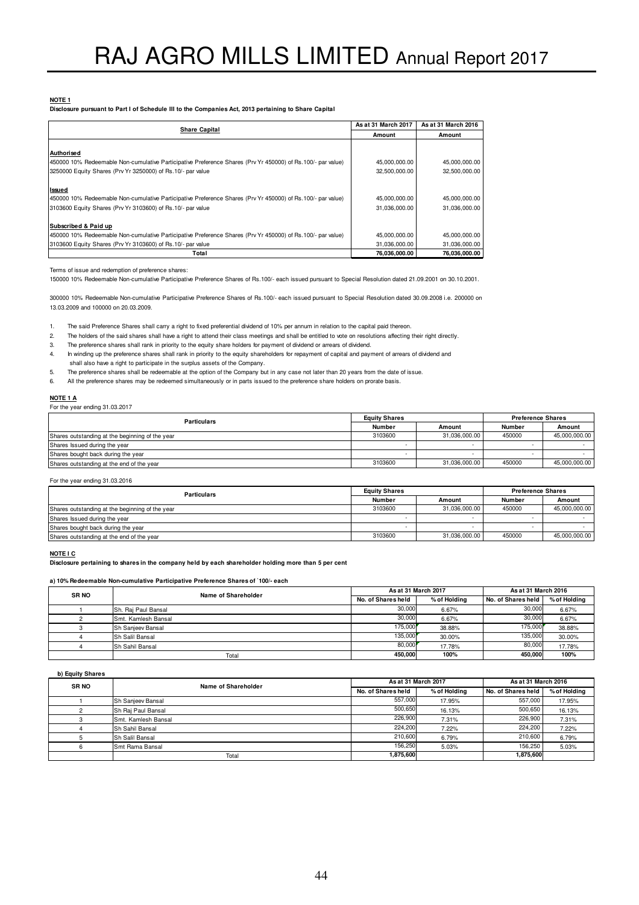**NOTE 1**

**Disclosure pursuant to Part I of Schedule III to the Companies Act, 2013 pertaining to Share Capital**

| Share Capital | As at 31 March 2017 | As at 31 March 2016 |
|---|---|---|
| | Amount | Amount |
| **Authorised** | | |
| 450000 10% Redeemable Non-cumulative Participative Preference Shares (Prv Yr 450000) of Rs.100/- par value) | 45,000,000.00 | 45,000,000.00 |
| 3250000 Equity Shares (Prv Yr 3250000) of Rs.10/- par value | 32,500,000.00 | 32,500,000.00 |
| **Issued** | | |
| 450000 10% Redeemable Non-cumulative Participative Preference Shares (Prv Yr 450000) of Rs.100/- par value) | 45,000,000.00 | 45,000,000.00 |
| 3103600 Equity Shares (Prv Yr 3103600) of Rs.10/- par value | 31,036,000.00 | 31,036,000.00 |
| **Subscribed & Paid up** | | |
| 450000 10% Redeemable Non-cumulative Participative Preference Shares (Prv Yr 450000) of Rs.100/- par value) | 45,000,000.00 | 45,000,000.00 |
| 3103600 Equity Shares (Prv Yr 3103600) of Rs.10/- par value | 31,036,000.00 | 31,036,000.00 |
| **Total** | **76,036,000.00** | **76,036,000.00** |

Terms of issue and redemption of preference shares:

150000 10% Redeemable Non-cumulative Participative Preference Shares of Rs.100/- each issued pursuant to Special Resolution dated 21.09.2001 on 30.10.2001.

300000 10% Redeemable Non-cumulative Participative Preference Shares of Rs.100/- each issued pursuant to Special Resolution dated 30.09.2008 i.e. 200000 on 13.03.2009 and 100000 on 20.03.2009.

1. The said Preference Shares shall carry a right to fixed preferential dividend of 10% per annum in relation to the capital paid thereon.
2. The holders of the said shares shall have a right to attend their class meetings and shall be entitled to vote on resolutions affecting their right directly.
3. The preference shares shall rank in priority to the equity share holders for payment of dividend or arrears of dividend.
4. In winding up the preference shares shall rank in priority to the equity shareholders for repayment of capital and payment of arrears of dividend and shall also have a right to participate in the surplus assets of the Company.
5. The preference shares shall be redeemable at the option of the Company but in any case not later than 20 years from the date of issue.
6. All the preference shares may be redeemed simultaneously or in parts issued to the preference share holders on prorate basis.

**NOTE 1 A**

For the year ending 31.03.2017

| Particulars | Equity Shares | | Preference Shares | |
|---|---|---|---|---|
| | Number | Amount | Number | Amount |
| Shares outstanding at the beginning of the year | 3103600 | 31,036,000.00 | 450000 | 45,000,000.00 |
| Shares Issued during the year | - | - | - | - |
| Shares bought back during the year | - | - | - | - |
| Shares outstanding at the end of the year | 3103600 | 31,036,000.00 | 450000 | 45,000,000.00 |

For the year ending 31.03.2016

| Particulars | Equity Shares | | Preference Shares | |
|---|---|---|---|---|
| | Number | Amount | Number | Amount |
| Shares outstanding at the beginning of the year | 3103600 | 31,036,000.00 | 450000 | 45,000,000.00 |
| Shares Issued during the year | - | - | - | - |
| Shares bought back during the year | - | - | - | - |
| Shares outstanding at the end of the year | 3103600 | 31,036,000.00 | 450000 | 45,000,000.00 |

**NOTE I C**

**Disclosure pertaining to shares in the company held by each shareholder holding more than 5 per cent**

**a) 10% Redeemable Non-cumulative Participative Preference Shares of `100/- each**

| SR NO | Name of Shareholder | As at 31 March 2017 | | As at 31 March 2016 | |
|---|---|---|---|---|---|
| | | No. of Shares held | % of Holding | No. of Shares held | % of Holding |
| 1 | Sh. Raj Paul Bansal | 30,000 | 6.67% | 30,000 | 6.67% |
| 2 | Smt. Kamlesh Bansal | 30,000 | 6.67% | 30,000 | 6.67% |
| 3 | Sh Sanjeev Bansal | 175,000 | 38.88% | 175,000 | 38.88% |
| 4 | Sh Salil Bansal | 135,000 | 30.00% | 135,000 | 30.00% |
| 4 | Sh Sahil Bansal | 80,000 | 17.78% | 80,000 | 17.78% |
| | Total | **450,000** | **100%** | **450,000** | **100%** |

**b) Equity Shares**

| SR NO | Name of Shareholder | As at 31 March 2017 | | As at 31 March 2016 | |
|---|---|---|---|---|---|
| | | No. of Shares held | % of Holding | No. of Shares held | % of Holding |
| 1 | Sh Sanjeev Bansal | 557,000 | 17.95% | 557,000 | 17.95% |
| 2 | Sh Raj Paul Bansal | 500,650 | 16.13% | 500,650 | 16.13% |
| 3 | Smt. Kamlesh Bansal | 226,900 | 7.31% | 226,900 | 7.31% |
| 4 | Sh Sahil Bansal | 224,200 | 7.22% | 224,200 | 7.22% |
| 5 | Sh Salil Bansal | 210,600 | 6.79% | 210,600 | 6.79% |
| 6 | Smt Rama Bansal | 156,250 | 5.03% | 156,250 | 5.03% |
| | Total | **1,875,600** | | **1,875,600** | |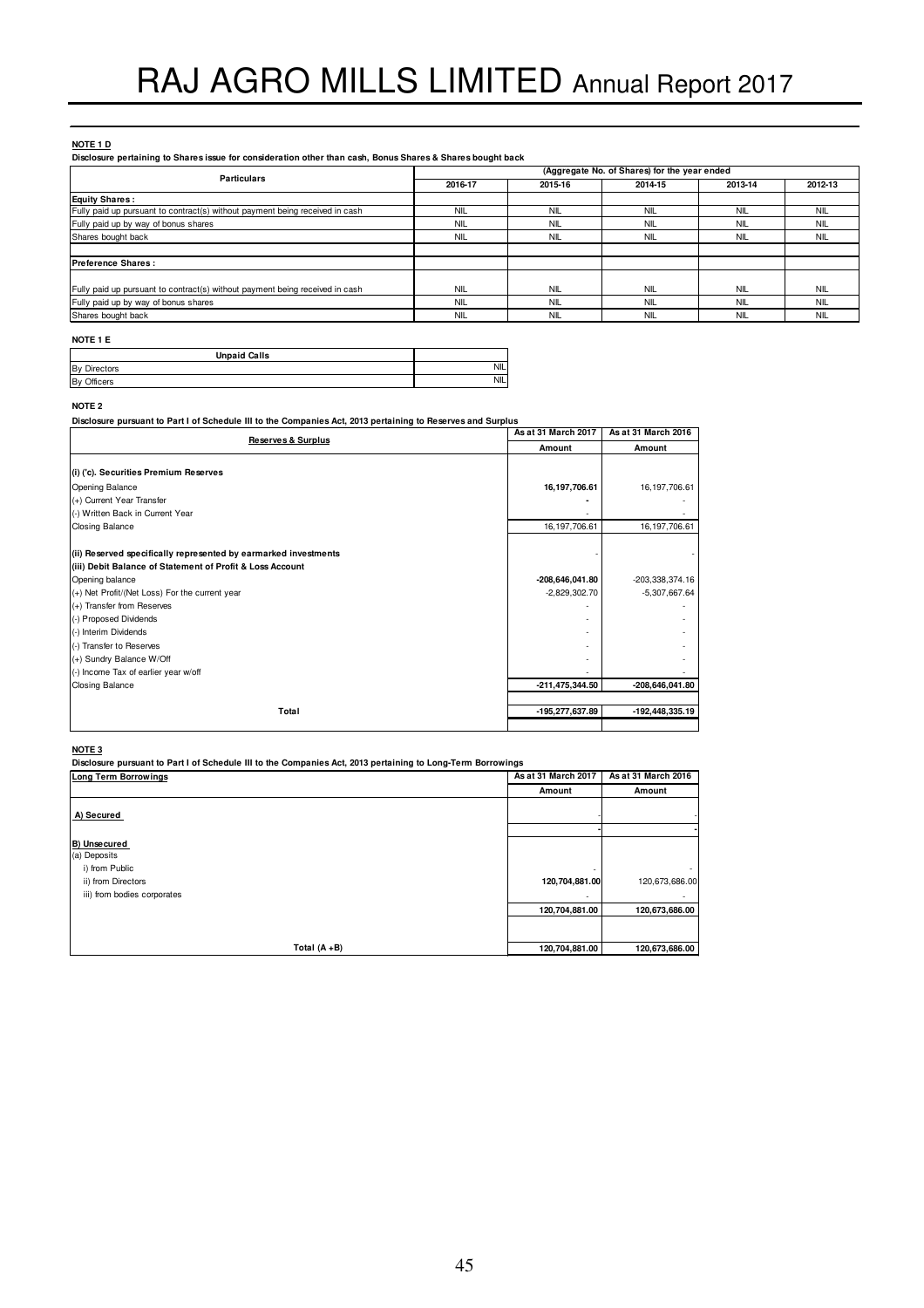**NOTE 1 D**

**Disclosure pertaining to Shares issue for consideration other than cash, Bonus Shares & Shares bought back**

| Particulars | (Aggregate No. of Shares) for the year ended | | | | |
|---|---|---|---|---|---|
| | 2016-17 | 2015-16 | 2014-15 | 2013-14 | 2012-13 |
| **Equity Shares :** | | | | | |
| Fully paid up pursuant to contract(s) without payment being received in cash | NIL | NIL | NIL | NIL | NIL |
| Fully paid up by way of bonus shares | NIL | NIL | NIL | NIL | NIL |
| Shares bought back | NIL | NIL | NIL | NIL | NIL |
| | | | | | |
| **Preference Shares :** | | | | | |
| Fully paid up pursuant to contract(s) without payment being received in cash | NIL | NIL | NIL | NIL | NIL |
| Fully paid up by way of bonus shares | NIL | NIL | NIL | NIL | NIL |
| Shares bought back | NIL | NIL | NIL | NIL | NIL |

**NOTE 1 E**

| Unpaid Calls | |
|---|---|
| By Directors | NIL |
| By Officers | NIL |

**NOTE 2**

**Disclosure pursuant to Part I of Schedule III to the Companies Act, 2013 pertaining to Reserves and Surplus**

| Reserves & Surplus | As at 31 March 2017 | As at 31 March 2016 |
|---|---|---|
| | Amount | Amount |
| **(i) ('c). Securities Premium Reserves** | | |
| Opening Balance | **16,197,706.61** | 16,197,706.61 |
| (+) Current Year Transfer | **-** | - |
| (-) Written Back in Current Year | - | - |
| Closing Balance | 16,197,706.61 | 16,197,706.61 |
| **(ii) Reserved specifically represented by earmarked investments** | - | - |
| **(iii) Debit Balance of Statement of Profit & Loss Account** | | |
| Opening balance | **-208,646,041.80** | -203,338,374.16 |
| (+) Net Profit/(Net Loss) For the current year | -2,829,302.70 | -5,307,667.64 |
| (+) Transfer from Reserves | - | - |
| (-) Proposed Dividends | - | - |
| (-) Interim Dividends | - | - |
| (-) Transfer to Reserves | - | - |
| (+) Sundry Balance W/Off | - | - |
| (-) Income Tax of earlier year w/off | - | - |
| Closing Balance | **-211,475,344.50** | **-208,646,041.80** |
| **Total** | **-195,277,637.89** | **-192,448,335.19** |

**NOTE 3**

**Disclosure pursuant to Part I of Schedule III to the Companies Act, 2013 pertaining to Long-Term Borrowings**

| Long Term Borrowings | As at 31 March 2017 | As at 31 March 2016 |
|---|---|---|
| | Amount | Amount |
| **A) Secured** | - | - |
| | **-** | **-** |
| **B) Unsecured** | | |
| (a) Deposits | | |
| i) from Public | - | - |
| ii) from Directors | **120,704,881.00** | 120,673,686.00 |
| iii) from bodies corporates | - | - |
| | **120,704,881.00** | **120,673,686.00** |
| **Total (A +B)** | **120,704,881.00** | **120,673,686.00** |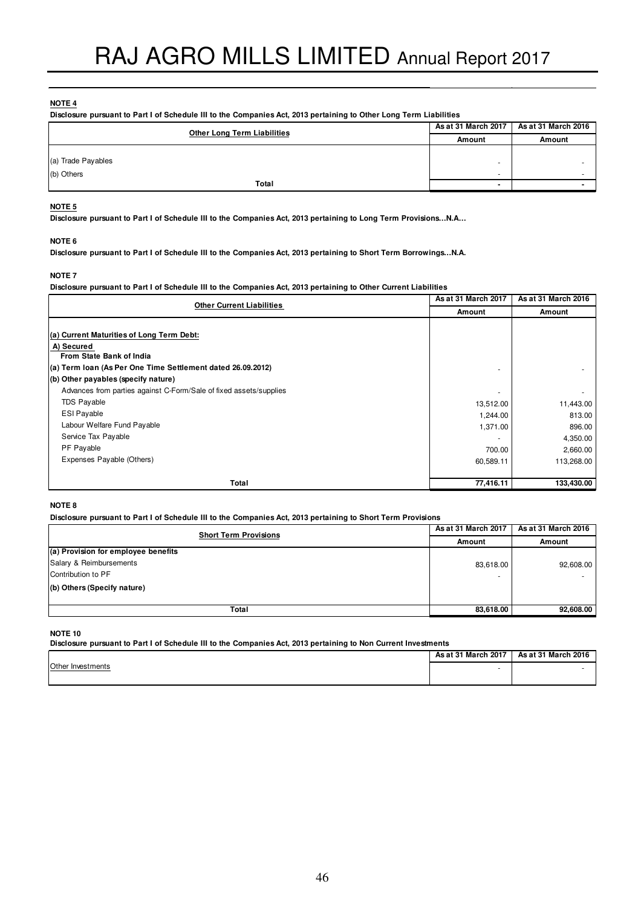**NOTE 4**

**Disclosure pursuant to Part I of Schedule III to the Companies Act, 2013 pertaining to Other Long Term Liabilities**

| Other Long Term Liabilities | As at 31 March 2017 | As at 31 March 2016 |
|---|---|---|
| | Amount | Amount |
| (a) Trade Payables | - | - |
| (b) Others | - | - |
| **Total** | **-** | **-** |

**NOTE 5**

**Disclosure pursuant to Part I of Schedule III to the Companies Act, 2013 pertaining to Long Term Provisions…N.A…**

**NOTE 6**

**Disclosure pursuant to Part I of Schedule III to the Companies Act, 2013 pertaining to Short Term Borrowings…N.A.**

**NOTE 7**

**Disclosure pursuant to Part I of Schedule III to the Companies Act, 2013 pertaining to Other Current Liabilities**

| Other Current Liabilities | As at 31 March 2017 | As at 31 March 2016 |
|---|---|---|
| | Amount | Amount |
| **(a) Current Maturities of Long Term Debt:** | | |
| **A) Secured** | | |
| **From State Bank of India** | | |
| **(a) Term loan (As Per One Time Settlement dated 26.09.2012)** | - | - |
| **(b) Other payables (specify nature)** | | |
| Advances from parties against C-Form/Sale of fixed assets/supplies | - | - |
| TDS Payable | 13,512.00 | 11,443.00 |
| ESI Payable | 1,244.00 | 813.00 |
| Labour Welfare Fund Payable | 1,371.00 | 896.00 |
| Service Tax Payable | - | 4,350.00 |
| PF Payable | 700.00 | 2,660.00 |
| Expenses Payable (Others) | 60,589.11 | 113,268.00 |
| **Total** | **77,416.11** | **133,430.00** |

**NOTE 8**

**Disclosure pursuant to Part I of Schedule III to the Companies Act, 2013 pertaining to Short Term Provisions**

| Short Term Provisions | As at 31 March 2017 | As at 31 March 2016 |
|---|---|---|
| | Amount | Amount |
| **(a) Provision for employee benefits** | | |
| Salary & Reimbursements | 83,618.00 | 92,608.00 |
| Contribution to PF | - | - |
| **(b) Others (Specify nature)** | | |
| **Total** | **83,618.00** | **92,608.00** |

**NOTE 10**

**Disclosure pursuant to Part I of Schedule III to the Companies Act, 2013 pertaining to Non Current Investments**

| | As at 31 March 2017 | As at 31 March 2016 |
|---|---|---|
| Other Investments | - | - |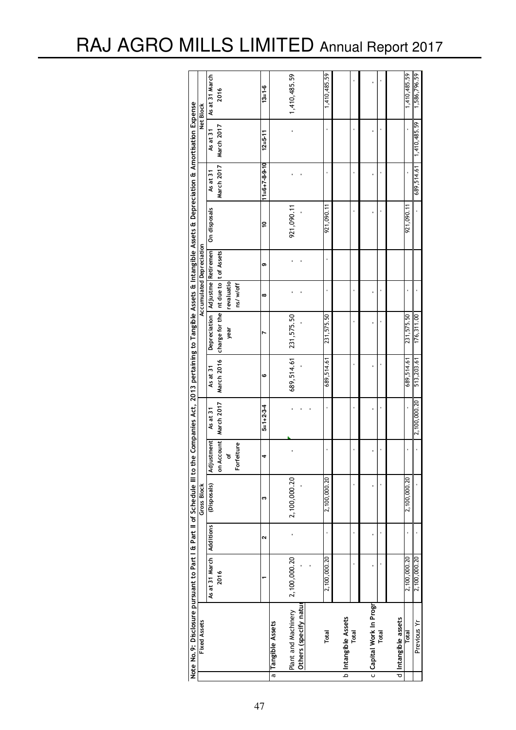Note No. 9: Disclosure pursuant to Part I & Part II of Schedule III to the Companies Act, 2013 pertaining to Tangible Assets & Intangible Assets & Depreciation & Amortisation Expense

| | Fixed Assets | Gross Block | | | | | Accumulated Depreciation | | | | | | Net Block | |
|---|---|---|---|---|---|---|---|---|---|---|---|---|---|---|
| | | As at 31 March 2016 | Additions | (Disposals) | Adjustment on Account of Forfeiture | As at 31 March 2017 | As at 31 March 2016 | Depreciation charge for the year | Adjustment due to revaluations/w/off | Retirement due to Assets | On disposals | As at 31 March 2017 | As at 31 March 2017 | As at 31 March 2016 |
| | | 1 | 2 | 3 | 4 | 5=1+2-3-4 | 6 | 7 | 8 | 9 | 10 | 11=6+7-8-9-10 | 12=5-11 | 13=1-6 |
| a | Tangible Assets | | | | | | | | | | | | | |
| | Plant and Machinery | 2,100,000.20 | - | 2,100,000.20 | - | - | 689,514.61 | 231,575.50 | - | - | 921,090.11 | - | - | 1,410,485.59 |
| | Others (specify nature) | - | | - | | - | - | - | - | - | - | - | | |
| | | - | | | | - | | | | | | | | |
| | Total | 2,100,000.20 | - | 2,100,000.20 | - | - | 689,514.61 | 231,575.50 | - | - | 921,090.11 | - | - | 1,410,485.59 |
| b | Intangible Assets | | | | | | | | | | | | | |
| | Total | - | - | - | - | - | - | - | - | | - | - | - | - |
| c | Capital Work In Progress | - | - | - | - | - | - | - | - | | - | - | - | - |
| | Total | - | - | - | - | - | - | - | - | | - | - | - | - |
| d | Intangible assets | | | | | | | | | | | | | |
| | Total | 2,100,000.20 | - | 2,100,000.20 | - | - | 689,514.61 | 231,575.50 | - | | 921,090.11 | - | - | 1,410,485.59 |
| | Previous Yr | 2,100,000.20 | - | - | - | 2,100,000.20 | 513,203.61 | 176,311.00 | - | | - | 689,514.61 | 1,410,485.59 | 1,586,796.59 |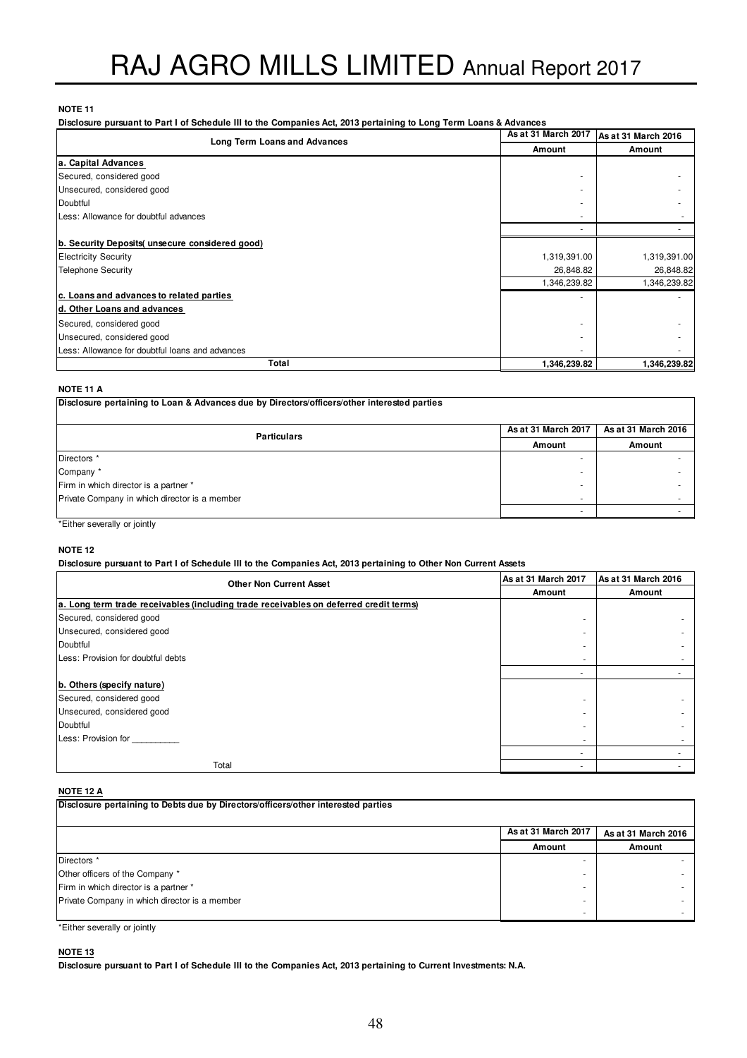**NOTE 11**

**Disclosure pursuant to Part I of Schedule III to the Companies Act, 2013 pertaining to Long Term Loans & Advances**

| Long Term Loans and Advances | As at 31 March 2017 | As at 31 March 2016 |
|---|---|---|
| | Amount | Amount |
| **a. Capital Advances** | | |
| Secured, considered good | - | - |
| Unsecured, considered good | - | - |
| Doubtful | - | - |
| Less: Allowance for doubtful advances | - | - |
| | - | - |
| **b. Security Deposits( unsecure considered good)** | | |
| Electricity Security | 1,319,391.00 | 1,319,391.00 |
| Telephone Security | 26,848.82 | 26,848.82 |
| | 1,346,239.82 | 1,346,239.82 |
| **c. Loans and advances to related parties** | - | - |
| **d. Other Loans and advances** | | |
| Secured, considered good | - | - |
| Unsecured, considered good | - | - |
| Less: Allowance for doubtful loans and advances | - | - |
| **Total** | **1,346,239.82** | **1,346,239.82** |

**NOTE 11 A**

**Disclosure pertaining to Loan & Advances due by Directors/officers/other interested parties**

| Particulars | As at 31 March 2017 | As at 31 March 2016 |
|---|---|---|
| | Amount | Amount |
| Directors * | - | - |
| Company * | - | - |
| Firm in which director is a partner * | - | - |
| Private Company in which director is a member | - | - |
| | - | - |

*Either severally or jointly

**NOTE 12**

**Disclosure pursuant to Part I of Schedule III to the Companies Act, 2013 pertaining to Other Non Current Assets**

| Other Non Current Asset | As at 31 March 2017 | As at 31 March 2016 |
|---|---|---|
| | Amount | Amount |
| **a. Long term trade receivables (including trade receivables on deferred credit terms)** | | |
| Secured, considered good | - | - |
| Unsecured, considered good | - | - |
| Doubtful | - | - |
| Less: Provision for doubtful debts | - | - |
| | - | - |
| **b. Others (specify nature)** | | |
| Secured, considered good | - | - |
| Unsecured, considered good | - | - |
| Doubtful | - | - |
| Less: Provision for __________ | - | - |
| | - | - |
| Total | - | - |

**NOTE 12 A**

**Disclosure pertaining to Debts due by Directors/officers/other interested parties**

| | As at 31 March 2017 | As at 31 March 2016 |
|---|---|---|
| | Amount | Amount |
| Directors * | - | - |
| Other officers of the Company * | - | - |
| Firm in which director is a partner * | - | - |
| Private Company in which director is a member | - | - |
| | - | - |

*Either severally or jointly

**NOTE 13**

**Disclosure pursuant to Part I of Schedule III to the Companies Act, 2013 pertaining to Current Investments: N.A.**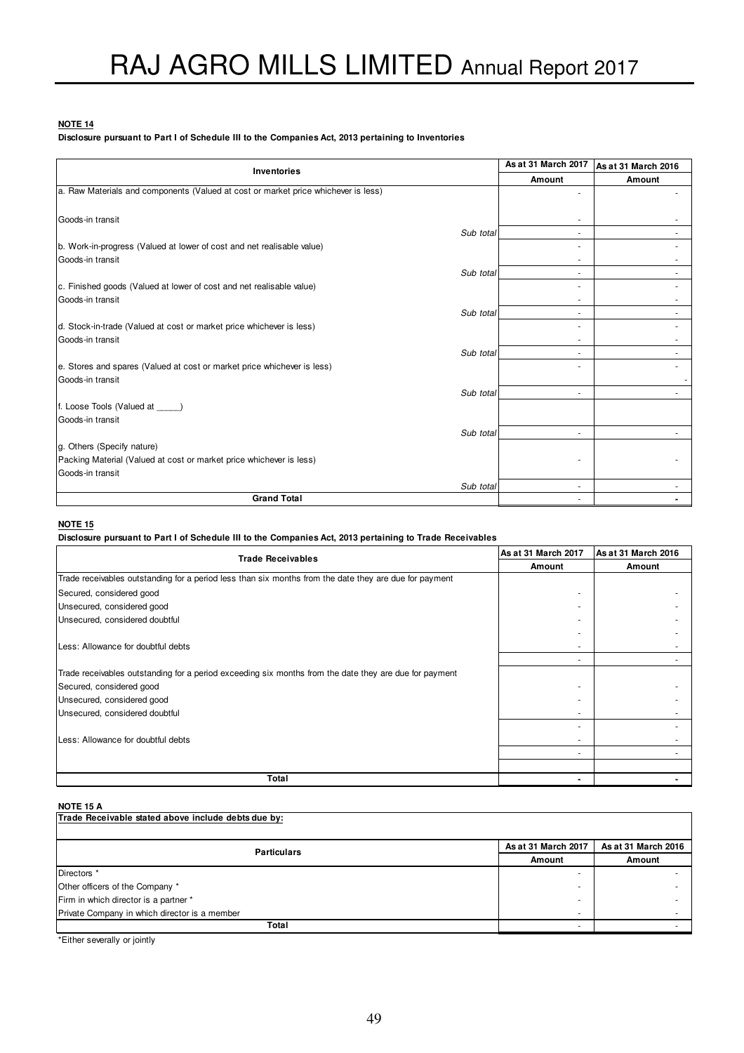**NOTE 14**

**Disclosure pursuant to Part I of Schedule III to the Companies Act, 2013 pertaining to Inventories**

| Inventories | | As at 31 March 2017 | As at 31 March 2016 |
|---|---|---|---|
| | | Amount | Amount |
| a. Raw Materials and components (Valued at cost or market price whichever is less) | | - | - |
| Goods-in transit | | - | - |
| | *Sub total* | - | - |
| b. Work-in-progress (Valued at lower of cost and net realisable value) | | - | - |
| Goods-in transit | | - | - |
| | *Sub total* | - | - |
| c. Finished goods (Valued at lower of cost and net realisable value) | | - | - |
| Goods-in transit | | - | - |
| | *Sub total* | - | - |
| d. Stock-in-trade (Valued at cost or market price whichever is less) | | - | - |
| Goods-in transit | | - | - |
| | *Sub total* | - | - |
| e. Stores and spares (Valued at cost or market price whichever is less) | | - | - |
| Goods-in transit | | | - |
| | *Sub total* | - | - |
| f. Loose Tools (Valued at _____) | | | |
| Goods-in transit | | | |
| | *Sub total* | - | - |
| g. Others (Specify nature) | | | |
| Packing Material (Valued at cost or market price whichever is less) | | - | - |
| Goods-in transit | | | |
| | *Sub total* | - | - |
| **Grand Total** | | - | **-** |

**NOTE 15**

**Disclosure pursuant to Part I of Schedule III to the Companies Act, 2013 pertaining to Trade Receivables**

| Trade Receivables | As at 31 March 2017 | As at 31 March 2016 |
|---|---|---|
| | Amount | Amount |
| Trade receivables outstanding for a period less than six months from the date they are due for payment | | |
| Secured, considered good | - | - |
| Unsecured, considered good | - | - |
| Unsecured, considered doubtful | - | - |
| | - | - |
| Less: Allowance for doubtful debts | - | - |
| | - | - |
| Trade receivables outstanding for a period exceeding six months from the date they are due for payment | | |
| Secured, considered good | - | - |
| Unsecured, considered good | - | - |
| Unsecured, considered doubtful | - | - |
| | - | - |
| Less: Allowance for doubtful debts | - | - |
| | - | - |
| | | |
| **Total** | **-** | **-** |

**NOTE 15 A**

**Trade Receivable stated above include debts due by:**

| Particulars | As at 31 March 2017 | As at 31 March 2016 |
|---|---|---|
| | Amount | Amount |
| Directors * | - | - |
| Other officers of the Company * | - | - |
| Firm in which director is a partner * | - | - |
| Private Company in which director is a member | - | - |
| **Total** | - | - |

*Either severally or jointly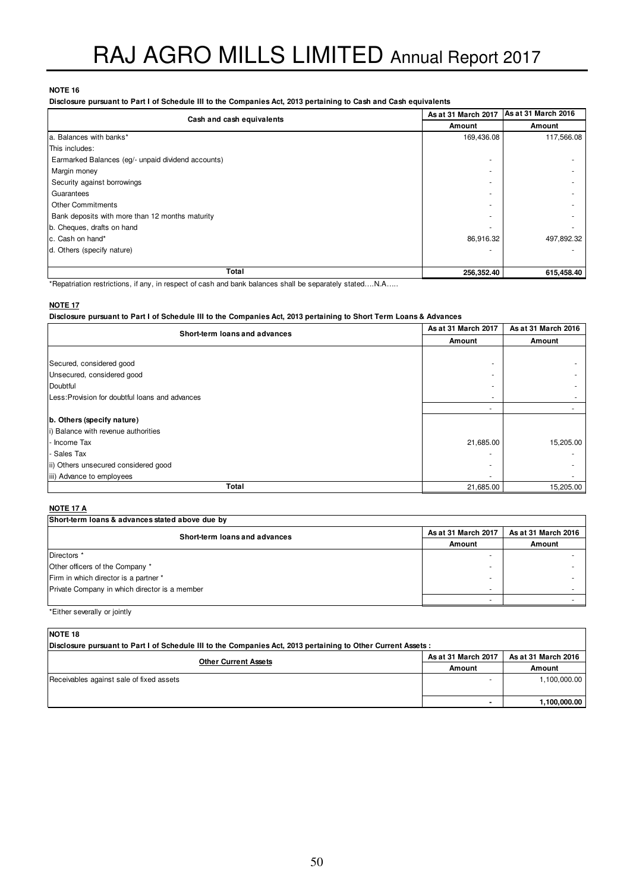**NOTE 16**

**Disclosure pursuant to Part I of Schedule III to the Companies Act, 2013 pertaining to Cash and Cash equivalents**

| Cash and cash equivalents | As at 31 March 2017 | As at 31 March 2016 |
|---|---|---|
| | Amount | Amount |
| a. Balances with banks* | 169,436.08 | 117,566.08 |
| This includes: | | |
| Earmarked Balances (eg/- unpaid dividend accounts) | - | - |
| Margin money | - | - |
| Security against borrowings | - | - |
| Guarantees | - | - |
| Other Commitments | - | - |
| Bank deposits with more than 12 months maturity | - | - |
| b. Cheques, drafts on hand | - | - |
| c. Cash on hand* | 86,916.32 | 497,892.32 |
| d. Others (specify nature) | - | - |
| **Total** | **256,352.40** | **615,458.40** |

*Repatriation restrictions, if any, in respect of cash and bank balances shall be separately stated….N.A…..

**NOTE 17**

**Disclosure pursuant to Part I of Schedule III to the Companies Act, 2013 pertaining to Short Term Loans & Advances**

| Short-term loans and advances | As at 31 March 2017 | As at 31 March 2016 |
|---|---|---|
| | Amount | Amount |
| Secured, considered good | - | - |
| Unsecured, considered good | - | - |
| Doubtful | - | - |
| Less:Provision for doubtful loans and advances | - | - |
| | - | - |
| **b. Others (specify nature)** | | |
| i) Balance with revenue authorities | | |
| - Income Tax | 21,685.00 | 15,205.00 |
| - Sales Tax | - | - |
| ii) Others unsecured considered good | - | - |
| iii) Advance to employees | - | - |
| **Total** | 21,685.00 | 15,205.00 |

**NOTE 17 A**

| Short-term loans & advances stated above due by | | |
|---|---|---|
| **Short-term loans and advances** | **As at 31 March 2017** | **As at 31 March 2016** |
| | Amount | Amount |
| Directors * | - | - |
| Other officers of the Company * | - | - |
| Firm in which director is a partner * | - | - |
| Private Company in which director is a member | - | - |
| | - | - |

*Either severally or jointly

**NOTE 18**

**Disclosure pursuant to Part I of Schedule III to the Companies Act, 2013 pertaining to Other Current Assets :**

| Other Current Assets | As at 31 March 2017 | As at 31 March 2016 |
|---|---|---|
| | Amount | Amount |
| Receivables against sale of fixed assets | - | 1,100,000.00 |
| | **-** | **1,100,000.00** |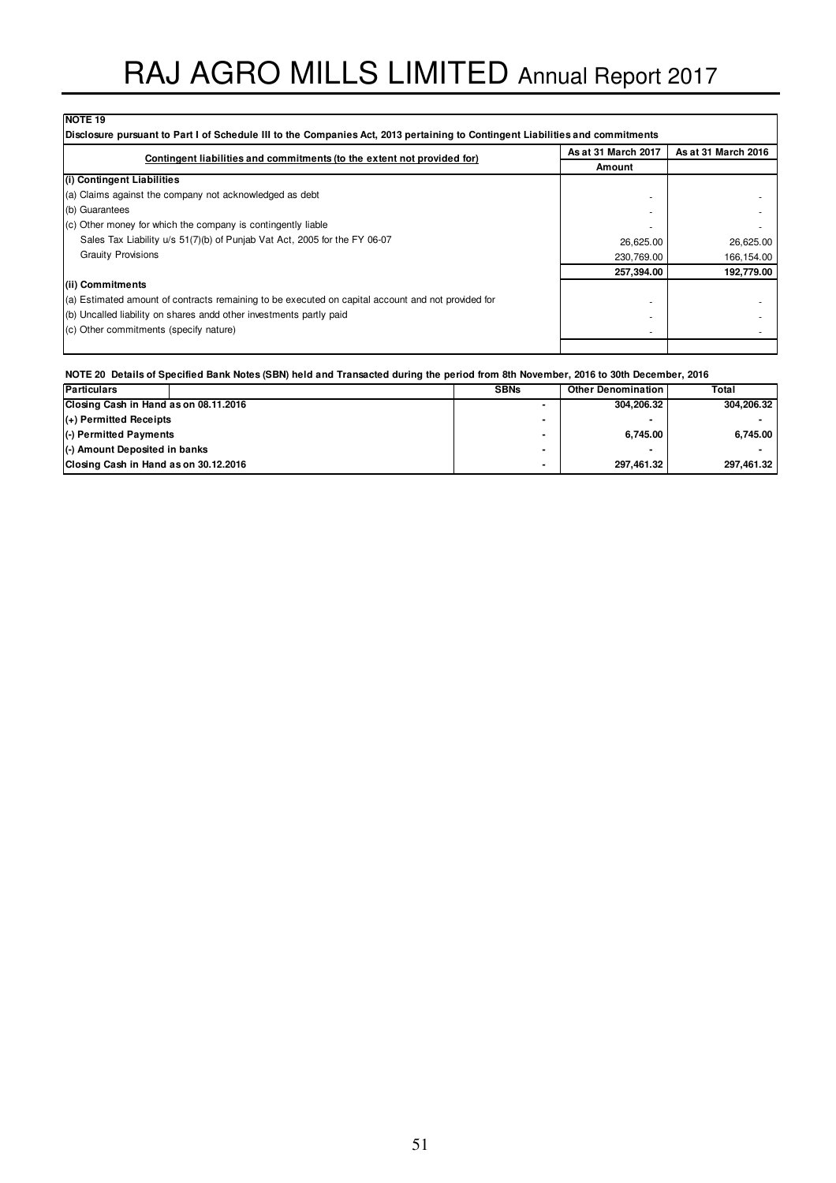**NOTE 19**

**Disclosure pursuant to Part I of Schedule III to the Companies Act, 2013 pertaining to Contingent Liabilities and commitments**

| Contingent liabilities and commitments (to the extent not provided for) | As at 31 March 2017 | As at 31 March 2016 |
|---|---|---|
| | Amount | |
| **(i) Contingent Liabilities** | | |
| (a) Claims against the company not acknowledged as debt | - | - |
| (b) Guarantees | - | - |
| (c) Other money for which the company is contingently liable | - | - |
| Sales Tax Liability u/s 51(7)(b) of Punjab Vat Act, 2005 for the FY 06-07 | 26,625.00 | 26,625.00 |
| Grauity Provisions | 230,769.00 | 166,154.00 |
| | **257,394.00** | **192,779.00** |
| **(ii) Commitments** | | |
| (a) Estimated amount of contracts remaining to be executed on capital account and not provided for | - | - |
| (b) Uncalled liability on shares andd other investments partly paid | - | - |
| (c) Other commitments (specify nature) | - | - |
| | | |

**NOTE 20 Details of Specified Bank Notes (SBN) held and Transacted during the period from 8th November, 2016 to 30th December, 2016**

| Particulars | SBNs | Other Denomination | Total |
|---|---|---|---|
| **Closing Cash in Hand as on 08.11.2016** | - | **304,206.32** | **304,206.32** |
| **(+) Permitted Receipts** | - | - | - |
| **(-) Permitted Payments** | - | **6,745.00** | **6,745.00** |
| **(-) Amount Deposited in banks** | - | - | - |
| **Closing Cash in Hand as on 30.12.2016** | - | **297,461.32** | **297,461.32** |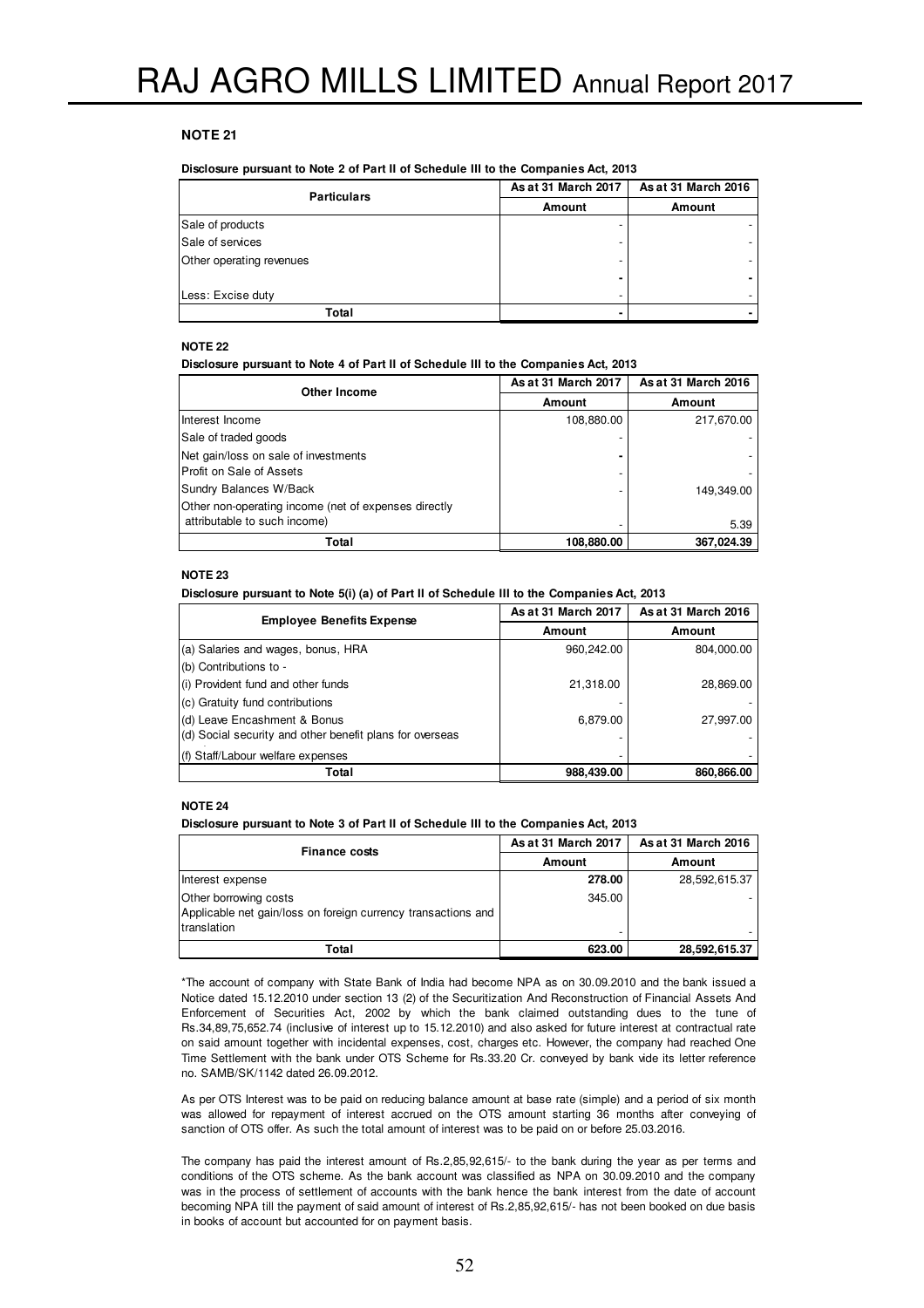### NOTE 21

**Disclosure pursuant to Note 2 of Part II of Schedule III to the Companies Act, 2013**

| Particulars | As at 31 March 2017 | As at 31 March 2016 |
|---|---|---|
| | Amount | Amount |
| Sale of products | - | - |
| Sale of services | - | - |
| Other operating revenues | - | - |
| | - | - |
| Less: Excise duty | - | - |
| **Total** | **-** | **-** |

### NOTE 22

**Disclosure pursuant to Note 4 of Part II of Schedule III to the Companies Act, 2013**

| Other Income | As at 31 March 2017 | As at 31 March 2016 |
|---|---|---|
| | Amount | Amount |
| Interest Income | 108,880.00 | 217,670.00 |
| Sale of traded goods | - | - |
| Net gain/loss on sale of investments | - | - |
| Profit on Sale of Assets | - | - |
| Sundry Balances W/Back | - | 149,349.00 |
| Other non-operating income (net of expenses directly attributable to such income) | - | 5.39 |
| **Total** | **108,880.00** | **367,024.39** |

### NOTE 23

**Disclosure pursuant to Note 5(i) (a) of Part II of Schedule III to the Companies Act, 2013**

| Employee Benefits Expense | As at 31 March 2017 | As at 31 March 2016 |
|---|---|---|
| | Amount | Amount |
| (a) Salaries and wages, bonus, HRA | 960,242.00 | 804,000.00 |
| (b) Contributions to - | | |
| (i) Provident fund and other funds | 21,318.00 | 28,869.00 |
| (c) Gratuity fund contributions | - | - |
| (d) Leave Encashment & Bonus | 6,879.00 | 27,997.00 |
| (d) Social security and other benefit plans for overseas | - | - |
| (f) Staff/Labour welfare expenses | - | - |
| **Total** | **988,439.00** | **860,866.00** |

### NOTE 24

**Disclosure pursuant to Note 3 of Part II of Schedule III to the Companies Act, 2013**

| Finance costs | As at 31 March 2017 | As at 31 March 2016 |
|---|---|---|
| | Amount | Amount |
| Interest expense | **278.00** | 28,592,615.37 |
| Other borrowing costs | 345.00 | - |
| Applicable net gain/loss on foreign currency transactions and translation | - | - |
| **Total** | **623.00** | **28,592,615.37** |

*The account of company with State Bank of India had become NPA as on 30.09.2010 and the bank issued a Notice dated 15.12.2010 under section 13 (2) of the Securitization And Reconstruction of Financial Assets And Enforcement of Securities Act, 2002 by which the bank claimed outstanding dues to the tune of Rs.34,89,75,652.74 (inclusive of interest up to 15.12.2010) and also asked for future interest at contractual rate on said amount together with incidental expenses, cost, charges etc. However, the company had reached One Time Settlement with the bank under OTS Scheme for Rs.33.20 Cr. conveyed by bank vide its letter reference no. SAMB/SK/1142 dated 26.09.2012.

As per OTS Interest was to be paid on reducing balance amount at base rate (simple) and a period of six month was allowed for repayment of interest accrued on the OTS amount starting 36 months after conveying of sanction of OTS offer. As such the total amount of interest was to be paid on or before 25.03.2016.

The company has paid the interest amount of Rs.2,85,92,615/- to the bank during the year as per terms and conditions of the OTS scheme. As the bank account was classified as NPA on 30.09.2010 and the company was in the process of settlement of accounts with the bank hence the bank interest from the date of account becoming NPA till the payment of said amount of interest of Rs.2,85,92,615/- has not been booked on due basis in books of account but accounted for on payment basis.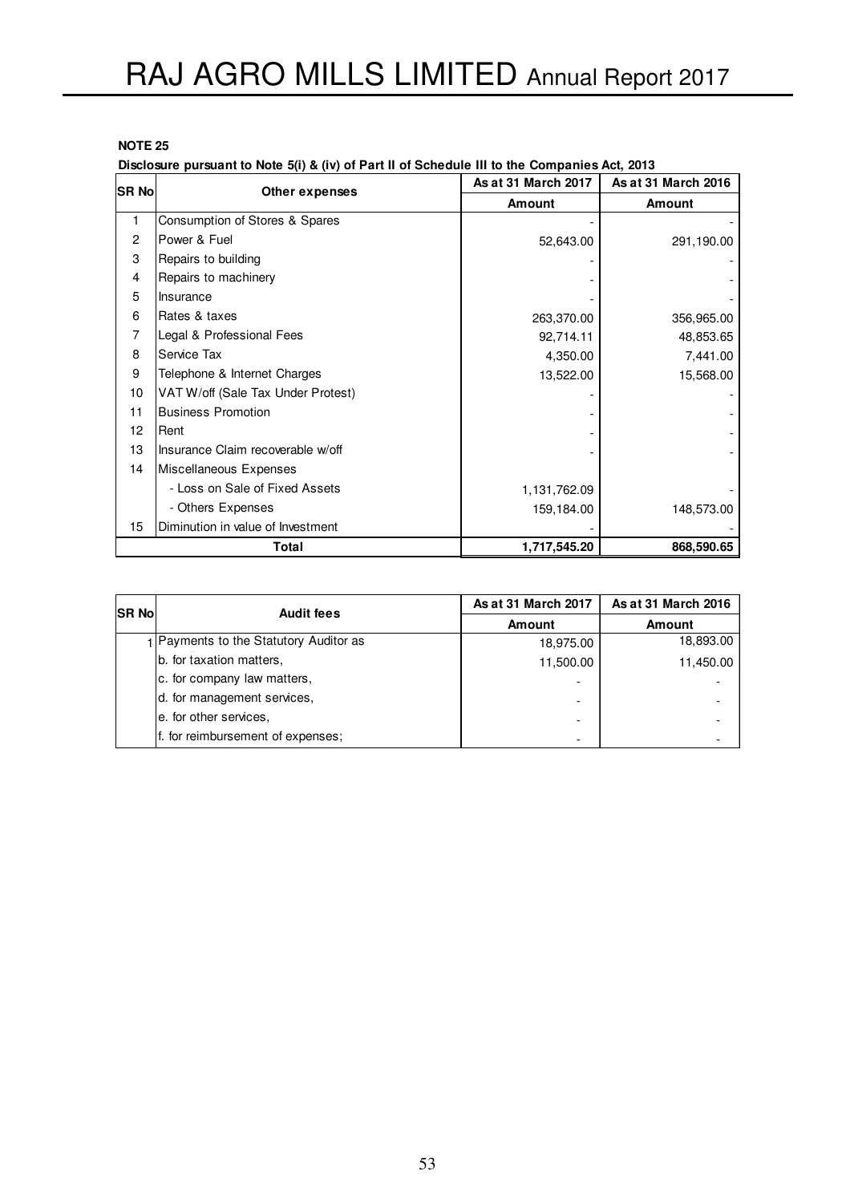**NOTE 25**

**Disclosure pursuant to Note 5(i) & (iv) of Part II of Schedule III to the Companies Act, 2013**

| SR No | Other expenses | As at 31 March 2017 | As at 31 March 2016 |
|---|---|---|---|
| | | Amount | Amount |
| 1 | Consumption of Stores & Spares | - | - |
| 2 | Power & Fuel | 52,643.00 | 291,190.00 |
| 3 | Repairs to building | - | - |
| 4 | Repairs to machinery | - | - |
| 5 | Insurance | - | - |
| 6 | Rates & taxes | 263,370.00 | 356,965.00 |
| 7 | Legal & Professional Fees | 92,714.11 | 48,853.65 |
| 8 | Service Tax | 4,350.00 | 7,441.00 |
| 9 | Telephone & Internet Charges | 13,522.00 | 15,568.00 |
| 10 | VAT W/off (Sale Tax Under Protest) | - | - |
| 11 | Business Promotion | - | - |
| 12 | Rent | - | - |
| 13 | Insurance Claim recoverable w/off | - | - |
| 14 | Miscellaneous Expenses | | |
| | - Loss on Sale of Fixed Assets | 1,131,762.09 | - |
| | - Others Expenses | 159,184.00 | 148,573.00 |
| 15 | Diminution in value of Investment | - | - |
| | **Total** | **1,717,545.20** | **868,590.65** |

| SR No | Audit fees | As at 31 March 2017 | As at 31 March 2016 |
|---|---|---|---|
| | | Amount | Amount |
| 1 | Payments to the Statutory Auditor as | 18,975.00 | 18,893.00 |
| | b. for taxation matters, | 11,500.00 | 11,450.00 |
| | c. for company law matters, | - | - |
| | d. for management services, | - | - |
| | e. for other services, | - | - |
| | f. for reimbursement of expenses; | - | - |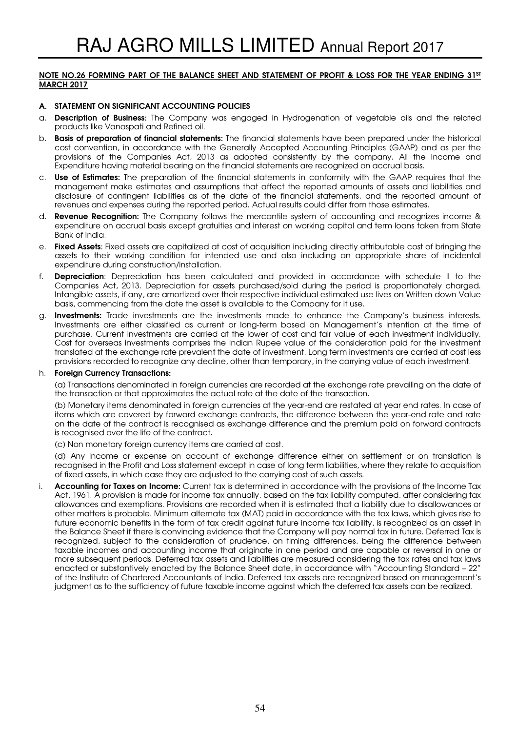**NOTE NO.26 FORMING PART OF THE BALANCE SHEET AND STATEMENT OF PROFIT & LOSS FOR THE YEAR ENDING 31ST MARCH 2017**

**A. STATEMENT ON SIGNIFICANT ACCOUNTING POLICIES**

a. **Description of Business:** The Company was engaged in Hydrogenation of vegetable oils and the related products like Vanaspati and Refined oil.

b. **Basis of preparation of financial statements:** The financial statements have been prepared under the historical cost convention, in accordance with the Generally Accepted Accounting Principles (GAAP) and as per the provisions of the Companies Act, 2013 as adopted consistently by the company. All the Income and Expenditure having material bearing on the financial statements are recognized on accrual basis.

c. **Use of Estimates:** The preparation of the financial statements in conformity with the GAAP requires that the management make estimates and assumptions that affect the reported amounts of assets and liabilities and disclosure of contingent liabilities as of the date of the financial statements, and the reported amount of revenues and expenses during the reported period. Actual results could differ from those estimates.

d. **Revenue Recognition:** The Company follows the mercantile system of accounting and recognizes income & expenditure on accrual basis except gratuities and interest on working capital and term loans taken from State Bank of India.

e. **Fixed Assets**: Fixed assets are capitalized at cost of acquisition including directly attributable cost of bringing the assets to their working condition for intended use and also including an appropriate share of incidental expenditure during construction/installation.

f. **Depreciation**: Depreciation has been calculated and provided in accordance with schedule II to the Companies Act, 2013. Depreciation for assets purchased/sold during the period is proportionately charged. Intangible assets, if any, are amortized over their respective individual estimated use lives on Written down Value basis, commencing from the date the asset is available to the Company for it use.

g. **Investments:** Trade investments are the investments made to enhance the Company's business interests. Investments are either classified as current or long-term based on Management's intention at the time of purchase. Current investments are carried at the lower of cost and fair value of each investment individually. Cost for overseas investments comprises the Indian Rupee value of the consideration paid for the investment translated at the exchange rate prevalent the date of investment. Long term investments are carried at cost less provisions recorded to recognize any decline, other than temporary, in the carrying value of each investment.

h. **Foreign Currency Transactions:**

(a) Transactions denominated in foreign currencies are recorded at the exchange rate prevailing on the date of the transaction or that approximates the actual rate at the date of the transaction.

(b) Monetary items denominated in foreign currencies at the year-end are restated at year end rates. In case of items which are covered by forward exchange contracts, the difference between the year-end rate and rate on the date of the contract is recognised as exchange difference and the premium paid on forward contracts is recognised over the life of the contract.

(c) Non monetary foreign currency items are carried at cost.

(d) Any income or expense on account of exchange difference either on settlement or on translation is recognised in the Profit and Loss statement except in case of long term liabilities, where they relate to acquisition of fixed assets, in which case they are adjusted to the carrying cost of such assets.

i. **Accounting for Taxes on Income:** Current tax is determined in accordance with the provisions of the Income Tax Act, 1961. A provision is made for income tax annually, based on the tax liability computed, after considering tax allowances and exemptions. Provisions are recorded when it is estimated that a liability due to disallowances or other matters is probable. Minimum alternate tax (MAT) paid in accordance with the tax laws, which gives rise to future economic benefits in the form of tax credit against future income tax liability, is recognized as an asset in the Balance Sheet if there is convincing evidence that the Company will pay normal tax in future. Deferred Tax is recognized, subject to the consideration of prudence, on timing differences, being the difference between taxable incomes and accounting income that originate in one period and are capable or reversal in one or more subsequent periods. Deferred tax assets and liabilities are measured considering the tax rates and tax laws enacted or substantively enacted by the Balance Sheet date, in accordance with "Accounting Standard – 22" of the Institute of Chartered Accountants of India. Deferred tax assets are recognized based on management's judgment as to the sufficiency of future taxable income against which the deferred tax assets can be realized.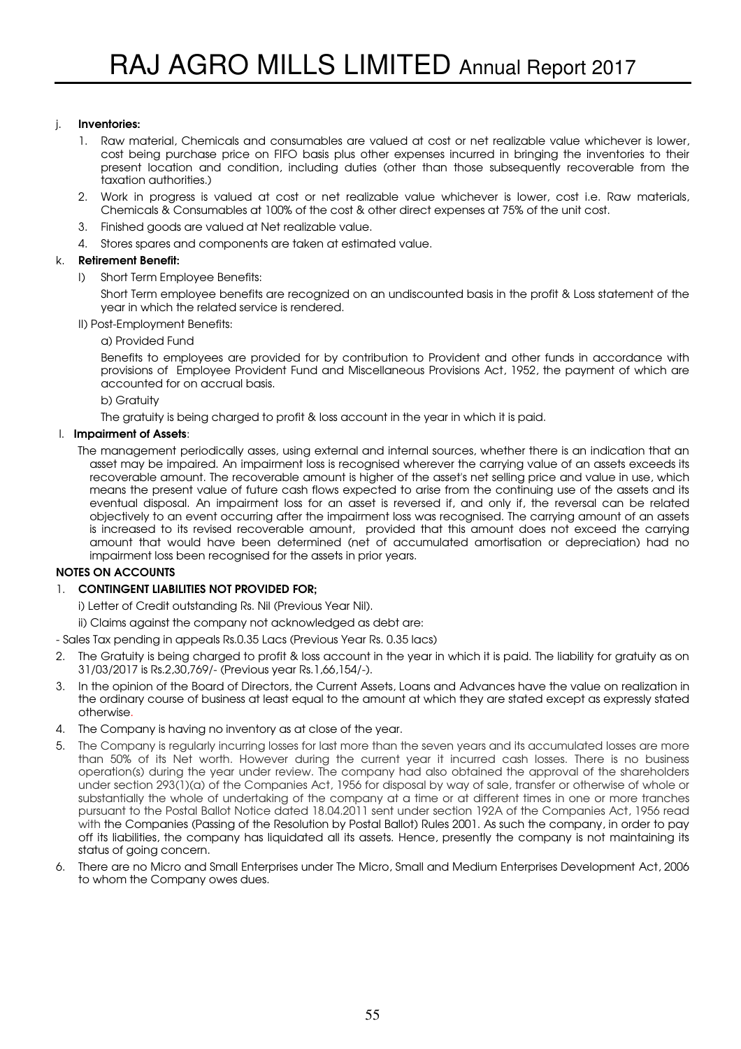j. **Inventories:**

1. Raw material, Chemicals and consumables are valued at cost or net realizable value whichever is lower, cost being purchase price on FIFO basis plus other expenses incurred in bringing the inventories to their present location and condition, including duties (other than those subsequently recoverable from the taxation authorities.)
2. Work in progress is valued at cost or net realizable value whichever is lower, cost i.e. Raw materials, Chemicals & Consumables at 100% of the cost & other direct expenses at 75% of the unit cost.
3. Finished goods are valued at Net realizable value.
4. Stores spares and components are taken at estimated value.

k. **Retirement Benefit:**

I) Short Term Employee Benefits:

Short Term employee benefits are recognized on an undiscounted basis in the profit & Loss statement of the year in which the related service is rendered.

II) Post-Employment Benefits:

a) Provided Fund

Benefits to employees are provided for by contribution to Provident and other funds in accordance with provisions of Employee Provident Fund and Miscellaneous Provisions Act, 1952, the payment of which are accounted for on accrual basis.

b) Gratuity

The gratuity is being charged to profit & loss account in the year in which it is paid.

l. **Impairment of Assets**:

The management periodically asses, using external and internal sources, whether there is an indication that an asset may be impaired. An impairment loss is recognised wherever the carrying value of an assets exceeds its recoverable amount. The recoverable amount is higher of the asset's net selling price and value in use, which means the present value of future cash flows expected to arise from the continuing use of the assets and its eventual disposal. An impairment loss for an asset is reversed if, and only if, the reversal can be related objectively to an event occurring after the impairment loss was recognised. The carrying amount of an assets is increased to its revised recoverable amount, provided that this amount does not exceed the carrying amount that would have been determined (net of accumulated amortisation or depreciation) had no impairment loss been recognised for the assets in prior years.

**NOTES ON ACCOUNTS**

1. **CONTINGENT LIABILITIES NOT PROVIDED FOR;**

   i) Letter of Credit outstanding Rs. Nil (Previous Year Nil).

   ii) Claims against the company not acknowledged as debt are:

- Sales Tax pending in appeals Rs.0.35 Lacs (Previous Year Rs. 0.35 lacs)

2. The Gratuity is being charged to profit & loss account in the year in which it is paid. The liability for gratuity as on 31/03/2017 is Rs.2,30,769/- (Previous year Rs.1,66,154/-).
3. In the opinion of the Board of Directors, the Current Assets, Loans and Advances have the value on realization in the ordinary course of business at least equal to the amount at which they are stated except as expressly stated otherwise.
4. The Company is having no inventory as at close of the year.
5. The Company is regularly incurring losses for last more than the seven years and its accumulated losses are more than 50% of its Net worth. However during the current year it incurred cash losses. There is no business operation(s) during the year under review. The company had also obtained the approval of the shareholders under section 293(1)(a) of the Companies Act, 1956 for disposal by way of sale, transfer or otherwise of whole or substantially the whole of undertaking of the company at a time or at different times in one or more tranches pursuant to the Postal Ballot Notice dated 18.04.2011 sent under section 192A of the Companies Act, 1956 read with the Companies (Passing of the Resolution by Postal Ballot) Rules 2001. As such the company, in order to pay off its liabilities, the company has liquidated all its assets. Hence, presently the company is not maintaining its status of going concern.
6. There are no Micro and Small Enterprises under The Micro, Small and Medium Enterprises Development Act, 2006 to whom the Company owes dues.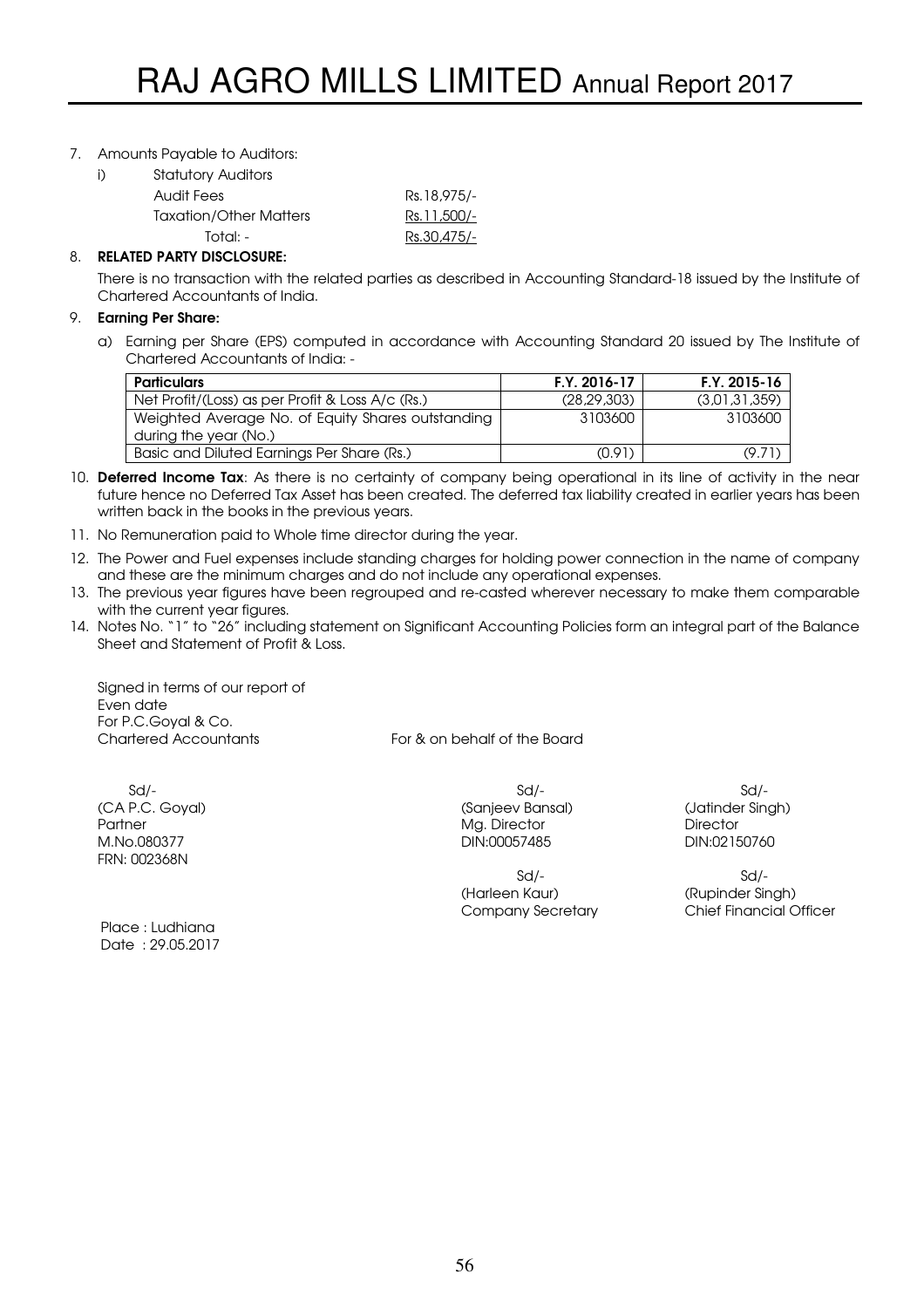7. Amounts Payable to Auditors:

   i) Statutory Auditors

| | |
|---|---|
| Audit Fees | Rs.18,975/- |
| Taxation/Other Matters | Rs.11,500/- |
| Total: - | Rs.30,475/- |

8. **RELATED PARTY DISCLOSURE:**

   There is no transaction with the related parties as described in Accounting Standard-18 issued by the Institute of Chartered Accountants of India.

9. **Earning Per Share:**

   a) Earning per Share (EPS) computed in accordance with Accounting Standard 20 issued by The Institute of Chartered Accountants of India: -

| Particulars | F.Y. 2016-17 | F.Y. 2015-16 |
|---|---|---|
| Net Profit/(Loss) as per Profit & Loss A/c (Rs.) | (28,29,303) | (3,01,31,359) |
| Weighted Average No. of Equity Shares outstanding during the year (No.) | 3103600 | 3103600 |
| Basic and Diluted Earnings Per Share (Rs.) | (0.91) | (9.71) |

10. **Deferred Income Tax**: As there is no certainty of company being operational in its line of activity in the near future hence no Deferred Tax Asset has been created. The deferred tax liability created in earlier years has been written back in the books in the previous years.
11. No Remuneration paid to Whole time director during the year.
12. The Power and Fuel expenses include standing charges for holding power connection in the name of company and these are the minimum charges and do not include any operational expenses.
13. The previous year figures have been regrouped and re-casted wherever necessary to make them comparable with the current year figures.
14. Notes No. "1" to "26" including statement on Significant Accounting Policies form an integral part of the Balance Sheet and Statement of Profit & Loss.

Signed in terms of our report of
Even date
For P.C.Goyal & Co.
Chartered Accountants

For & on behalf of the Board

Sd/-
(CA P.C. Goyal)
Partner
M.No.080377
FRN: 002368N

Sd/-
(Sanjeev Bansal)
Mg. Director
DIN:00057485

Sd/-
(Jatinder Singh)
Director
DIN:02150760

Sd/-
(Harleen Kaur)
Company Secretary

Sd/-
(Rupinder Singh)
Chief Financial Officer

Place : Ludhiana
Date : 29.05.2017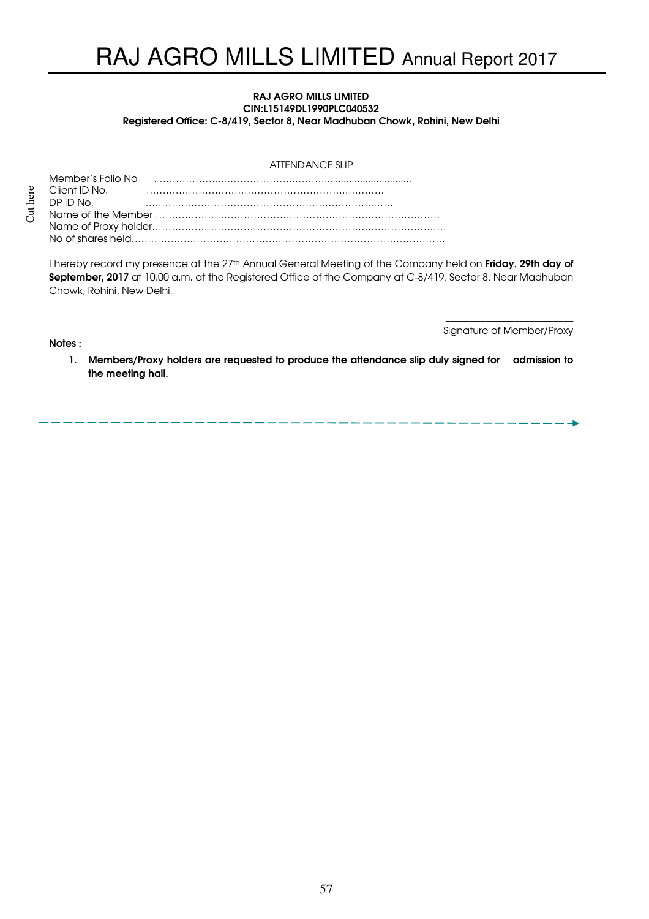**RAJ AGRO MILLS LIMITED**
**CIN:L15149DL1990PLC040532**
**Registered Office: C-8/419, Sector 8, Near Madhuban Chowk, Rohini, New Delhi**

ATTENDANCE SLIP

Member's Folio No . ……………………………………………………………………

Client ID No. ……………………………………………………………………

DP ID No. ……………………………………………………………………

Name of the Member ……………………………………………………………………

Name of Proxy holder……………………………………………………………………

No of shares held……………………………………………………………………

I hereby record my presence at the 27th Annual General Meeting of the Company held on **Friday, 29th day of September, 2017** at 10.00 a.m. at the Registered Office of the Company at C-8/419, Sector 8, Near Madhuban Chowk, Rohini, New Delhi.

\_\_\_\_\_\_\_\_\_\_\_\_\_\_\_\_\_\_\_\_\_\_\_\_\_

Signature of Member/Proxy

**Notes :**

1. **Members/Proxy holders are requested to produce the attendance slip duly signed for admission to the meeting hall.**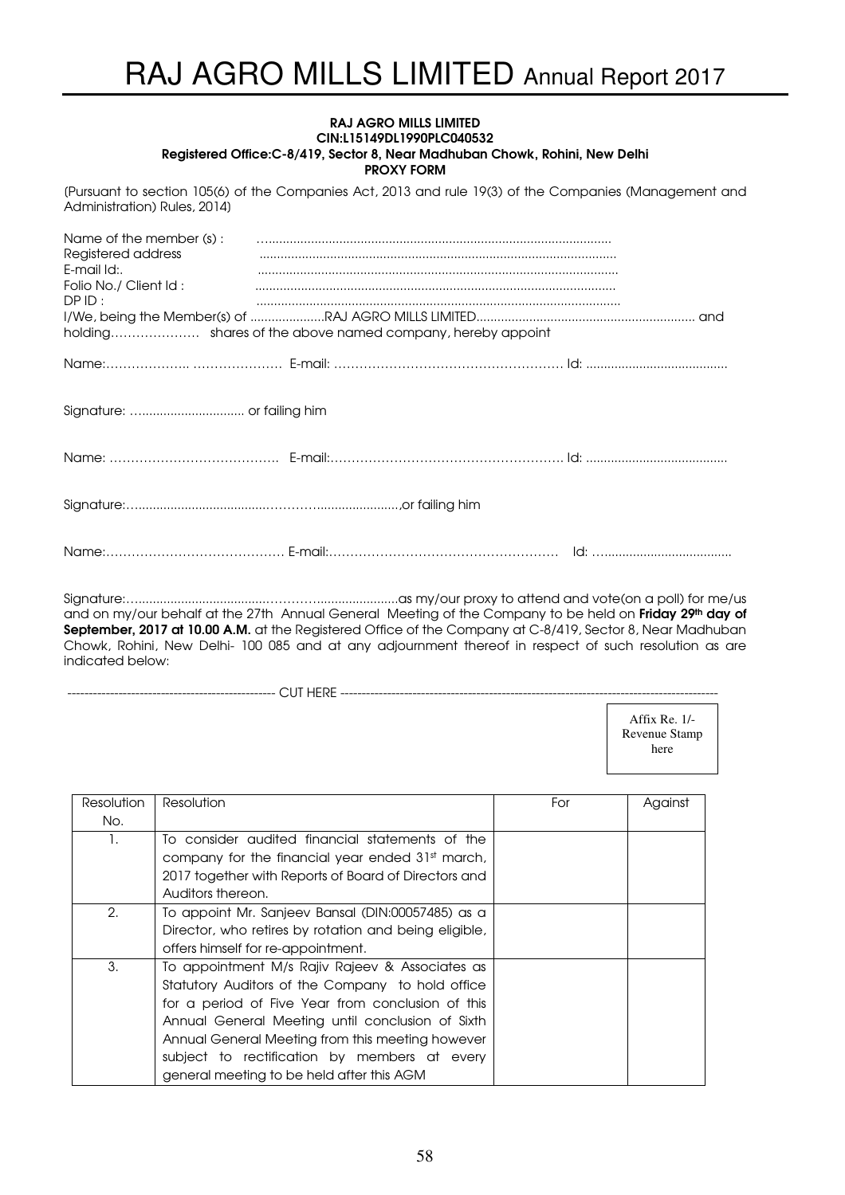**RAJ AGRO MILLS LIMITED**
**CIN:L15149DL1990PLC040532**
**Registered Office:C-8/419, Sector 8, Near Madhuban Chowk, Rohini, New Delhi**
**PROXY FORM**

(Pursuant to section 105(6) of the Companies Act, 2013 and rule 19(3) of the Companies (Management and Administration) Rules, 2014)

Name of the member (s) : …..................................................................................................

Registered address .....................................................................................................

E-mail Id:. .....................................................................................................

Folio No./ Client Id : .....................................................................................................

DP ID : .....................................................................................................

I/We, being the Member(s) of .....................RAJ AGRO MILLS LIMITED............................................................. and holding………………… shares of the above named company, hereby appoint

Name:……………….. ………………… E-mail: ……………………………………………… Id: ........................................

Signature: …............................ or failing him

Name: ………………………………… E-mail:………………………………………………. Id: ........................................

Signature:…....................................…………......................,or failing him

Name:…………………………………… E-mail:……………………………………………… Id: …....................................

Signature:….....................................…………......................as my/our proxy to attend and vote(on a poll) for me/us and on my/our behalf at the 27th Annual General Meeting of the Company to be held on **Friday 29th day of September, 2017 at 10.00 A.M.** at the Registered Office of the Company at C-8/419, Sector 8, Near Madhuban Chowk, Rohini, New Delhi- 100 085 and at any adjournment thereof in respect of such resolution as are indicated below:

------------------------------------------------ CUT HERE ------------------------------------------------

Affix Re. 1/- Revenue Stamp here

| Resolution No. | Resolution | For | Against |
|---|---|---|---|
| 1. | To consider audited financial statements of the company for the financial year ended 31st march, 2017 together with Reports of Board of Directors and Auditors thereon. | | |
| 2. | To appoint Mr. Sanjeev Bansal (DIN:00057485) as a Director, who retires by rotation and being eligible, offers himself for re-appointment. | | |
| 3. | To appointment M/s Rajiv Rajeev & Associates as Statutory Auditors of the Company to hold office for a period of Five Year from conclusion of this Annual General Meeting until conclusion of Sixth Annual General Meeting from this meeting however subject to rectification by members at every general meeting to be held after this AGM | | |